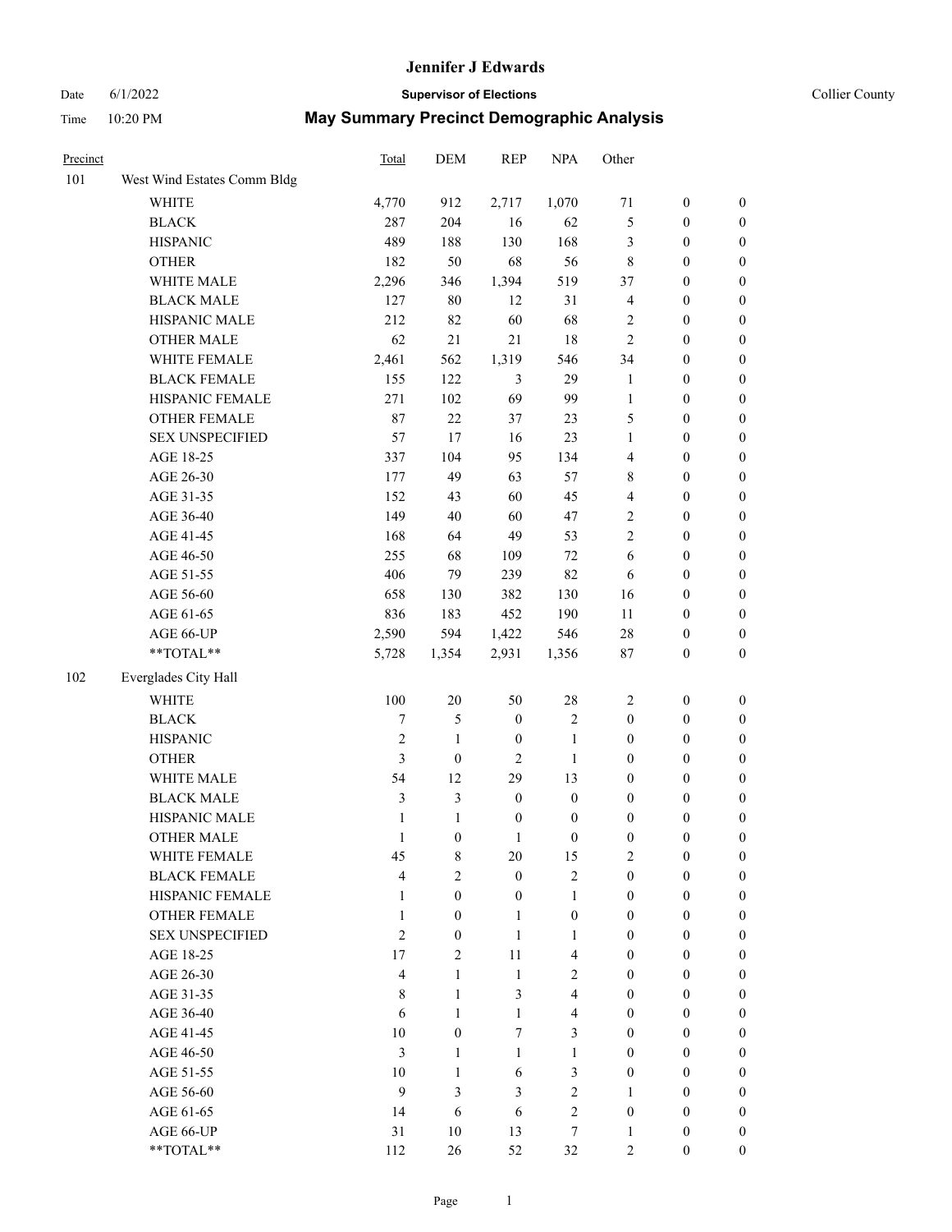# Jennifer J Edwards

**Supervisor of Elections**

Collier County

Date 6/1/2022

Time 10:20 PM

## May Summary Precinct Demographic Analysis

| Precinct | | Total | DEM | REP | NPA | Other | | |
|---|---|---|---|---|---|---|---|---|
| 101 | West Wind Estates Comm Bldg | | | | | | | |
| | WHITE | 4,770 | 912 | 2,717 | 1,070 | 71 | 0 | 0 |
| | BLACK | 287 | 204 | 16 | 62 | 5 | 0 | 0 |
| | HISPANIC | 489 | 188 | 130 | 168 | 3 | 0 | 0 |
| | OTHER | 182 | 50 | 68 | 56 | 8 | 0 | 0 |
| | WHITE MALE | 2,296 | 346 | 1,394 | 519 | 37 | 0 | 0 |
| | BLACK MALE | 127 | 80 | 12 | 31 | 4 | 0 | 0 |
| | HISPANIC MALE | 212 | 82 | 60 | 68 | 2 | 0 | 0 |
| | OTHER MALE | 62 | 21 | 21 | 18 | 2 | 0 | 0 |
| | WHITE FEMALE | 2,461 | 562 | 1,319 | 546 | 34 | 0 | 0 |
| | BLACK FEMALE | 155 | 122 | 3 | 29 | 1 | 0 | 0 |
| | HISPANIC FEMALE | 271 | 102 | 69 | 99 | 1 | 0 | 0 |
| | OTHER FEMALE | 87 | 22 | 37 | 23 | 5 | 0 | 0 |
| | SEX UNSPECIFIED | 57 | 17 | 16 | 23 | 1 | 0 | 0 |
| | AGE 18-25 | 337 | 104 | 95 | 134 | 4 | 0 | 0 |
| | AGE 26-30 | 177 | 49 | 63 | 57 | 8 | 0 | 0 |
| | AGE 31-35 | 152 | 43 | 60 | 45 | 4 | 0 | 0 |
| | AGE 36-40 | 149 | 40 | 60 | 47 | 2 | 0 | 0 |
| | AGE 41-45 | 168 | 64 | 49 | 53 | 2 | 0 | 0 |
| | AGE 46-50 | 255 | 68 | 109 | 72 | 6 | 0 | 0 |
| | AGE 51-55 | 406 | 79 | 239 | 82 | 6 | 0 | 0 |
| | AGE 56-60 | 658 | 130 | 382 | 130 | 16 | 0 | 0 |
| | AGE 61-65 | 836 | 183 | 452 | 190 | 11 | 0 | 0 |
| | AGE 66-UP | 2,590 | 594 | 1,422 | 546 | 28 | 0 | 0 |
| | **TOTAL** | 5,728 | 1,354 | 2,931 | 1,356 | 87 | 0 | 0 |
| 102 | Everglades City Hall | | | | | | | |
| | WHITE | 100 | 20 | 50 | 28 | 2 | 0 | 0 |
| | BLACK | 7 | 5 | 0 | 2 | 0 | 0 | 0 |
| | HISPANIC | 2 | 1 | 0 | 1 | 0 | 0 | 0 |
| | OTHER | 3 | 0 | 2 | 1 | 0 | 0 | 0 |
| | WHITE MALE | 54 | 12 | 29 | 13 | 0 | 0 | 0 |
| | BLACK MALE | 3 | 3 | 0 | 0 | 0 | 0 | 0 |
| | HISPANIC MALE | 1 | 1 | 0 | 0 | 0 | 0 | 0 |
| | OTHER MALE | 1 | 0 | 1 | 0 | 0 | 0 | 0 |
| | WHITE FEMALE | 45 | 8 | 20 | 15 | 2 | 0 | 0 |
| | BLACK FEMALE | 4 | 2 | 0 | 2 | 0 | 0 | 0 |
| | HISPANIC FEMALE | 1 | 0 | 0 | 1 | 0 | 0 | 0 |
| | OTHER FEMALE | 1 | 0 | 1 | 0 | 0 | 0 | 0 |
| | SEX UNSPECIFIED | 2 | 0 | 1 | 1 | 0 | 0 | 0 |
| | AGE 18-25 | 17 | 2 | 11 | 4 | 0 | 0 | 0 |
| | AGE 26-30 | 4 | 1 | 1 | 2 | 0 | 0 | 0 |
| | AGE 31-35 | 8 | 1 | 3 | 4 | 0 | 0 | 0 |
| | AGE 36-40 | 6 | 1 | 1 | 4 | 0 | 0 | 0 |
| | AGE 41-45 | 10 | 0 | 7 | 3 | 0 | 0 | 0 |
| | AGE 46-50 | 3 | 1 | 1 | 1 | 0 | 0 | 0 |
| | AGE 51-55 | 10 | 1 | 6 | 3 | 0 | 0 | 0 |
| | AGE 56-60 | 9 | 3 | 3 | 2 | 1 | 0 | 0 |
| | AGE 61-65 | 14 | 6 | 6 | 2 | 0 | 0 | 0 |
| | AGE 66-UP | 31 | 10 | 13 | 7 | 1 | 0 | 0 |
| | **TOTAL** | 112 | 26 | 52 | 32 | 2 | 0 | 0 |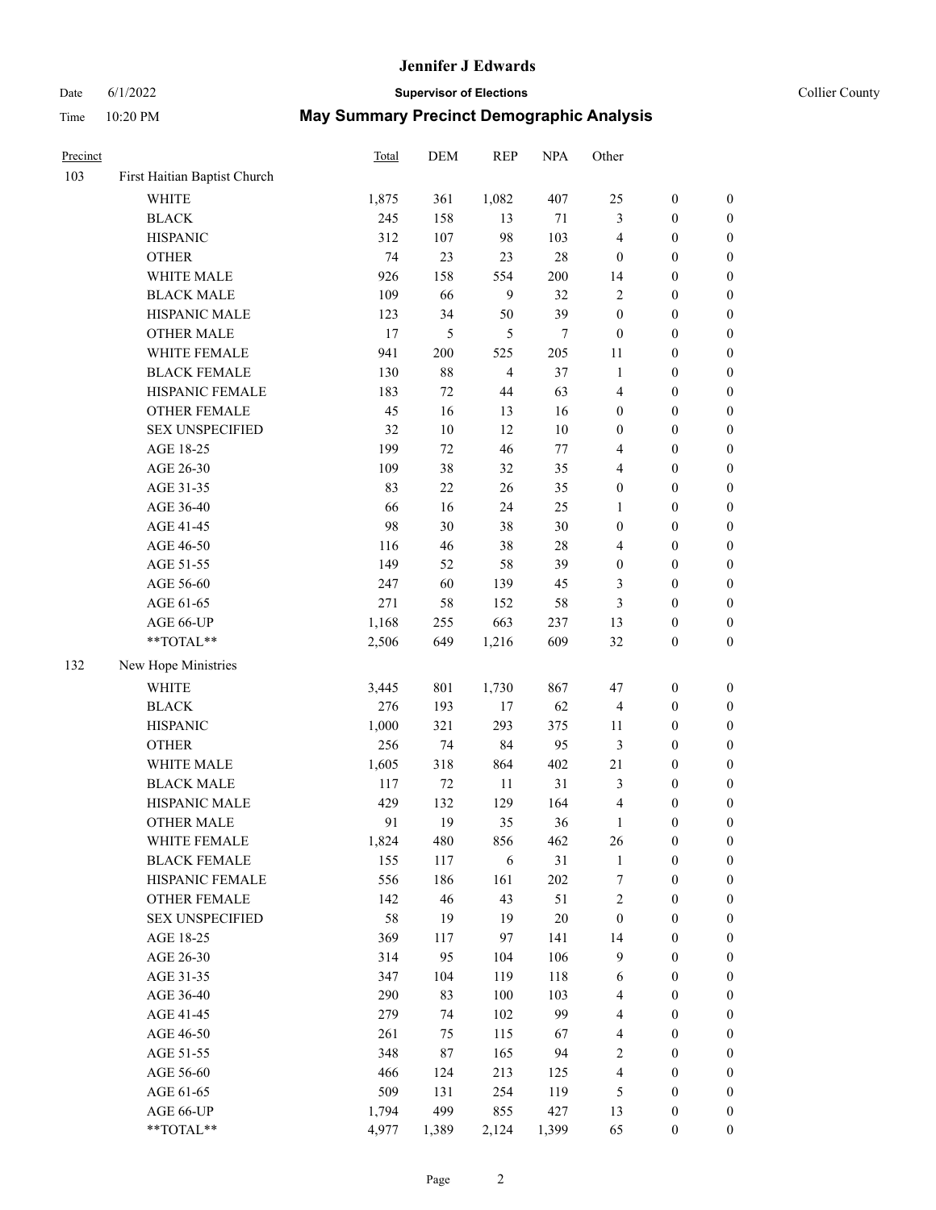# Jennifer J Edwards

Date 6/1/2022 **Supervisor of Elections** Collier County

Time 10:20 PM **May Summary Precinct Demographic Analysis**

| Precinct | | Total | DEM | REP | NPA | Other | | |
|---|---|---|---|---|---|---|---|---|
| 103 | First Haitian Baptist Church | | | | | | | |
| | WHITE | 1,875 | 361 | 1,082 | 407 | 25 | 0 | 0 |
| | BLACK | 245 | 158 | 13 | 71 | 3 | 0 | 0 |
| | HISPANIC | 312 | 107 | 98 | 103 | 4 | 0 | 0 |
| | OTHER | 74 | 23 | 23 | 28 | 0 | 0 | 0 |
| | WHITE MALE | 926 | 158 | 554 | 200 | 14 | 0 | 0 |
| | BLACK MALE | 109 | 66 | 9 | 32 | 2 | 0 | 0 |
| | HISPANIC MALE | 123 | 34 | 50 | 39 | 0 | 0 | 0 |
| | OTHER MALE | 17 | 5 | 5 | 7 | 0 | 0 | 0 |
| | WHITE FEMALE | 941 | 200 | 525 | 205 | 11 | 0 | 0 |
| | BLACK FEMALE | 130 | 88 | 4 | 37 | 1 | 0 | 0 |
| | HISPANIC FEMALE | 183 | 72 | 44 | 63 | 4 | 0 | 0 |
| | OTHER FEMALE | 45 | 16 | 13 | 16 | 0 | 0 | 0 |
| | SEX UNSPECIFIED | 32 | 10 | 12 | 10 | 0 | 0 | 0 |
| | AGE 18-25 | 199 | 72 | 46 | 77 | 4 | 0 | 0 |
| | AGE 26-30 | 109 | 38 | 32 | 35 | 4 | 0 | 0 |
| | AGE 31-35 | 83 | 22 | 26 | 35 | 0 | 0 | 0 |
| | AGE 36-40 | 66 | 16 | 24 | 25 | 1 | 0 | 0 |
| | AGE 41-45 | 98 | 30 | 38 | 30 | 0 | 0 | 0 |
| | AGE 46-50 | 116 | 46 | 38 | 28 | 4 | 0 | 0 |
| | AGE 51-55 | 149 | 52 | 58 | 39 | 0 | 0 | 0 |
| | AGE 56-60 | 247 | 60 | 139 | 45 | 3 | 0 | 0 |
| | AGE 61-65 | 271 | 58 | 152 | 58 | 3 | 0 | 0 |
| | AGE 66-UP | 1,168 | 255 | 663 | 237 | 13 | 0 | 0 |
| | **TOTAL** | 2,506 | 649 | 1,216 | 609 | 32 | 0 | 0 |
| 132 | New Hope Ministries | | | | | | | |
| | WHITE | 3,445 | 801 | 1,730 | 867 | 47 | 0 | 0 |
| | BLACK | 276 | 193 | 17 | 62 | 4 | 0 | 0 |
| | HISPANIC | 1,000 | 321 | 293 | 375 | 11 | 0 | 0 |
| | OTHER | 256 | 74 | 84 | 95 | 3 | 0 | 0 |
| | WHITE MALE | 1,605 | 318 | 864 | 402 | 21 | 0 | 0 |
| | BLACK MALE | 117 | 72 | 11 | 31 | 3 | 0 | 0 |
| | HISPANIC MALE | 429 | 132 | 129 | 164 | 4 | 0 | 0 |
| | OTHER MALE | 91 | 19 | 35 | 36 | 1 | 0 | 0 |
| | WHITE FEMALE | 1,824 | 480 | 856 | 462 | 26 | 0 | 0 |
| | BLACK FEMALE | 155 | 117 | 6 | 31 | 1 | 0 | 0 |
| | HISPANIC FEMALE | 556 | 186 | 161 | 202 | 7 | 0 | 0 |
| | OTHER FEMALE | 142 | 46 | 43 | 51 | 2 | 0 | 0 |
| | SEX UNSPECIFIED | 58 | 19 | 19 | 20 | 0 | 0 | 0 |
| | AGE 18-25 | 369 | 117 | 97 | 141 | 14 | 0 | 0 |
| | AGE 26-30 | 314 | 95 | 104 | 106 | 9 | 0 | 0 |
| | AGE 31-35 | 347 | 104 | 119 | 118 | 6 | 0 | 0 |
| | AGE 36-40 | 290 | 83 | 100 | 103 | 4 | 0 | 0 |
| | AGE 41-45 | 279 | 74 | 102 | 99 | 4 | 0 | 0 |
| | AGE 46-50 | 261 | 75 | 115 | 67 | 4 | 0 | 0 |
| | AGE 51-55 | 348 | 87 | 165 | 94 | 2 | 0 | 0 |
| | AGE 56-60 | 466 | 124 | 213 | 125 | 4 | 0 | 0 |
| | AGE 61-65 | 509 | 131 | 254 | 119 | 5 | 0 | 0 |
| | AGE 66-UP | 1,794 | 499 | 855 | 427 | 13 | 0 | 0 |
| | **TOTAL** | 4,977 | 1,389 | 2,124 | 1,399 | 65 | 0 | 0 |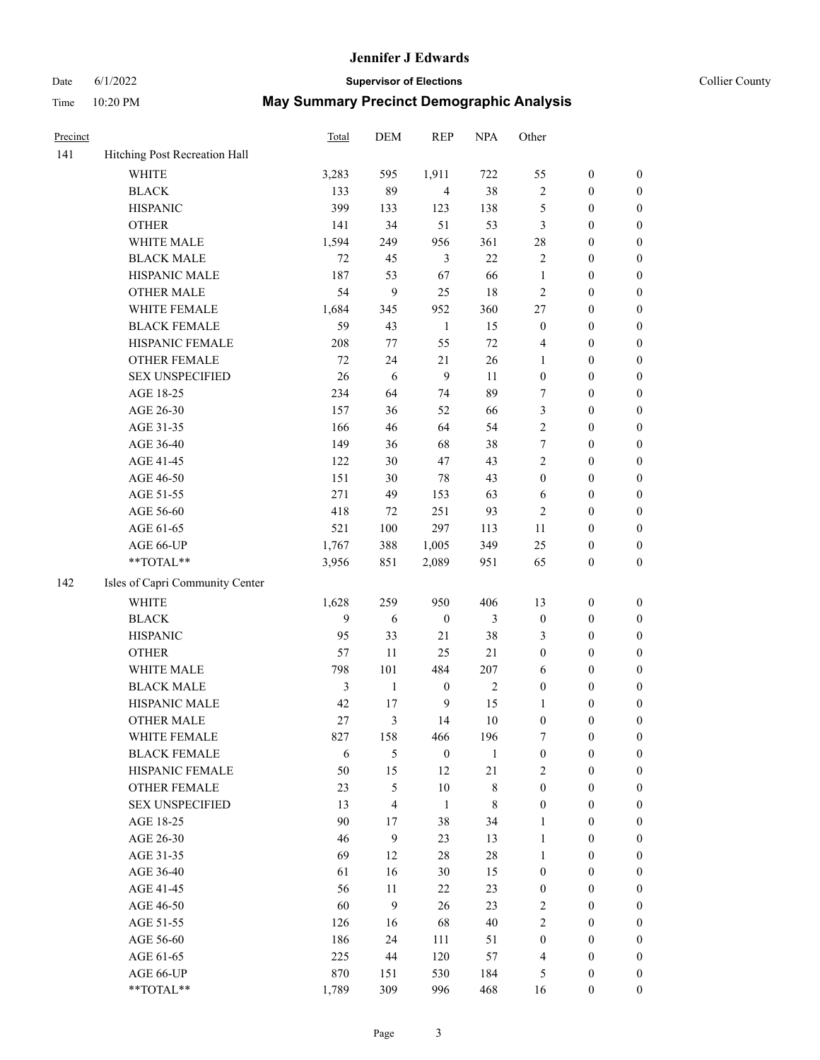# Jennifer J Edwards

Date 6/1/2022 **Supervisor of Elections** Collier County

Time 10:20 PM **May Summary Precinct Demographic Analysis**

| Precinct | | Total | DEM | REP | NPA | Other | | |
|---|---|---|---|---|---|---|---|---|
| 141 | Hitching Post Recreation Hall | | | | | | | |
| | WHITE | 3,283 | 595 | 1,911 | 722 | 55 | 0 | 0 |
| | BLACK | 133 | 89 | 4 | 38 | 2 | 0 | 0 |
| | HISPANIC | 399 | 133 | 123 | 138 | 5 | 0 | 0 |
| | OTHER | 141 | 34 | 51 | 53 | 3 | 0 | 0 |
| | WHITE MALE | 1,594 | 249 | 956 | 361 | 28 | 0 | 0 |
| | BLACK MALE | 72 | 45 | 3 | 22 | 2 | 0 | 0 |
| | HISPANIC MALE | 187 | 53 | 67 | 66 | 1 | 0 | 0 |
| | OTHER MALE | 54 | 9 | 25 | 18 | 2 | 0 | 0 |
| | WHITE FEMALE | 1,684 | 345 | 952 | 360 | 27 | 0 | 0 |
| | BLACK FEMALE | 59 | 43 | 1 | 15 | 0 | 0 | 0 |
| | HISPANIC FEMALE | 208 | 77 | 55 | 72 | 4 | 0 | 0 |
| | OTHER FEMALE | 72 | 24 | 21 | 26 | 1 | 0 | 0 |
| | SEX UNSPECIFIED | 26 | 6 | 9 | 11 | 0 | 0 | 0 |
| | AGE 18-25 | 234 | 64 | 74 | 89 | 7 | 0 | 0 |
| | AGE 26-30 | 157 | 36 | 52 | 66 | 3 | 0 | 0 |
| | AGE 31-35 | 166 | 46 | 64 | 54 | 2 | 0 | 0 |
| | AGE 36-40 | 149 | 36 | 68 | 38 | 7 | 0 | 0 |
| | AGE 41-45 | 122 | 30 | 47 | 43 | 2 | 0 | 0 |
| | AGE 46-50 | 151 | 30 | 78 | 43 | 0 | 0 | 0 |
| | AGE 51-55 | 271 | 49 | 153 | 63 | 6 | 0 | 0 |
| | AGE 56-60 | 418 | 72 | 251 | 93 | 2 | 0 | 0 |
| | AGE 61-65 | 521 | 100 | 297 | 113 | 11 | 0 | 0 |
| | AGE 66-UP | 1,767 | 388 | 1,005 | 349 | 25 | 0 | 0 |
| | **TOTAL** | 3,956 | 851 | 2,089 | 951 | 65 | 0 | 0 |
| 142 | Isles of Capri Community Center | | | | | | | |
| | WHITE | 1,628 | 259 | 950 | 406 | 13 | 0 | 0 |
| | BLACK | 9 | 6 | 0 | 3 | 0 | 0 | 0 |
| | HISPANIC | 95 | 33 | 21 | 38 | 3 | 0 | 0 |
| | OTHER | 57 | 11 | 25 | 21 | 0 | 0 | 0 |
| | WHITE MALE | 798 | 101 | 484 | 207 | 6 | 0 | 0 |
| | BLACK MALE | 3 | 1 | 0 | 2 | 0 | 0 | 0 |
| | HISPANIC MALE | 42 | 17 | 9 | 15 | 1 | 0 | 0 |
| | OTHER MALE | 27 | 3 | 14 | 10 | 0 | 0 | 0 |
| | WHITE FEMALE | 827 | 158 | 466 | 196 | 7 | 0 | 0 |
| | BLACK FEMALE | 6 | 5 | 0 | 1 | 0 | 0 | 0 |
| | HISPANIC FEMALE | 50 | 15 | 12 | 21 | 2 | 0 | 0 |
| | OTHER FEMALE | 23 | 5 | 10 | 8 | 0 | 0 | 0 |
| | SEX UNSPECIFIED | 13 | 4 | 1 | 8 | 0 | 0 | 0 |
| | AGE 18-25 | 90 | 17 | 38 | 34 | 1 | 0 | 0 |
| | AGE 26-30 | 46 | 9 | 23 | 13 | 1 | 0 | 0 |
| | AGE 31-35 | 69 | 12 | 28 | 28 | 1 | 0 | 0 |
| | AGE 36-40 | 61 | 16 | 30 | 15 | 0 | 0 | 0 |
| | AGE 41-45 | 56 | 11 | 22 | 23 | 0 | 0 | 0 |
| | AGE 46-50 | 60 | 9 | 26 | 23 | 2 | 0 | 0 |
| | AGE 51-55 | 126 | 16 | 68 | 40 | 2 | 0 | 0 |
| | AGE 56-60 | 186 | 24 | 111 | 51 | 0 | 0 | 0 |
| | AGE 61-65 | 225 | 44 | 120 | 57 | 4 | 0 | 0 |
| | AGE 66-UP | 870 | 151 | 530 | 184 | 5 | 0 | 0 |
| | **TOTAL** | 1,789 | 309 | 996 | 468 | 16 | 0 | 0 |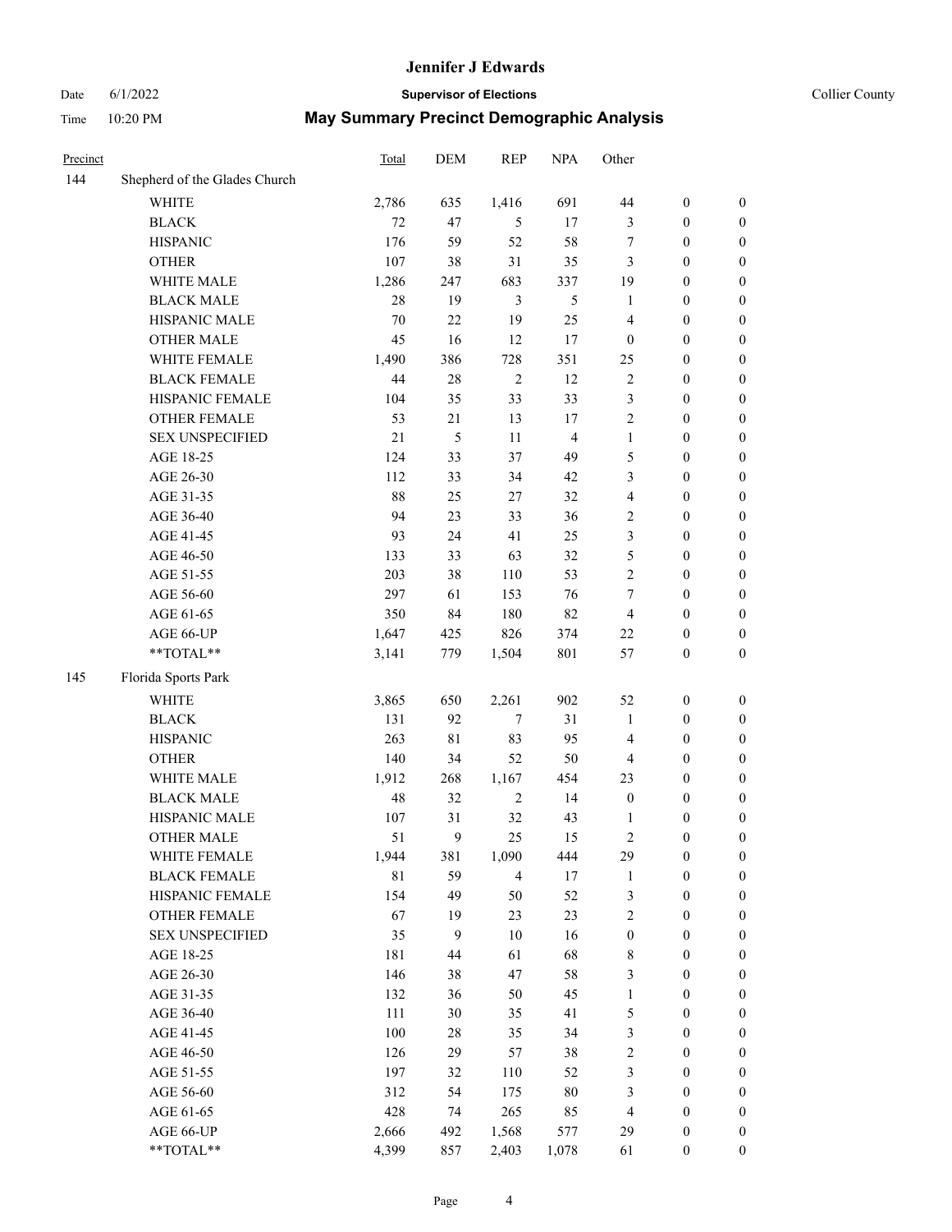# Jennifer J Edwards

Date 6/1/2022 **Supervisor of Elections** Collier County

Time 10:20 PM **May Summary Precinct Demographic Analysis**

| Precinct | | Total | DEM | REP | NPA | Other | | |
|---|---|---|---|---|---|---|---|---|
| 144 | Shepherd of the Glades Church | | | | | | | |
| | WHITE | 2,786 | 635 | 1,416 | 691 | 44 | 0 | 0 |
| | BLACK | 72 | 47 | 5 | 17 | 3 | 0 | 0 |
| | HISPANIC | 176 | 59 | 52 | 58 | 7 | 0 | 0 |
| | OTHER | 107 | 38 | 31 | 35 | 3 | 0 | 0 |
| | WHITE MALE | 1,286 | 247 | 683 | 337 | 19 | 0 | 0 |
| | BLACK MALE | 28 | 19 | 3 | 5 | 1 | 0 | 0 |
| | HISPANIC MALE | 70 | 22 | 19 | 25 | 4 | 0 | 0 |
| | OTHER MALE | 45 | 16 | 12 | 17 | 0 | 0 | 0 |
| | WHITE FEMALE | 1,490 | 386 | 728 | 351 | 25 | 0 | 0 |
| | BLACK FEMALE | 44 | 28 | 2 | 12 | 2 | 0 | 0 |
| | HISPANIC FEMALE | 104 | 35 | 33 | 33 | 3 | 0 | 0 |
| | OTHER FEMALE | 53 | 21 | 13 | 17 | 2 | 0 | 0 |
| | SEX UNSPECIFIED | 21 | 5 | 11 | 4 | 1 | 0 | 0 |
| | AGE 18-25 | 124 | 33 | 37 | 49 | 5 | 0 | 0 |
| | AGE 26-30 | 112 | 33 | 34 | 42 | 3 | 0 | 0 |
| | AGE 31-35 | 88 | 25 | 27 | 32 | 4 | 0 | 0 |
| | AGE 36-40 | 94 | 23 | 33 | 36 | 2 | 0 | 0 |
| | AGE 41-45 | 93 | 24 | 41 | 25 | 3 | 0 | 0 |
| | AGE 46-50 | 133 | 33 | 63 | 32 | 5 | 0 | 0 |
| | AGE 51-55 | 203 | 38 | 110 | 53 | 2 | 0 | 0 |
| | AGE 56-60 | 297 | 61 | 153 | 76 | 7 | 0 | 0 |
| | AGE 61-65 | 350 | 84 | 180 | 82 | 4 | 0 | 0 |
| | AGE 66-UP | 1,647 | 425 | 826 | 374 | 22 | 0 | 0 |
| | **TOTAL** | 3,141 | 779 | 1,504 | 801 | 57 | 0 | 0 |
| 145 | Florida Sports Park | | | | | | | |
| | WHITE | 3,865 | 650 | 2,261 | 902 | 52 | 0 | 0 |
| | BLACK | 131 | 92 | 7 | 31 | 1 | 0 | 0 |
| | HISPANIC | 263 | 81 | 83 | 95 | 4 | 0 | 0 |
| | OTHER | 140 | 34 | 52 | 50 | 4 | 0 | 0 |
| | WHITE MALE | 1,912 | 268 | 1,167 | 454 | 23 | 0 | 0 |
| | BLACK MALE | 48 | 32 | 2 | 14 | 0 | 0 | 0 |
| | HISPANIC MALE | 107 | 31 | 32 | 43 | 1 | 0 | 0 |
| | OTHER MALE | 51 | 9 | 25 | 15 | 2 | 0 | 0 |
| | WHITE FEMALE | 1,944 | 381 | 1,090 | 444 | 29 | 0 | 0 |
| | BLACK FEMALE | 81 | 59 | 4 | 17 | 1 | 0 | 0 |
| | HISPANIC FEMALE | 154 | 49 | 50 | 52 | 3 | 0 | 0 |
| | OTHER FEMALE | 67 | 19 | 23 | 23 | 2 | 0 | 0 |
| | SEX UNSPECIFIED | 35 | 9 | 10 | 16 | 0 | 0 | 0 |
| | AGE 18-25 | 181 | 44 | 61 | 68 | 8 | 0 | 0 |
| | AGE 26-30 | 146 | 38 | 47 | 58 | 3 | 0 | 0 |
| | AGE 31-35 | 132 | 36 | 50 | 45 | 1 | 0 | 0 |
| | AGE 36-40 | 111 | 30 | 35 | 41 | 5 | 0 | 0 |
| | AGE 41-45 | 100 | 28 | 35 | 34 | 3 | 0 | 0 |
| | AGE 46-50 | 126 | 29 | 57 | 38 | 2 | 0 | 0 |
| | AGE 51-55 | 197 | 32 | 110 | 52 | 3 | 0 | 0 |
| | AGE 56-60 | 312 | 54 | 175 | 80 | 3 | 0 | 0 |
| | AGE 61-65 | 428 | 74 | 265 | 85 | 4 | 0 | 0 |
| | AGE 66-UP | 2,666 | 492 | 1,568 | 577 | 29 | 0 | 0 |
| | **TOTAL** | 4,399 | 857 | 2,403 | 1,078 | 61 | 0 | 0 |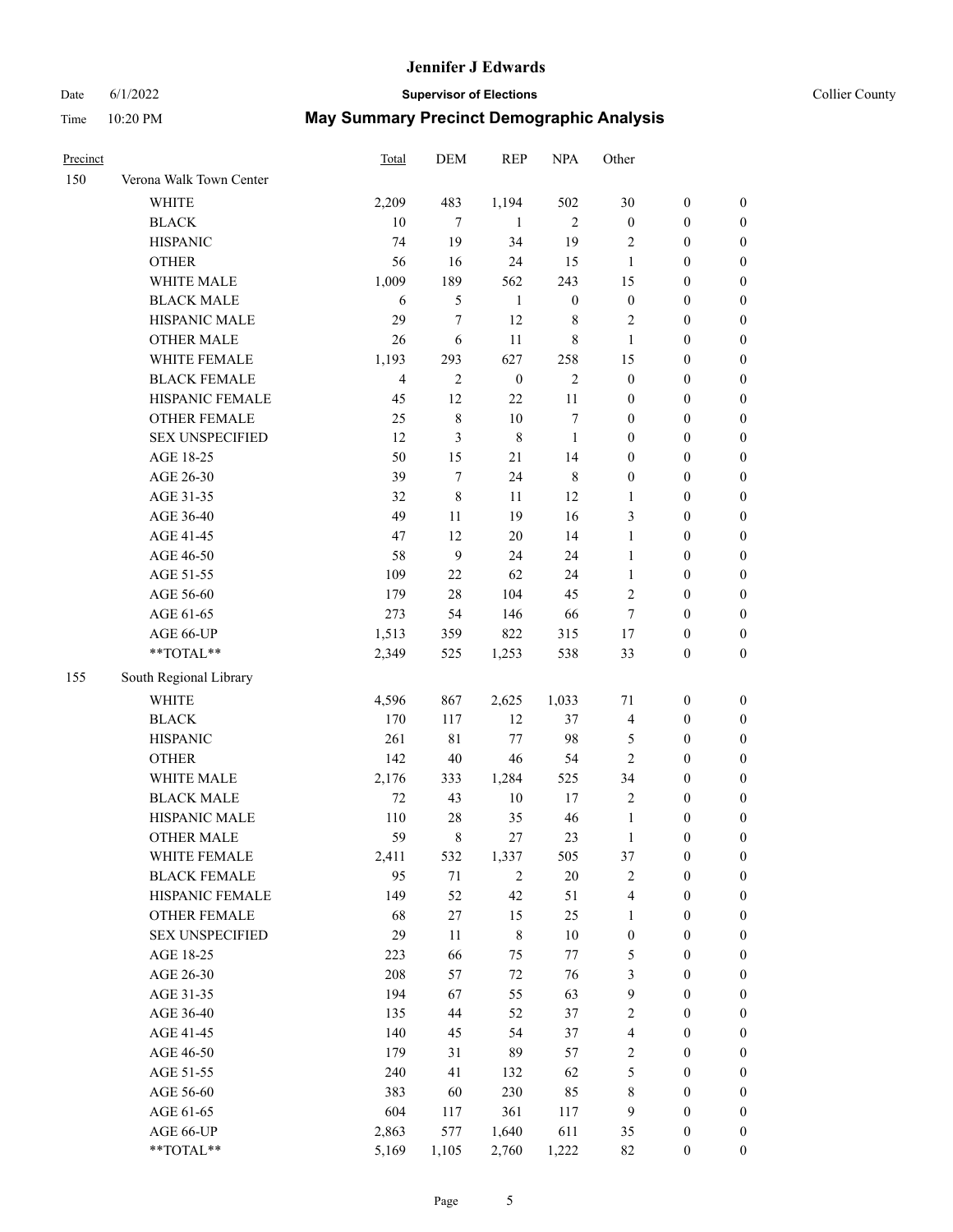# Jennifer J Edwards

Date 6/1/2022 **Supervisor of Elections** Collier County

Time 10:20 PM **May Summary Precinct Demographic Analysis**

| Precinct | | Total | DEM | REP | NPA | Other | | |
|---|---|---|---|---|---|---|---|---|
| 150 | Verona Walk Town Center | | | | | | | |
| | WHITE | 2,209 | 483 | 1,194 | 502 | 30 | 0 | 0 |
| | BLACK | 10 | 7 | 1 | 2 | 0 | 0 | 0 |
| | HISPANIC | 74 | 19 | 34 | 19 | 2 | 0 | 0 |
| | OTHER | 56 | 16 | 24 | 15 | 1 | 0 | 0 |
| | WHITE MALE | 1,009 | 189 | 562 | 243 | 15 | 0 | 0 |
| | BLACK MALE | 6 | 5 | 1 | 0 | 0 | 0 | 0 |
| | HISPANIC MALE | 29 | 7 | 12 | 8 | 2 | 0 | 0 |
| | OTHER MALE | 26 | 6 | 11 | 8 | 1 | 0 | 0 |
| | WHITE FEMALE | 1,193 | 293 | 627 | 258 | 15 | 0 | 0 |
| | BLACK FEMALE | 4 | 2 | 0 | 2 | 0 | 0 | 0 |
| | HISPANIC FEMALE | 45 | 12 | 22 | 11 | 0 | 0 | 0 |
| | OTHER FEMALE | 25 | 8 | 10 | 7 | 0 | 0 | 0 |
| | SEX UNSPECIFIED | 12 | 3 | 8 | 1 | 0 | 0 | 0 |
| | AGE 18-25 | 50 | 15 | 21 | 14 | 0 | 0 | 0 |
| | AGE 26-30 | 39 | 7 | 24 | 8 | 0 | 0 | 0 |
| | AGE 31-35 | 32 | 8 | 11 | 12 | 1 | 0 | 0 |
| | AGE 36-40 | 49 | 11 | 19 | 16 | 3 | 0 | 0 |
| | AGE 41-45 | 47 | 12 | 20 | 14 | 1 | 0 | 0 |
| | AGE 46-50 | 58 | 9 | 24 | 24 | 1 | 0 | 0 |
| | AGE 51-55 | 109 | 22 | 62 | 24 | 1 | 0 | 0 |
| | AGE 56-60 | 179 | 28 | 104 | 45 | 2 | 0 | 0 |
| | AGE 61-65 | 273 | 54 | 146 | 66 | 7 | 0 | 0 |
| | AGE 66-UP | 1,513 | 359 | 822 | 315 | 17 | 0 | 0 |
| | **TOTAL** | 2,349 | 525 | 1,253 | 538 | 33 | 0 | 0 |
| 155 | South Regional Library | | | | | | | |
| | WHITE | 4,596 | 867 | 2,625 | 1,033 | 71 | 0 | 0 |
| | BLACK | 170 | 117 | 12 | 37 | 4 | 0 | 0 |
| | HISPANIC | 261 | 81 | 77 | 98 | 5 | 0 | 0 |
| | OTHER | 142 | 40 | 46 | 54 | 2 | 0 | 0 |
| | WHITE MALE | 2,176 | 333 | 1,284 | 525 | 34 | 0 | 0 |
| | BLACK MALE | 72 | 43 | 10 | 17 | 2 | 0 | 0 |
| | HISPANIC MALE | 110 | 28 | 35 | 46 | 1 | 0 | 0 |
| | OTHER MALE | 59 | 8 | 27 | 23 | 1 | 0 | 0 |
| | WHITE FEMALE | 2,411 | 532 | 1,337 | 505 | 37 | 0 | 0 |
| | BLACK FEMALE | 95 | 71 | 2 | 20 | 2 | 0 | 0 |
| | HISPANIC FEMALE | 149 | 52 | 42 | 51 | 4 | 0 | 0 |
| | OTHER FEMALE | 68 | 27 | 15 | 25 | 1 | 0 | 0 |
| | SEX UNSPECIFIED | 29 | 11 | 8 | 10 | 0 | 0 | 0 |
| | AGE 18-25 | 223 | 66 | 75 | 77 | 5 | 0 | 0 |
| | AGE 26-30 | 208 | 57 | 72 | 76 | 3 | 0 | 0 |
| | AGE 31-35 | 194 | 67 | 55 | 63 | 9 | 0 | 0 |
| | AGE 36-40 | 135 | 44 | 52 | 37 | 2 | 0 | 0 |
| | AGE 41-45 | 140 | 45 | 54 | 37 | 4 | 0 | 0 |
| | AGE 46-50 | 179 | 31 | 89 | 57 | 2 | 0 | 0 |
| | AGE 51-55 | 240 | 41 | 132 | 62 | 5 | 0 | 0 |
| | AGE 56-60 | 383 | 60 | 230 | 85 | 8 | 0 | 0 |
| | AGE 61-65 | 604 | 117 | 361 | 117 | 9 | 0 | 0 |
| | AGE 66-UP | 2,863 | 577 | 1,640 | 611 | 35 | 0 | 0 |
| | **TOTAL** | 5,169 | 1,105 | 2,760 | 1,222 | 82 | 0 | 0 |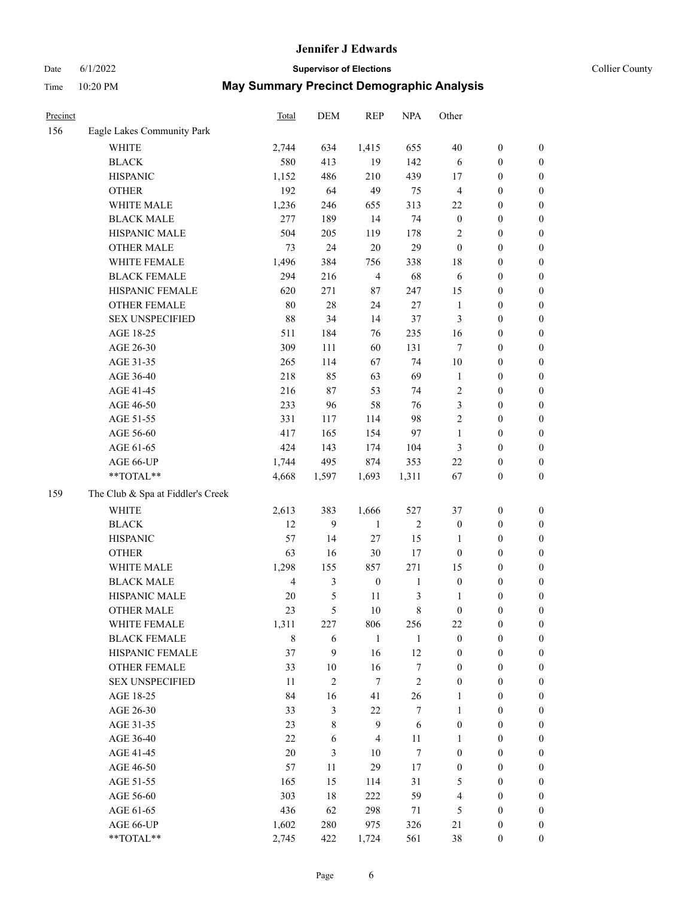# Jennifer J Edwards

Date 6/1/2022 **Supervisor of Elections** Collier County

Time 10:20 PM **May Summary Precinct Demographic Analysis**

| Precinct | | Total | DEM | REP | NPA | Other | | |
|---|---|---|---|---|---|---|---|---|
| 156 | Eagle Lakes Community Park | | | | | | | |
| | WHITE | 2,744 | 634 | 1,415 | 655 | 40 | 0 | 0 |
| | BLACK | 580 | 413 | 19 | 142 | 6 | 0 | 0 |
| | HISPANIC | 1,152 | 486 | 210 | 439 | 17 | 0 | 0 |
| | OTHER | 192 | 64 | 49 | 75 | 4 | 0 | 0 |
| | WHITE MALE | 1,236 | 246 | 655 | 313 | 22 | 0 | 0 |
| | BLACK MALE | 277 | 189 | 14 | 74 | 0 | 0 | 0 |
| | HISPANIC MALE | 504 | 205 | 119 | 178 | 2 | 0 | 0 |
| | OTHER MALE | 73 | 24 | 20 | 29 | 0 | 0 | 0 |
| | WHITE FEMALE | 1,496 | 384 | 756 | 338 | 18 | 0 | 0 |
| | BLACK FEMALE | 294 | 216 | 4 | 68 | 6 | 0 | 0 |
| | HISPANIC FEMALE | 620 | 271 | 87 | 247 | 15 | 0 | 0 |
| | OTHER FEMALE | 80 | 28 | 24 | 27 | 1 | 0 | 0 |
| | SEX UNSPECIFIED | 88 | 34 | 14 | 37 | 3 | 0 | 0 |
| | AGE 18-25 | 511 | 184 | 76 | 235 | 16 | 0 | 0 |
| | AGE 26-30 | 309 | 111 | 60 | 131 | 7 | 0 | 0 |
| | AGE 31-35 | 265 | 114 | 67 | 74 | 10 | 0 | 0 |
| | AGE 36-40 | 218 | 85 | 63 | 69 | 1 | 0 | 0 |
| | AGE 41-45 | 216 | 87 | 53 | 74 | 2 | 0 | 0 |
| | AGE 46-50 | 233 | 96 | 58 | 76 | 3 | 0 | 0 |
| | AGE 51-55 | 331 | 117 | 114 | 98 | 2 | 0 | 0 |
| | AGE 56-60 | 417 | 165 | 154 | 97 | 1 | 0 | 0 |
| | AGE 61-65 | 424 | 143 | 174 | 104 | 3 | 0 | 0 |
| | AGE 66-UP | 1,744 | 495 | 874 | 353 | 22 | 0 | 0 |
| | **TOTAL** | 4,668 | 1,597 | 1,693 | 1,311 | 67 | 0 | 0 |
| 159 | The Club & Spa at Fiddler's Creek | | | | | | | |
| | WHITE | 2,613 | 383 | 1,666 | 527 | 37 | 0 | 0 |
| | BLACK | 12 | 9 | 1 | 2 | 0 | 0 | 0 |
| | HISPANIC | 57 | 14 | 27 | 15 | 1 | 0 | 0 |
| | OTHER | 63 | 16 | 30 | 17 | 0 | 0 | 0 |
| | WHITE MALE | 1,298 | 155 | 857 | 271 | 15 | 0 | 0 |
| | BLACK MALE | 4 | 3 | 0 | 1 | 0 | 0 | 0 |
| | HISPANIC MALE | 20 | 5 | 11 | 3 | 1 | 0 | 0 |
| | OTHER MALE | 23 | 5 | 10 | 8 | 0 | 0 | 0 |
| | WHITE FEMALE | 1,311 | 227 | 806 | 256 | 22 | 0 | 0 |
| | BLACK FEMALE | 8 | 6 | 1 | 1 | 0 | 0 | 0 |
| | HISPANIC FEMALE | 37 | 9 | 16 | 12 | 0 | 0 | 0 |
| | OTHER FEMALE | 33 | 10 | 16 | 7 | 0 | 0 | 0 |
| | SEX UNSPECIFIED | 11 | 2 | 7 | 2 | 0 | 0 | 0 |
| | AGE 18-25 | 84 | 16 | 41 | 26 | 1 | 0 | 0 |
| | AGE 26-30 | 33 | 3 | 22 | 7 | 1 | 0 | 0 |
| | AGE 31-35 | 23 | 8 | 9 | 6 | 0 | 0 | 0 |
| | AGE 36-40 | 22 | 6 | 4 | 11 | 1 | 0 | 0 |
| | AGE 41-45 | 20 | 3 | 10 | 7 | 0 | 0 | 0 |
| | AGE 46-50 | 57 | 11 | 29 | 17 | 0 | 0 | 0 |
| | AGE 51-55 | 165 | 15 | 114 | 31 | 5 | 0 | 0 |
| | AGE 56-60 | 303 | 18 | 222 | 59 | 4 | 0 | 0 |
| | AGE 61-65 | 436 | 62 | 298 | 71 | 5 | 0 | 0 |
| | AGE 66-UP | 1,602 | 280 | 975 | 326 | 21 | 0 | 0 |
| | **TOTAL** | 2,745 | 422 | 1,724 | 561 | 38 | 0 | 0 |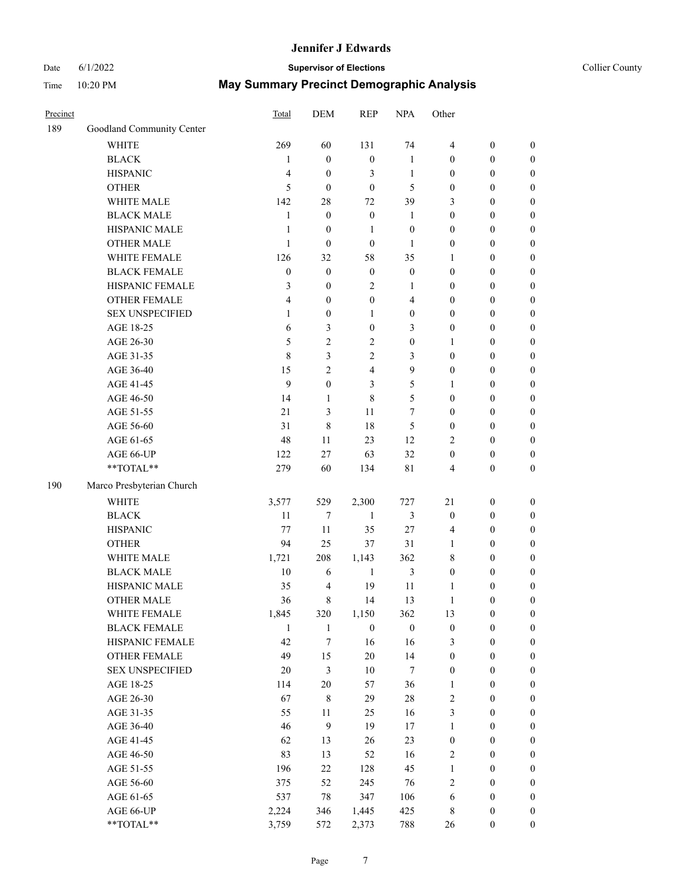# Jennifer J Edwards

Date 6/1/2022 **Supervisor of Elections** Collier County

Time 10:20 PM **May Summary Precinct Demographic Analysis**

| Precinct | | Total | DEM | REP | NPA | Other | | |
|---|---|---|---|---|---|---|---|---|
| 189 | Goodland Community Center | | | | | | | |
| | WHITE | 269 | 60 | 131 | 74 | 4 | 0 | 0 |
| | BLACK | 1 | 0 | 0 | 1 | 0 | 0 | 0 |
| | HISPANIC | 4 | 0 | 3 | 1 | 0 | 0 | 0 |
| | OTHER | 5 | 0 | 0 | 5 | 0 | 0 | 0 |
| | WHITE MALE | 142 | 28 | 72 | 39 | 3 | 0 | 0 |
| | BLACK MALE | 1 | 0 | 0 | 1 | 0 | 0 | 0 |
| | HISPANIC MALE | 1 | 0 | 1 | 0 | 0 | 0 | 0 |
| | OTHER MALE | 1 | 0 | 0 | 1 | 0 | 0 | 0 |
| | WHITE FEMALE | 126 | 32 | 58 | 35 | 1 | 0 | 0 |
| | BLACK FEMALE | 0 | 0 | 0 | 0 | 0 | 0 | 0 |
| | HISPANIC FEMALE | 3 | 0 | 2 | 1 | 0 | 0 | 0 |
| | OTHER FEMALE | 4 | 0 | 0 | 4 | 0 | 0 | 0 |
| | SEX UNSPECIFIED | 1 | 0 | 1 | 0 | 0 | 0 | 0 |
| | AGE 18-25 | 6 | 3 | 0 | 3 | 0 | 0 | 0 |
| | AGE 26-30 | 5 | 2 | 2 | 0 | 1 | 0 | 0 |
| | AGE 31-35 | 8 | 3 | 2 | 3 | 0 | 0 | 0 |
| | AGE 36-40 | 15 | 2 | 4 | 9 | 0 | 0 | 0 |
| | AGE 41-45 | 9 | 0 | 3 | 5 | 1 | 0 | 0 |
| | AGE 46-50 | 14 | 1 | 8 | 5 | 0 | 0 | 0 |
| | AGE 51-55 | 21 | 3 | 11 | 7 | 0 | 0 | 0 |
| | AGE 56-60 | 31 | 8 | 18 | 5 | 0 | 0 | 0 |
| | AGE 61-65 | 48 | 11 | 23 | 12 | 2 | 0 | 0 |
| | AGE 66-UP | 122 | 27 | 63 | 32 | 0 | 0 | 0 |
| | **TOTAL** | 279 | 60 | 134 | 81 | 4 | 0 | 0 |
| 190 | Marco Presbyterian Church | | | | | | | |
| | WHITE | 3,577 | 529 | 2,300 | 727 | 21 | 0 | 0 |
| | BLACK | 11 | 7 | 1 | 3 | 0 | 0 | 0 |
| | HISPANIC | 77 | 11 | 35 | 27 | 4 | 0 | 0 |
| | OTHER | 94 | 25 | 37 | 31 | 1 | 0 | 0 |
| | WHITE MALE | 1,721 | 208 | 1,143 | 362 | 8 | 0 | 0 |
| | BLACK MALE | 10 | 6 | 1 | 3 | 0 | 0 | 0 |
| | HISPANIC MALE | 35 | 4 | 19 | 11 | 1 | 0 | 0 |
| | OTHER MALE | 36 | 8 | 14 | 13 | 1 | 0 | 0 |
| | WHITE FEMALE | 1,845 | 320 | 1,150 | 362 | 13 | 0 | 0 |
| | BLACK FEMALE | 1 | 1 | 0 | 0 | 0 | 0 | 0 |
| | HISPANIC FEMALE | 42 | 7 | 16 | 16 | 3 | 0 | 0 |
| | OTHER FEMALE | 49 | 15 | 20 | 14 | 0 | 0 | 0 |
| | SEX UNSPECIFIED | 20 | 3 | 10 | 7 | 0 | 0 | 0 |
| | AGE 18-25 | 114 | 20 | 57 | 36 | 1 | 0 | 0 |
| | AGE 26-30 | 67 | 8 | 29 | 28 | 2 | 0 | 0 |
| | AGE 31-35 | 55 | 11 | 25 | 16 | 3 | 0 | 0 |
| | AGE 36-40 | 46 | 9 | 19 | 17 | 1 | 0 | 0 |
| | AGE 41-45 | 62 | 13 | 26 | 23 | 0 | 0 | 0 |
| | AGE 46-50 | 83 | 13 | 52 | 16 | 2 | 0 | 0 |
| | AGE 51-55 | 196 | 22 | 128 | 45 | 1 | 0 | 0 |
| | AGE 56-60 | 375 | 52 | 245 | 76 | 2 | 0 | 0 |
| | AGE 61-65 | 537 | 78 | 347 | 106 | 6 | 0 | 0 |
| | AGE 66-UP | 2,224 | 346 | 1,445 | 425 | 8 | 0 | 0 |
| | **TOTAL** | 3,759 | 572 | 2,373 | 788 | 26 | 0 | 0 |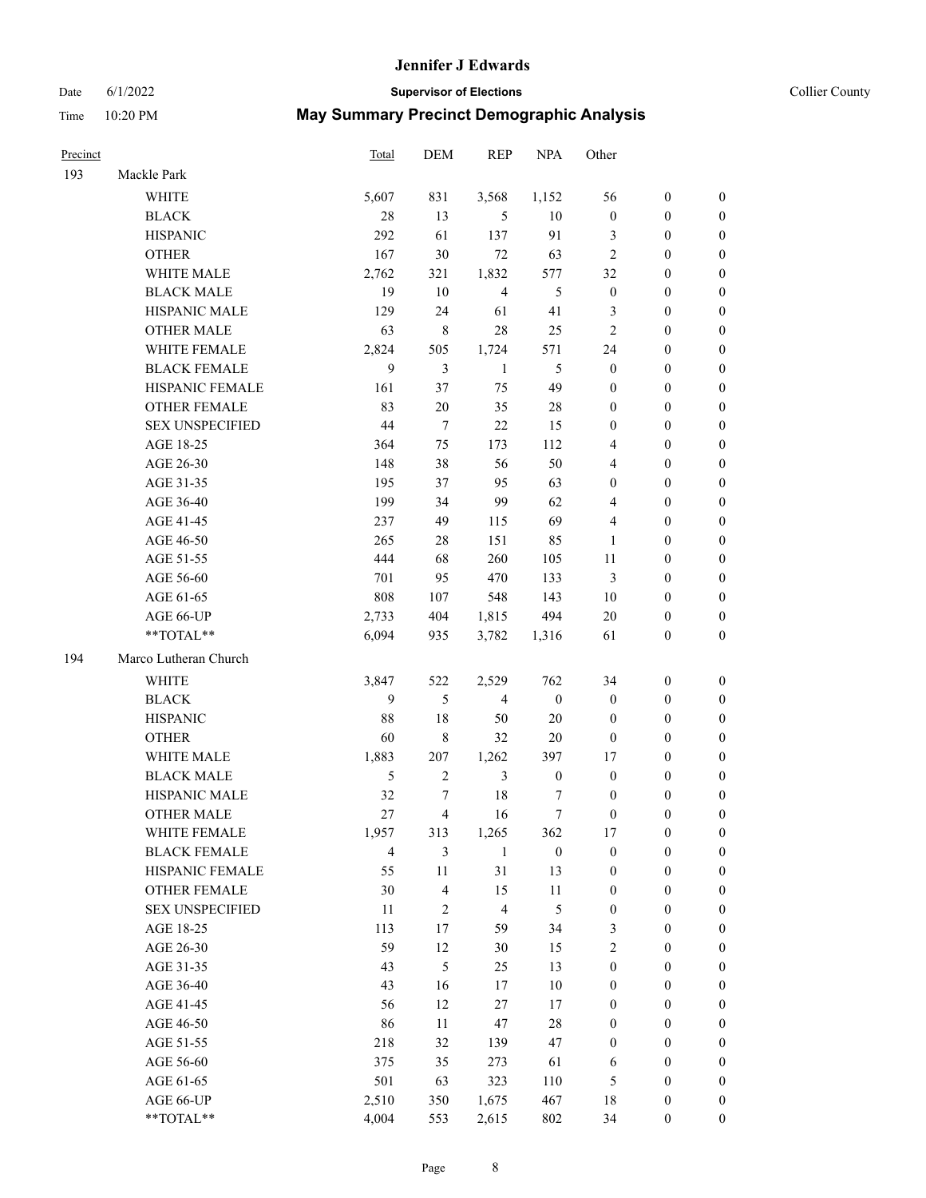# Jennifer J Edwards

Date 6/1/2022 **Supervisor of Elections** Collier County

Time 10:20 PM **May Summary Precinct Demographic Analysis**

| Precinct | | Total | DEM | REP | NPA | Other | | |
|---|---|---|---|---|---|---|---|---|
| 193 | Mackle Park | | | | | | | |
| | WHITE | 5,607 | 831 | 3,568 | 1,152 | 56 | 0 | 0 |
| | BLACK | 28 | 13 | 5 | 10 | 0 | 0 | 0 |
| | HISPANIC | 292 | 61 | 137 | 91 | 3 | 0 | 0 |
| | OTHER | 167 | 30 | 72 | 63 | 2 | 0 | 0 |
| | WHITE MALE | 2,762 | 321 | 1,832 | 577 | 32 | 0 | 0 |
| | BLACK MALE | 19 | 10 | 4 | 5 | 0 | 0 | 0 |
| | HISPANIC MALE | 129 | 24 | 61 | 41 | 3 | 0 | 0 |
| | OTHER MALE | 63 | 8 | 28 | 25 | 2 | 0 | 0 |
| | WHITE FEMALE | 2,824 | 505 | 1,724 | 571 | 24 | 0 | 0 |
| | BLACK FEMALE | 9 | 3 | 1 | 5 | 0 | 0 | 0 |
| | HISPANIC FEMALE | 161 | 37 | 75 | 49 | 0 | 0 | 0 |
| | OTHER FEMALE | 83 | 20 | 35 | 28 | 0 | 0 | 0 |
| | SEX UNSPECIFIED | 44 | 7 | 22 | 15 | 0 | 0 | 0 |
| | AGE 18-25 | 364 | 75 | 173 | 112 | 4 | 0 | 0 |
| | AGE 26-30 | 148 | 38 | 56 | 50 | 4 | 0 | 0 |
| | AGE 31-35 | 195 | 37 | 95 | 63 | 0 | 0 | 0 |
| | AGE 36-40 | 199 | 34 | 99 | 62 | 4 | 0 | 0 |
| | AGE 41-45 | 237 | 49 | 115 | 69 | 4 | 0 | 0 |
| | AGE 46-50 | 265 | 28 | 151 | 85 | 1 | 0 | 0 |
| | AGE 51-55 | 444 | 68 | 260 | 105 | 11 | 0 | 0 |
| | AGE 56-60 | 701 | 95 | 470 | 133 | 3 | 0 | 0 |
| | AGE 61-65 | 808 | 107 | 548 | 143 | 10 | 0 | 0 |
| | AGE 66-UP | 2,733 | 404 | 1,815 | 494 | 20 | 0 | 0 |
| | **TOTAL** | 6,094 | 935 | 3,782 | 1,316 | 61 | 0 | 0 |
| 194 | Marco Lutheran Church | | | | | | | |
| | WHITE | 3,847 | 522 | 2,529 | 762 | 34 | 0 | 0 |
| | BLACK | 9 | 5 | 4 | 0 | 0 | 0 | 0 |
| | HISPANIC | 88 | 18 | 50 | 20 | 0 | 0 | 0 |
| | OTHER | 60 | 8 | 32 | 20 | 0 | 0 | 0 |
| | WHITE MALE | 1,883 | 207 | 1,262 | 397 | 17 | 0 | 0 |
| | BLACK MALE | 5 | 2 | 3 | 0 | 0 | 0 | 0 |
| | HISPANIC MALE | 32 | 7 | 18 | 7 | 0 | 0 | 0 |
| | OTHER MALE | 27 | 4 | 16 | 7 | 0 | 0 | 0 |
| | WHITE FEMALE | 1,957 | 313 | 1,265 | 362 | 17 | 0 | 0 |
| | BLACK FEMALE | 4 | 3 | 1 | 0 | 0 | 0 | 0 |
| | HISPANIC FEMALE | 55 | 11 | 31 | 13 | 0 | 0 | 0 |
| | OTHER FEMALE | 30 | 4 | 15 | 11 | 0 | 0 | 0 |
| | SEX UNSPECIFIED | 11 | 2 | 4 | 5 | 0 | 0 | 0 |
| | AGE 18-25 | 113 | 17 | 59 | 34 | 3 | 0 | 0 |
| | AGE 26-30 | 59 | 12 | 30 | 15 | 2 | 0 | 0 |
| | AGE 31-35 | 43 | 5 | 25 | 13 | 0 | 0 | 0 |
| | AGE 36-40 | 43 | 16 | 17 | 10 | 0 | 0 | 0 |
| | AGE 41-45 | 56 | 12 | 27 | 17 | 0 | 0 | 0 |
| | AGE 46-50 | 86 | 11 | 47 | 28 | 0 | 0 | 0 |
| | AGE 51-55 | 218 | 32 | 139 | 47 | 0 | 0 | 0 |
| | AGE 56-60 | 375 | 35 | 273 | 61 | 6 | 0 | 0 |
| | AGE 61-65 | 501 | 63 | 323 | 110 | 5 | 0 | 0 |
| | AGE 66-UP | 2,510 | 350 | 1,675 | 467 | 18 | 0 | 0 |
| | **TOTAL** | 4,004 | 553 | 2,615 | 802 | 34 | 0 | 0 |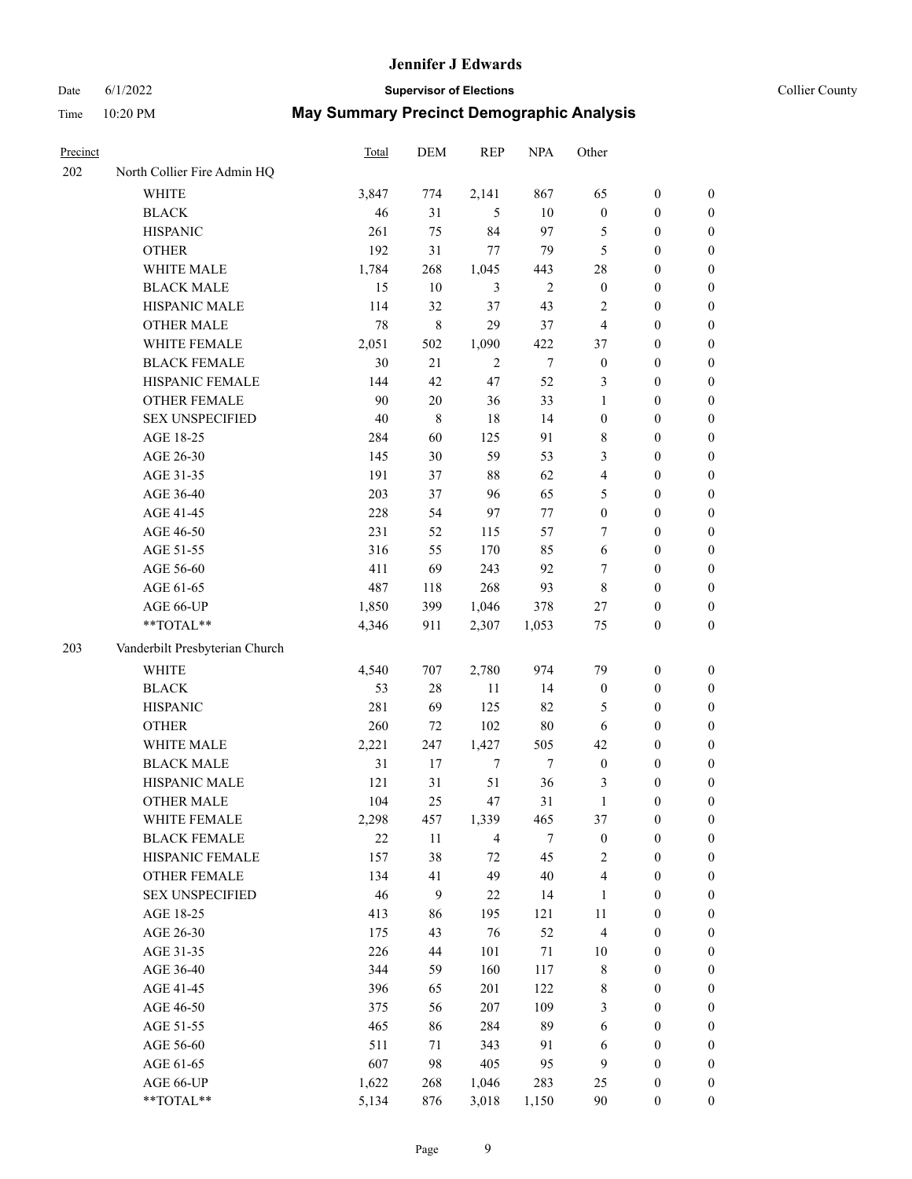# Jennifer J Edwards

Date 6/1/2022 **Supervisor of Elections** Collier County

Time 10:20 PM **May Summary Precinct Demographic Analysis**

| Precinct | | Total | DEM | REP | NPA | Other | | |
|---|---|---|---|---|---|---|---|---|
| 202 | North Collier Fire Admin HQ | | | | | | | |
| | WHITE | 3,847 | 774 | 2,141 | 867 | 65 | 0 | 0 |
| | BLACK | 46 | 31 | 5 | 10 | 0 | 0 | 0 |
| | HISPANIC | 261 | 75 | 84 | 97 | 5 | 0 | 0 |
| | OTHER | 192 | 31 | 77 | 79 | 5 | 0 | 0 |
| | WHITE MALE | 1,784 | 268 | 1,045 | 443 | 28 | 0 | 0 |
| | BLACK MALE | 15 | 10 | 3 | 2 | 0 | 0 | 0 |
| | HISPANIC MALE | 114 | 32 | 37 | 43 | 2 | 0 | 0 |
| | OTHER MALE | 78 | 8 | 29 | 37 | 4 | 0 | 0 |
| | WHITE FEMALE | 2,051 | 502 | 1,090 | 422 | 37 | 0 | 0 |
| | BLACK FEMALE | 30 | 21 | 2 | 7 | 0 | 0 | 0 |
| | HISPANIC FEMALE | 144 | 42 | 47 | 52 | 3 | 0 | 0 |
| | OTHER FEMALE | 90 | 20 | 36 | 33 | 1 | 0 | 0 |
| | SEX UNSPECIFIED | 40 | 8 | 18 | 14 | 0 | 0 | 0 |
| | AGE 18-25 | 284 | 60 | 125 | 91 | 8 | 0 | 0 |
| | AGE 26-30 | 145 | 30 | 59 | 53 | 3 | 0 | 0 |
| | AGE 31-35 | 191 | 37 | 88 | 62 | 4 | 0 | 0 |
| | AGE 36-40 | 203 | 37 | 96 | 65 | 5 | 0 | 0 |
| | AGE 41-45 | 228 | 54 | 97 | 77 | 0 | 0 | 0 |
| | AGE 46-50 | 231 | 52 | 115 | 57 | 7 | 0 | 0 |
| | AGE 51-55 | 316 | 55 | 170 | 85 | 6 | 0 | 0 |
| | AGE 56-60 | 411 | 69 | 243 | 92 | 7 | 0 | 0 |
| | AGE 61-65 | 487 | 118 | 268 | 93 | 8 | 0 | 0 |
| | AGE 66-UP | 1,850 | 399 | 1,046 | 378 | 27 | 0 | 0 |
| | **TOTAL** | 4,346 | 911 | 2,307 | 1,053 | 75 | 0 | 0 |
| 203 | Vanderbilt Presbyterian Church | | | | | | | |
| | WHITE | 4,540 | 707 | 2,780 | 974 | 79 | 0 | 0 |
| | BLACK | 53 | 28 | 11 | 14 | 0 | 0 | 0 |
| | HISPANIC | 281 | 69 | 125 | 82 | 5 | 0 | 0 |
| | OTHER | 260 | 72 | 102 | 80 | 6 | 0 | 0 |
| | WHITE MALE | 2,221 | 247 | 1,427 | 505 | 42 | 0 | 0 |
| | BLACK MALE | 31 | 17 | 7 | 7 | 0 | 0 | 0 |
| | HISPANIC MALE | 121 | 31 | 51 | 36 | 3 | 0 | 0 |
| | OTHER MALE | 104 | 25 | 47 | 31 | 1 | 0 | 0 |
| | WHITE FEMALE | 2,298 | 457 | 1,339 | 465 | 37 | 0 | 0 |
| | BLACK FEMALE | 22 | 11 | 4 | 7 | 0 | 0 | 0 |
| | HISPANIC FEMALE | 157 | 38 | 72 | 45 | 2 | 0 | 0 |
| | OTHER FEMALE | 134 | 41 | 49 | 40 | 4 | 0 | 0 |
| | SEX UNSPECIFIED | 46 | 9 | 22 | 14 | 1 | 0 | 0 |
| | AGE 18-25 | 413 | 86 | 195 | 121 | 11 | 0 | 0 |
| | AGE 26-30 | 175 | 43 | 76 | 52 | 4 | 0 | 0 |
| | AGE 31-35 | 226 | 44 | 101 | 71 | 10 | 0 | 0 |
| | AGE 36-40 | 344 | 59 | 160 | 117 | 8 | 0 | 0 |
| | AGE 41-45 | 396 | 65 | 201 | 122 | 8 | 0 | 0 |
| | AGE 46-50 | 375 | 56 | 207 | 109 | 3 | 0 | 0 |
| | AGE 51-55 | 465 | 86 | 284 | 89 | 6 | 0 | 0 |
| | AGE 56-60 | 511 | 71 | 343 | 91 | 6 | 0 | 0 |
| | AGE 61-65 | 607 | 98 | 405 | 95 | 9 | 0 | 0 |
| | AGE 66-UP | 1,622 | 268 | 1,046 | 283 | 25 | 0 | 0 |
| | **TOTAL** | 5,134 | 876 | 3,018 | 1,150 | 90 | 0 | 0 |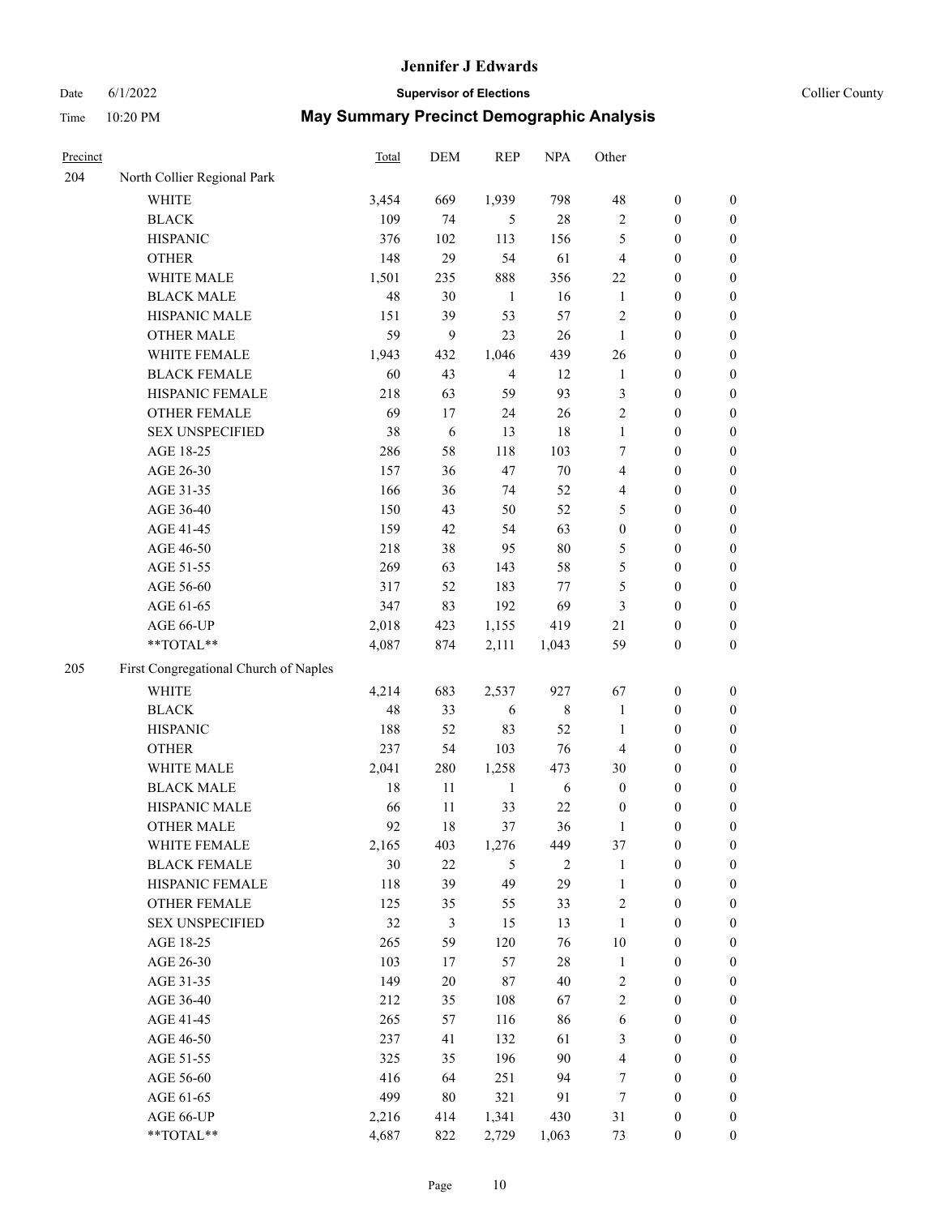# Jennifer J Edwards

Date 6/1/2022 **Supervisor of Elections** Collier County

Time 10:20 PM **May Summary Precinct Demographic Analysis**

| Precinct | | Total | DEM | REP | NPA | Other | | |
|---|---|---|---|---|---|---|---|---|
| 204 | North Collier Regional Park | | | | | | | |
| | WHITE | 3,454 | 669 | 1,939 | 798 | 48 | 0 | 0 |
| | BLACK | 109 | 74 | 5 | 28 | 2 | 0 | 0 |
| | HISPANIC | 376 | 102 | 113 | 156 | 5 | 0 | 0 |
| | OTHER | 148 | 29 | 54 | 61 | 4 | 0 | 0 |
| | WHITE MALE | 1,501 | 235 | 888 | 356 | 22 | 0 | 0 |
| | BLACK MALE | 48 | 30 | 1 | 16 | 1 | 0 | 0 |
| | HISPANIC MALE | 151 | 39 | 53 | 57 | 2 | 0 | 0 |
| | OTHER MALE | 59 | 9 | 23 | 26 | 1 | 0 | 0 |
| | WHITE FEMALE | 1,943 | 432 | 1,046 | 439 | 26 | 0 | 0 |
| | BLACK FEMALE | 60 | 43 | 4 | 12 | 1 | 0 | 0 |
| | HISPANIC FEMALE | 218 | 63 | 59 | 93 | 3 | 0 | 0 |
| | OTHER FEMALE | 69 | 17 | 24 | 26 | 2 | 0 | 0 |
| | SEX UNSPECIFIED | 38 | 6 | 13 | 18 | 1 | 0 | 0 |
| | AGE 18-25 | 286 | 58 | 118 | 103 | 7 | 0 | 0 |
| | AGE 26-30 | 157 | 36 | 47 | 70 | 4 | 0 | 0 |
| | AGE 31-35 | 166 | 36 | 74 | 52 | 4 | 0 | 0 |
| | AGE 36-40 | 150 | 43 | 50 | 52 | 5 | 0 | 0 |
| | AGE 41-45 | 159 | 42 | 54 | 63 | 0 | 0 | 0 |
| | AGE 46-50 | 218 | 38 | 95 | 80 | 5 | 0 | 0 |
| | AGE 51-55 | 269 | 63 | 143 | 58 | 5 | 0 | 0 |
| | AGE 56-60 | 317 | 52 | 183 | 77 | 5 | 0 | 0 |
| | AGE 61-65 | 347 | 83 | 192 | 69 | 3 | 0 | 0 |
| | AGE 66-UP | 2,018 | 423 | 1,155 | 419 | 21 | 0 | 0 |
| | **TOTAL** | 4,087 | 874 | 2,111 | 1,043 | 59 | 0 | 0 |
| 205 | First Congregational Church of Naples | | | | | | | |
| | WHITE | 4,214 | 683 | 2,537 | 927 | 67 | 0 | 0 |
| | BLACK | 48 | 33 | 6 | 8 | 1 | 0 | 0 |
| | HISPANIC | 188 | 52 | 83 | 52 | 1 | 0 | 0 |
| | OTHER | 237 | 54 | 103 | 76 | 4 | 0 | 0 |
| | WHITE MALE | 2,041 | 280 | 1,258 | 473 | 30 | 0 | 0 |
| | BLACK MALE | 18 | 11 | 1 | 6 | 0 | 0 | 0 |
| | HISPANIC MALE | 66 | 11 | 33 | 22 | 0 | 0 | 0 |
| | OTHER MALE | 92 | 18 | 37 | 36 | 1 | 0 | 0 |
| | WHITE FEMALE | 2,165 | 403 | 1,276 | 449 | 37 | 0 | 0 |
| | BLACK FEMALE | 30 | 22 | 5 | 2 | 1 | 0 | 0 |
| | HISPANIC FEMALE | 118 | 39 | 49 | 29 | 1 | 0 | 0 |
| | OTHER FEMALE | 125 | 35 | 55 | 33 | 2 | 0 | 0 |
| | SEX UNSPECIFIED | 32 | 3 | 15 | 13 | 1 | 0 | 0 |
| | AGE 18-25 | 265 | 59 | 120 | 76 | 10 | 0 | 0 |
| | AGE 26-30 | 103 | 17 | 57 | 28 | 1 | 0 | 0 |
| | AGE 31-35 | 149 | 20 | 87 | 40 | 2 | 0 | 0 |
| | AGE 36-40 | 212 | 35 | 108 | 67 | 2 | 0 | 0 |
| | AGE 41-45 | 265 | 57 | 116 | 86 | 6 | 0 | 0 |
| | AGE 46-50 | 237 | 41 | 132 | 61 | 3 | 0 | 0 |
| | AGE 51-55 | 325 | 35 | 196 | 90 | 4 | 0 | 0 |
| | AGE 56-60 | 416 | 64 | 251 | 94 | 7 | 0 | 0 |
| | AGE 61-65 | 499 | 80 | 321 | 91 | 7 | 0 | 0 |
| | AGE 66-UP | 2,216 | 414 | 1,341 | 430 | 31 | 0 | 0 |
| | **TOTAL** | 4,687 | 822 | 2,729 | 1,063 | 73 | 0 | 0 |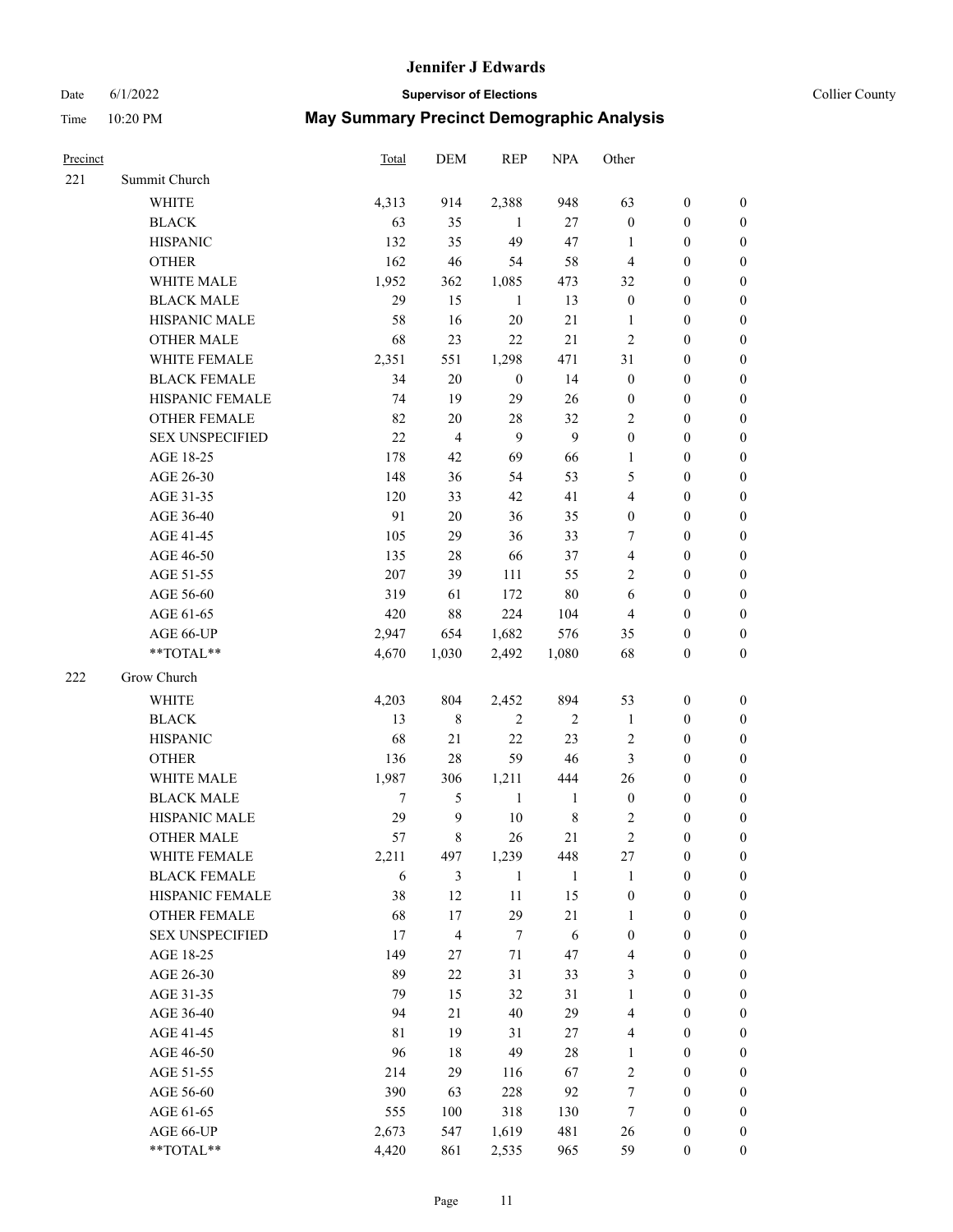# Jennifer J Edwards

Date 6/1/2022 — **Supervisor of Elections** — Collier County

Time 10:20 PM — **May Summary Precinct Demographic Analysis**

| Precinct | | Total | DEM | REP | NPA | Other | | |
|---|---|---|---|---|---|---|---|---|
| 221 | Summit Church | | | | | | | |
| | WHITE | 4,313 | 914 | 2,388 | 948 | 63 | 0 | 0 |
| | BLACK | 63 | 35 | 1 | 27 | 0 | 0 | 0 |
| | HISPANIC | 132 | 35 | 49 | 47 | 1 | 0 | 0 |
| | OTHER | 162 | 46 | 54 | 58 | 4 | 0 | 0 |
| | WHITE MALE | 1,952 | 362 | 1,085 | 473 | 32 | 0 | 0 |
| | BLACK MALE | 29 | 15 | 1 | 13 | 0 | 0 | 0 |
| | HISPANIC MALE | 58 | 16 | 20 | 21 | 1 | 0 | 0 |
| | OTHER MALE | 68 | 23 | 22 | 21 | 2 | 0 | 0 |
| | WHITE FEMALE | 2,351 | 551 | 1,298 | 471 | 31 | 0 | 0 |
| | BLACK FEMALE | 34 | 20 | 0 | 14 | 0 | 0 | 0 |
| | HISPANIC FEMALE | 74 | 19 | 29 | 26 | 0 | 0 | 0 |
| | OTHER FEMALE | 82 | 20 | 28 | 32 | 2 | 0 | 0 |
| | SEX UNSPECIFIED | 22 | 4 | 9 | 9 | 0 | 0 | 0 |
| | AGE 18-25 | 178 | 42 | 69 | 66 | 1 | 0 | 0 |
| | AGE 26-30 | 148 | 36 | 54 | 53 | 5 | 0 | 0 |
| | AGE 31-35 | 120 | 33 | 42 | 41 | 4 | 0 | 0 |
| | AGE 36-40 | 91 | 20 | 36 | 35 | 0 | 0 | 0 |
| | AGE 41-45 | 105 | 29 | 36 | 33 | 7 | 0 | 0 |
| | AGE 46-50 | 135 | 28 | 66 | 37 | 4 | 0 | 0 |
| | AGE 51-55 | 207 | 39 | 111 | 55 | 2 | 0 | 0 |
| | AGE 56-60 | 319 | 61 | 172 | 80 | 6 | 0 | 0 |
| | AGE 61-65 | 420 | 88 | 224 | 104 | 4 | 0 | 0 |
| | AGE 66-UP | 2,947 | 654 | 1,682 | 576 | 35 | 0 | 0 |
| | **TOTAL** | 4,670 | 1,030 | 2,492 | 1,080 | 68 | 0 | 0 |
| 222 | Grow Church | | | | | | | |
| | WHITE | 4,203 | 804 | 2,452 | 894 | 53 | 0 | 0 |
| | BLACK | 13 | 8 | 2 | 2 | 1 | 0 | 0 |
| | HISPANIC | 68 | 21 | 22 | 23 | 2 | 0 | 0 |
| | OTHER | 136 | 28 | 59 | 46 | 3 | 0 | 0 |
| | WHITE MALE | 1,987 | 306 | 1,211 | 444 | 26 | 0 | 0 |
| | BLACK MALE | 7 | 5 | 1 | 1 | 0 | 0 | 0 |
| | HISPANIC MALE | 29 | 9 | 10 | 8 | 2 | 0 | 0 |
| | OTHER MALE | 57 | 8 | 26 | 21 | 2 | 0 | 0 |
| | WHITE FEMALE | 2,211 | 497 | 1,239 | 448 | 27 | 0 | 0 |
| | BLACK FEMALE | 6 | 3 | 1 | 1 | 1 | 0 | 0 |
| | HISPANIC FEMALE | 38 | 12 | 11 | 15 | 0 | 0 | 0 |
| | OTHER FEMALE | 68 | 17 | 29 | 21 | 1 | 0 | 0 |
| | SEX UNSPECIFIED | 17 | 4 | 7 | 6 | 0 | 0 | 0 |
| | AGE 18-25 | 149 | 27 | 71 | 47 | 4 | 0 | 0 |
| | AGE 26-30 | 89 | 22 | 31 | 33 | 3 | 0 | 0 |
| | AGE 31-35 | 79 | 15 | 32 | 31 | 1 | 0 | 0 |
| | AGE 36-40 | 94 | 21 | 40 | 29 | 4 | 0 | 0 |
| | AGE 41-45 | 81 | 19 | 31 | 27 | 4 | 0 | 0 |
| | AGE 46-50 | 96 | 18 | 49 | 28 | 1 | 0 | 0 |
| | AGE 51-55 | 214 | 29 | 116 | 67 | 2 | 0 | 0 |
| | AGE 56-60 | 390 | 63 | 228 | 92 | 7 | 0 | 0 |
| | AGE 61-65 | 555 | 100 | 318 | 130 | 7 | 0 | 0 |
| | AGE 66-UP | 2,673 | 547 | 1,619 | 481 | 26 | 0 | 0 |
| | **TOTAL** | 4,420 | 861 | 2,535 | 965 | 59 | 0 | 0 |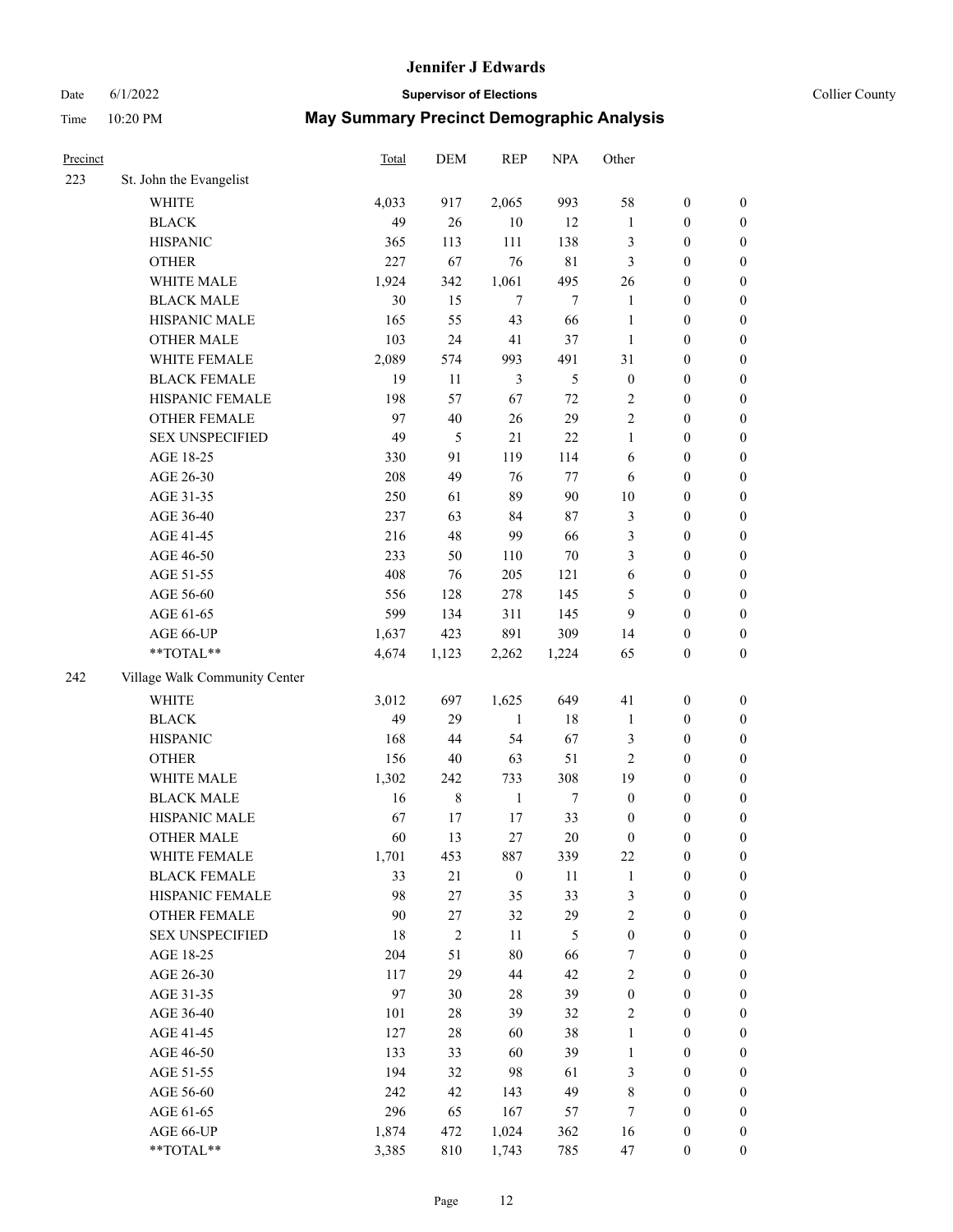# Jennifer J Edwards

Date 6/1/2022 **Supervisor of Elections** Collier County

Time 10:20 PM **May Summary Precinct Demographic Analysis**

| Precinct | | Total | DEM | REP | NPA | Other | | |
|---|---|---|---|---|---|---|---|---|
| 223 | St. John the Evangelist | | | | | | | |
| | WHITE | 4,033 | 917 | 2,065 | 993 | 58 | 0 | 0 |
| | BLACK | 49 | 26 | 10 | 12 | 1 | 0 | 0 |
| | HISPANIC | 365 | 113 | 111 | 138 | 3 | 0 | 0 |
| | OTHER | 227 | 67 | 76 | 81 | 3 | 0 | 0 |
| | WHITE MALE | 1,924 | 342 | 1,061 | 495 | 26 | 0 | 0 |
| | BLACK MALE | 30 | 15 | 7 | 7 | 1 | 0 | 0 |
| | HISPANIC MALE | 165 | 55 | 43 | 66 | 1 | 0 | 0 |
| | OTHER MALE | 103 | 24 | 41 | 37 | 1 | 0 | 0 |
| | WHITE FEMALE | 2,089 | 574 | 993 | 491 | 31 | 0 | 0 |
| | BLACK FEMALE | 19 | 11 | 3 | 5 | 0 | 0 | 0 |
| | HISPANIC FEMALE | 198 | 57 | 67 | 72 | 2 | 0 | 0 |
| | OTHER FEMALE | 97 | 40 | 26 | 29 | 2 | 0 | 0 |
| | SEX UNSPECIFIED | 49 | 5 | 21 | 22 | 1 | 0 | 0 |
| | AGE 18-25 | 330 | 91 | 119 | 114 | 6 | 0 | 0 |
| | AGE 26-30 | 208 | 49 | 76 | 77 | 6 | 0 | 0 |
| | AGE 31-35 | 250 | 61 | 89 | 90 | 10 | 0 | 0 |
| | AGE 36-40 | 237 | 63 | 84 | 87 | 3 | 0 | 0 |
| | AGE 41-45 | 216 | 48 | 99 | 66 | 3 | 0 | 0 |
| | AGE 46-50 | 233 | 50 | 110 | 70 | 3 | 0 | 0 |
| | AGE 51-55 | 408 | 76 | 205 | 121 | 6 | 0 | 0 |
| | AGE 56-60 | 556 | 128 | 278 | 145 | 5 | 0 | 0 |
| | AGE 61-65 | 599 | 134 | 311 | 145 | 9 | 0 | 0 |
| | AGE 66-UP | 1,637 | 423 | 891 | 309 | 14 | 0 | 0 |
| | **TOTAL** | 4,674 | 1,123 | 2,262 | 1,224 | 65 | 0 | 0 |
| 242 | Village Walk Community Center | | | | | | | |
| | WHITE | 3,012 | 697 | 1,625 | 649 | 41 | 0 | 0 |
| | BLACK | 49 | 29 | 1 | 18 | 1 | 0 | 0 |
| | HISPANIC | 168 | 44 | 54 | 67 | 3 | 0 | 0 |
| | OTHER | 156 | 40 | 63 | 51 | 2 | 0 | 0 |
| | WHITE MALE | 1,302 | 242 | 733 | 308 | 19 | 0 | 0 |
| | BLACK MALE | 16 | 8 | 1 | 7 | 0 | 0 | 0 |
| | HISPANIC MALE | 67 | 17 | 17 | 33 | 0 | 0 | 0 |
| | OTHER MALE | 60 | 13 | 27 | 20 | 0 | 0 | 0 |
| | WHITE FEMALE | 1,701 | 453 | 887 | 339 | 22 | 0 | 0 |
| | BLACK FEMALE | 33 | 21 | 0 | 11 | 1 | 0 | 0 |
| | HISPANIC FEMALE | 98 | 27 | 35 | 33 | 3 | 0 | 0 |
| | OTHER FEMALE | 90 | 27 | 32 | 29 | 2 | 0 | 0 |
| | SEX UNSPECIFIED | 18 | 2 | 11 | 5 | 0 | 0 | 0 |
| | AGE 18-25 | 204 | 51 | 80 | 66 | 7 | 0 | 0 |
| | AGE 26-30 | 117 | 29 | 44 | 42 | 2 | 0 | 0 |
| | AGE 31-35 | 97 | 30 | 28 | 39 | 0 | 0 | 0 |
| | AGE 36-40 | 101 | 28 | 39 | 32 | 2 | 0 | 0 |
| | AGE 41-45 | 127 | 28 | 60 | 38 | 1 | 0 | 0 |
| | AGE 46-50 | 133 | 33 | 60 | 39 | 1 | 0 | 0 |
| | AGE 51-55 | 194 | 32 | 98 | 61 | 3 | 0 | 0 |
| | AGE 56-60 | 242 | 42 | 143 | 49 | 8 | 0 | 0 |
| | AGE 61-65 | 296 | 65 | 167 | 57 | 7 | 0 | 0 |
| | AGE 66-UP | 1,874 | 472 | 1,024 | 362 | 16 | 0 | 0 |
| | **TOTAL** | 3,385 | 810 | 1,743 | 785 | 47 | 0 | 0 |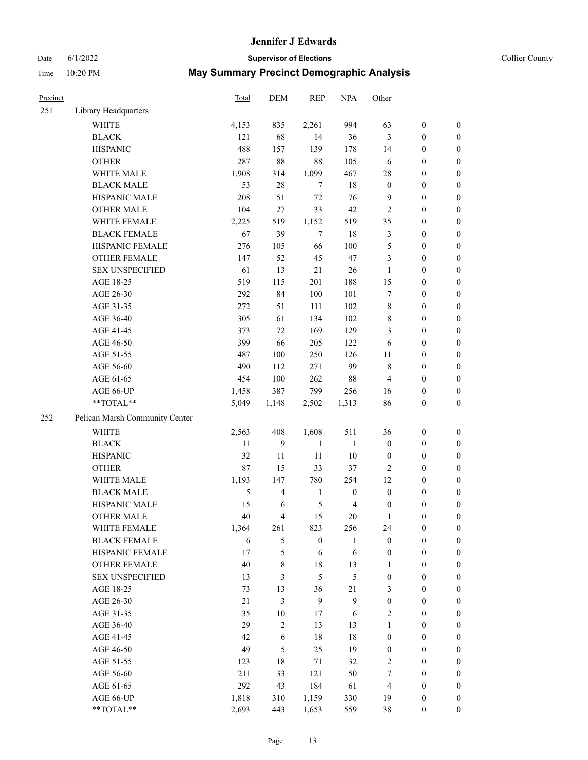# Jennifer J Edwards

Date 6/1/2022 **Supervisor of Elections** Collier County

Time 10:20 PM **May Summary Precinct Demographic Analysis**

| Precinct | | Total | DEM | REP | NPA | Other | | |
|---|---|---|---|---|---|---|---|---|
| 251 | Library Headquarters | | | | | | | |
| | WHITE | 4,153 | 835 | 2,261 | 994 | 63 | 0 | 0 |
| | BLACK | 121 | 68 | 14 | 36 | 3 | 0 | 0 |
| | HISPANIC | 488 | 157 | 139 | 178 | 14 | 0 | 0 |
| | OTHER | 287 | 88 | 88 | 105 | 6 | 0 | 0 |
| | WHITE MALE | 1,908 | 314 | 1,099 | 467 | 28 | 0 | 0 |
| | BLACK MALE | 53 | 28 | 7 | 18 | 0 | 0 | 0 |
| | HISPANIC MALE | 208 | 51 | 72 | 76 | 9 | 0 | 0 |
| | OTHER MALE | 104 | 27 | 33 | 42 | 2 | 0 | 0 |
| | WHITE FEMALE | 2,225 | 519 | 1,152 | 519 | 35 | 0 | 0 |
| | BLACK FEMALE | 67 | 39 | 7 | 18 | 3 | 0 | 0 |
| | HISPANIC FEMALE | 276 | 105 | 66 | 100 | 5 | 0 | 0 |
| | OTHER FEMALE | 147 | 52 | 45 | 47 | 3 | 0 | 0 |
| | SEX UNSPECIFIED | 61 | 13 | 21 | 26 | 1 | 0 | 0 |
| | AGE 18-25 | 519 | 115 | 201 | 188 | 15 | 0 | 0 |
| | AGE 26-30 | 292 | 84 | 100 | 101 | 7 | 0 | 0 |
| | AGE 31-35 | 272 | 51 | 111 | 102 | 8 | 0 | 0 |
| | AGE 36-40 | 305 | 61 | 134 | 102 | 8 | 0 | 0 |
| | AGE 41-45 | 373 | 72 | 169 | 129 | 3 | 0 | 0 |
| | AGE 46-50 | 399 | 66 | 205 | 122 | 6 | 0 | 0 |
| | AGE 51-55 | 487 | 100 | 250 | 126 | 11 | 0 | 0 |
| | AGE 56-60 | 490 | 112 | 271 | 99 | 8 | 0 | 0 |
| | AGE 61-65 | 454 | 100 | 262 | 88 | 4 | 0 | 0 |
| | AGE 66-UP | 1,458 | 387 | 799 | 256 | 16 | 0 | 0 |
| | **TOTAL** | 5,049 | 1,148 | 2,502 | 1,313 | 86 | 0 | 0 |
| 252 | Pelican Marsh Community Center | | | | | | | |
| | WHITE | 2,563 | 408 | 1,608 | 511 | 36 | 0 | 0 |
| | BLACK | 11 | 9 | 1 | 1 | 0 | 0 | 0 |
| | HISPANIC | 32 | 11 | 11 | 10 | 0 | 0 | 0 |
| | OTHER | 87 | 15 | 33 | 37 | 2 | 0 | 0 |
| | WHITE MALE | 1,193 | 147 | 780 | 254 | 12 | 0 | 0 |
| | BLACK MALE | 5 | 4 | 1 | 0 | 0 | 0 | 0 |
| | HISPANIC MALE | 15 | 6 | 5 | 4 | 0 | 0 | 0 |
| | OTHER MALE | 40 | 4 | 15 | 20 | 1 | 0 | 0 |
| | WHITE FEMALE | 1,364 | 261 | 823 | 256 | 24 | 0 | 0 |
| | BLACK FEMALE | 6 | 5 | 0 | 1 | 0 | 0 | 0 |
| | HISPANIC FEMALE | 17 | 5 | 6 | 6 | 0 | 0 | 0 |
| | OTHER FEMALE | 40 | 8 | 18 | 13 | 1 | 0 | 0 |
| | SEX UNSPECIFIED | 13 | 3 | 5 | 5 | 0 | 0 | 0 |
| | AGE 18-25 | 73 | 13 | 36 | 21 | 3 | 0 | 0 |
| | AGE 26-30 | 21 | 3 | 9 | 9 | 0 | 0 | 0 |
| | AGE 31-35 | 35 | 10 | 17 | 6 | 2 | 0 | 0 |
| | AGE 36-40 | 29 | 2 | 13 | 13 | 1 | 0 | 0 |
| | AGE 41-45 | 42 | 6 | 18 | 18 | 0 | 0 | 0 |
| | AGE 46-50 | 49 | 5 | 25 | 19 | 0 | 0 | 0 |
| | AGE 51-55 | 123 | 18 | 71 | 32 | 2 | 0 | 0 |
| | AGE 56-60 | 211 | 33 | 121 | 50 | 7 | 0 | 0 |
| | AGE 61-65 | 292 | 43 | 184 | 61 | 4 | 0 | 0 |
| | AGE 66-UP | 1,818 | 310 | 1,159 | 330 | 19 | 0 | 0 |
| | **TOTAL** | 2,693 | 443 | 1,653 | 559 | 38 | 0 | 0 |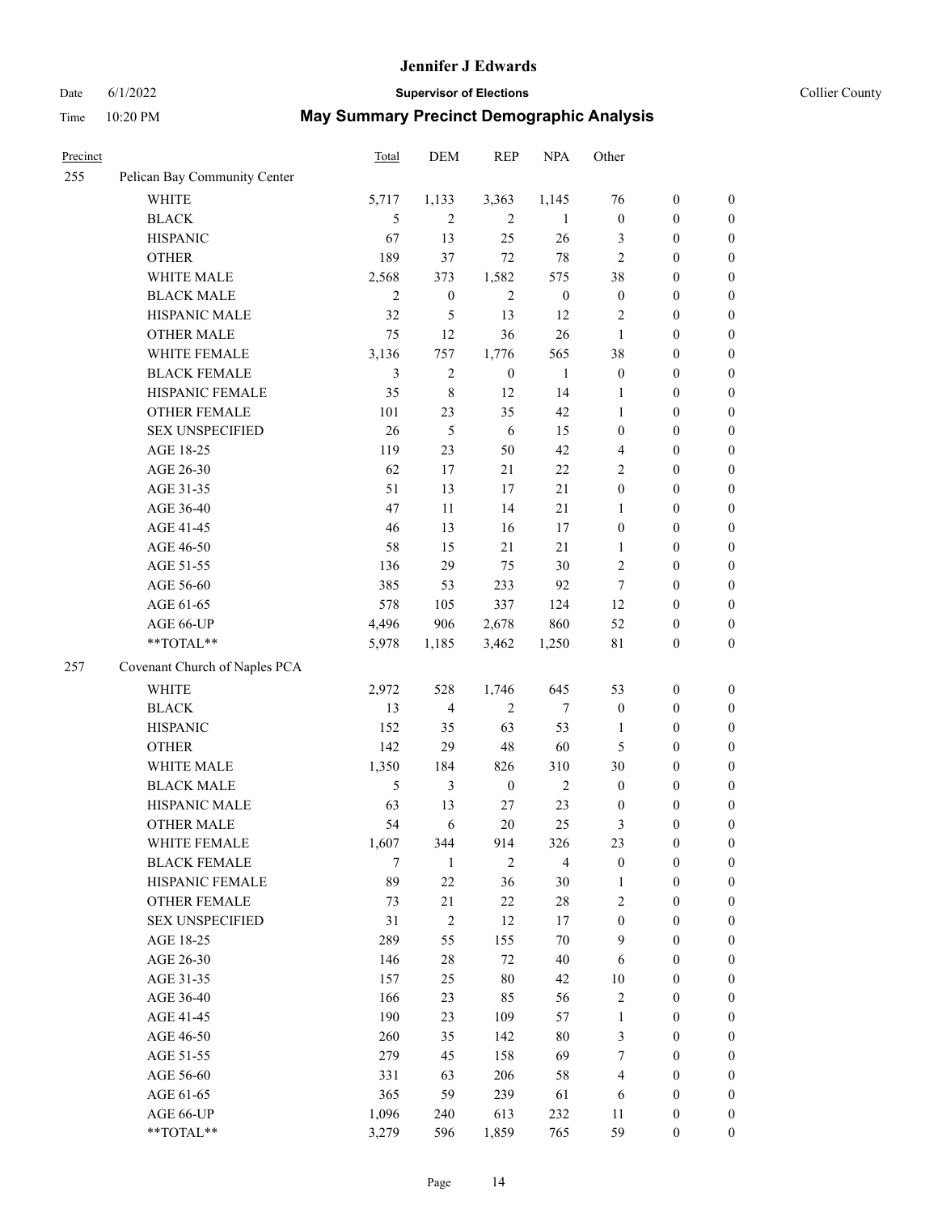# Jennifer J Edwards

Date 6/1/2022 **Supervisor of Elections** Collier County

Time 10:20 PM **May Summary Precinct Demographic Analysis**

| Precinct | | Total | DEM | REP | NPA | Other | | |
|---|---|---|---|---|---|---|---|---|
| 255 | Pelican Bay Community Center | | | | | | | |
| | WHITE | 5,717 | 1,133 | 3,363 | 1,145 | 76 | 0 | 0 |
| | BLACK | 5 | 2 | 2 | 1 | 0 | 0 | 0 |
| | HISPANIC | 67 | 13 | 25 | 26 | 3 | 0 | 0 |
| | OTHER | 189 | 37 | 72 | 78 | 2 | 0 | 0 |
| | WHITE MALE | 2,568 | 373 | 1,582 | 575 | 38 | 0 | 0 |
| | BLACK MALE | 2 | 0 | 2 | 0 | 0 | 0 | 0 |
| | HISPANIC MALE | 32 | 5 | 13 | 12 | 2 | 0 | 0 |
| | OTHER MALE | 75 | 12 | 36 | 26 | 1 | 0 | 0 |
| | WHITE FEMALE | 3,136 | 757 | 1,776 | 565 | 38 | 0 | 0 |
| | BLACK FEMALE | 3 | 2 | 0 | 1 | 0 | 0 | 0 |
| | HISPANIC FEMALE | 35 | 8 | 12 | 14 | 1 | 0 | 0 |
| | OTHER FEMALE | 101 | 23 | 35 | 42 | 1 | 0 | 0 |
| | SEX UNSPECIFIED | 26 | 5 | 6 | 15 | 0 | 0 | 0 |
| | AGE 18-25 | 119 | 23 | 50 | 42 | 4 | 0 | 0 |
| | AGE 26-30 | 62 | 17 | 21 | 22 | 2 | 0 | 0 |
| | AGE 31-35 | 51 | 13 | 17 | 21 | 0 | 0 | 0 |
| | AGE 36-40 | 47 | 11 | 14 | 21 | 1 | 0 | 0 |
| | AGE 41-45 | 46 | 13 | 16 | 17 | 0 | 0 | 0 |
| | AGE 46-50 | 58 | 15 | 21 | 21 | 1 | 0 | 0 |
| | AGE 51-55 | 136 | 29 | 75 | 30 | 2 | 0 | 0 |
| | AGE 56-60 | 385 | 53 | 233 | 92 | 7 | 0 | 0 |
| | AGE 61-65 | 578 | 105 | 337 | 124 | 12 | 0 | 0 |
| | AGE 66-UP | 4,496 | 906 | 2,678 | 860 | 52 | 0 | 0 |
| | **TOTAL** | 5,978 | 1,185 | 3,462 | 1,250 | 81 | 0 | 0 |
| 257 | Covenant Church of Naples PCA | | | | | | | |
| | WHITE | 2,972 | 528 | 1,746 | 645 | 53 | 0 | 0 |
| | BLACK | 13 | 4 | 2 | 7 | 0 | 0 | 0 |
| | HISPANIC | 152 | 35 | 63 | 53 | 1 | 0 | 0 |
| | OTHER | 142 | 29 | 48 | 60 | 5 | 0 | 0 |
| | WHITE MALE | 1,350 | 184 | 826 | 310 | 30 | 0 | 0 |
| | BLACK MALE | 5 | 3 | 0 | 2 | 0 | 0 | 0 |
| | HISPANIC MALE | 63 | 13 | 27 | 23 | 0 | 0 | 0 |
| | OTHER MALE | 54 | 6 | 20 | 25 | 3 | 0 | 0 |
| | WHITE FEMALE | 1,607 | 344 | 914 | 326 | 23 | 0 | 0 |
| | BLACK FEMALE | 7 | 1 | 2 | 4 | 0 | 0 | 0 |
| | HISPANIC FEMALE | 89 | 22 | 36 | 30 | 1 | 0 | 0 |
| | OTHER FEMALE | 73 | 21 | 22 | 28 | 2 | 0 | 0 |
| | SEX UNSPECIFIED | 31 | 2 | 12 | 17 | 0 | 0 | 0 |
| | AGE 18-25 | 289 | 55 | 155 | 70 | 9 | 0 | 0 |
| | AGE 26-30 | 146 | 28 | 72 | 40 | 6 | 0 | 0 |
| | AGE 31-35 | 157 | 25 | 80 | 42 | 10 | 0 | 0 |
| | AGE 36-40 | 166 | 23 | 85 | 56 | 2 | 0 | 0 |
| | AGE 41-45 | 190 | 23 | 109 | 57 | 1 | 0 | 0 |
| | AGE 46-50 | 260 | 35 | 142 | 80 | 3 | 0 | 0 |
| | AGE 51-55 | 279 | 45 | 158 | 69 | 7 | 0 | 0 |
| | AGE 56-60 | 331 | 63 | 206 | 58 | 4 | 0 | 0 |
| | AGE 61-65 | 365 | 59 | 239 | 61 | 6 | 0 | 0 |
| | AGE 66-UP | 1,096 | 240 | 613 | 232 | 11 | 0 | 0 |
| | **TOTAL** | 3,279 | 596 | 1,859 | 765 | 59 | 0 | 0 |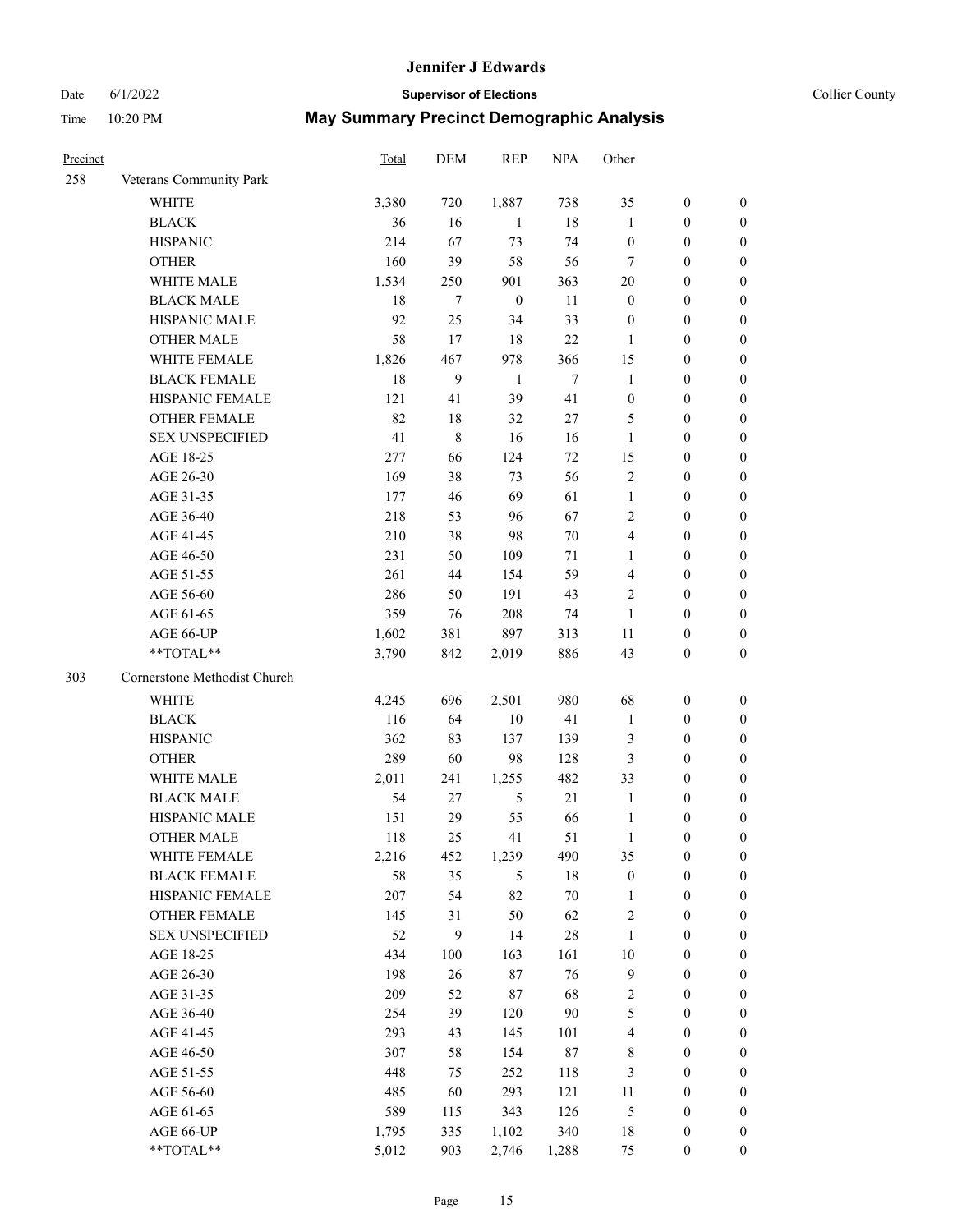# Jennifer J Edwards

Date 6/1/2022 — **Supervisor of Elections** — Collier County

Time 10:20 PM — **May Summary Precinct Demographic Analysis**

| Precinct | | Total | DEM | REP | NPA | Other | | |
|---|---|---|---|---|---|---|---|---|
| 258 | Veterans Community Park | | | | | | | |
| | WHITE | 3,380 | 720 | 1,887 | 738 | 35 | 0 | 0 |
| | BLACK | 36 | 16 | 1 | 18 | 1 | 0 | 0 |
| | HISPANIC | 214 | 67 | 73 | 74 | 0 | 0 | 0 |
| | OTHER | 160 | 39 | 58 | 56 | 7 | 0 | 0 |
| | WHITE MALE | 1,534 | 250 | 901 | 363 | 20 | 0 | 0 |
| | BLACK MALE | 18 | 7 | 0 | 11 | 0 | 0 | 0 |
| | HISPANIC MALE | 92 | 25 | 34 | 33 | 0 | 0 | 0 |
| | OTHER MALE | 58 | 17 | 18 | 22 | 1 | 0 | 0 |
| | WHITE FEMALE | 1,826 | 467 | 978 | 366 | 15 | 0 | 0 |
| | BLACK FEMALE | 18 | 9 | 1 | 7 | 1 | 0 | 0 |
| | HISPANIC FEMALE | 121 | 41 | 39 | 41 | 0 | 0 | 0 |
| | OTHER FEMALE | 82 | 18 | 32 | 27 | 5 | 0 | 0 |
| | SEX UNSPECIFIED | 41 | 8 | 16 | 16 | 1 | 0 | 0 |
| | AGE 18-25 | 277 | 66 | 124 | 72 | 15 | 0 | 0 |
| | AGE 26-30 | 169 | 38 | 73 | 56 | 2 | 0 | 0 |
| | AGE 31-35 | 177 | 46 | 69 | 61 | 1 | 0 | 0 |
| | AGE 36-40 | 218 | 53 | 96 | 67 | 2 | 0 | 0 |
| | AGE 41-45 | 210 | 38 | 98 | 70 | 4 | 0 | 0 |
| | AGE 46-50 | 231 | 50 | 109 | 71 | 1 | 0 | 0 |
| | AGE 51-55 | 261 | 44 | 154 | 59 | 4 | 0 | 0 |
| | AGE 56-60 | 286 | 50 | 191 | 43 | 2 | 0 | 0 |
| | AGE 61-65 | 359 | 76 | 208 | 74 | 1 | 0 | 0 |
| | AGE 66-UP | 1,602 | 381 | 897 | 313 | 11 | 0 | 0 |
| | **TOTAL** | 3,790 | 842 | 2,019 | 886 | 43 | 0 | 0 |
| 303 | Cornerstone Methodist Church | | | | | | | |
| | WHITE | 4,245 | 696 | 2,501 | 980 | 68 | 0 | 0 |
| | BLACK | 116 | 64 | 10 | 41 | 1 | 0 | 0 |
| | HISPANIC | 362 | 83 | 137 | 139 | 3 | 0 | 0 |
| | OTHER | 289 | 60 | 98 | 128 | 3 | 0 | 0 |
| | WHITE MALE | 2,011 | 241 | 1,255 | 482 | 33 | 0 | 0 |
| | BLACK MALE | 54 | 27 | 5 | 21 | 1 | 0 | 0 |
| | HISPANIC MALE | 151 | 29 | 55 | 66 | 1 | 0 | 0 |
| | OTHER MALE | 118 | 25 | 41 | 51 | 1 | 0 | 0 |
| | WHITE FEMALE | 2,216 | 452 | 1,239 | 490 | 35 | 0 | 0 |
| | BLACK FEMALE | 58 | 35 | 5 | 18 | 0 | 0 | 0 |
| | HISPANIC FEMALE | 207 | 54 | 82 | 70 | 1 | 0 | 0 |
| | OTHER FEMALE | 145 | 31 | 50 | 62 | 2 | 0 | 0 |
| | SEX UNSPECIFIED | 52 | 9 | 14 | 28 | 1 | 0 | 0 |
| | AGE 18-25 | 434 | 100 | 163 | 161 | 10 | 0 | 0 |
| | AGE 26-30 | 198 | 26 | 87 | 76 | 9 | 0 | 0 |
| | AGE 31-35 | 209 | 52 | 87 | 68 | 2 | 0 | 0 |
| | AGE 36-40 | 254 | 39 | 120 | 90 | 5 | 0 | 0 |
| | AGE 41-45 | 293 | 43 | 145 | 101 | 4 | 0 | 0 |
| | AGE 46-50 | 307 | 58 | 154 | 87 | 8 | 0 | 0 |
| | AGE 51-55 | 448 | 75 | 252 | 118 | 3 | 0 | 0 |
| | AGE 56-60 | 485 | 60 | 293 | 121 | 11 | 0 | 0 |
| | AGE 61-65 | 589 | 115 | 343 | 126 | 5 | 0 | 0 |
| | AGE 66-UP | 1,795 | 335 | 1,102 | 340 | 18 | 0 | 0 |
| | **TOTAL** | 5,012 | 903 | 2,746 | 1,288 | 75 | 0 | 0 |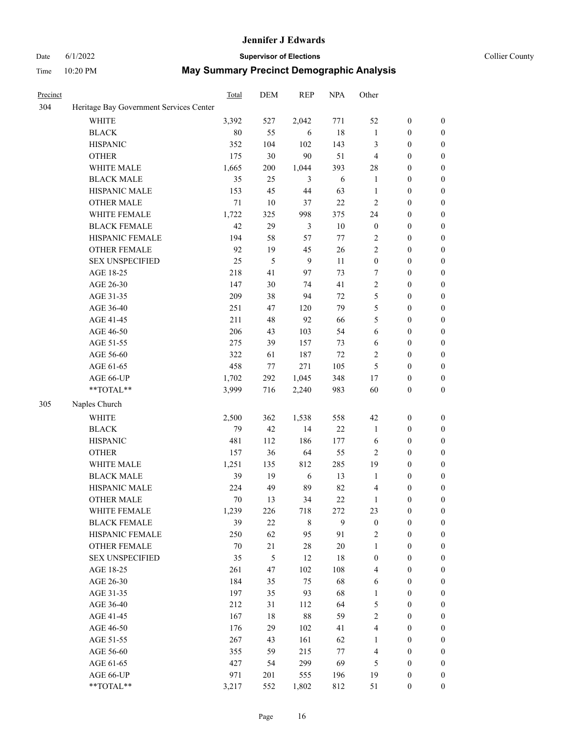# Jennifer J Edwards

Date 6/1/2022 **Supervisor of Elections** Collier County

Time 10:20 PM **May Summary Precinct Demographic Analysis**

| Precinct | | Total | DEM | REP | NPA | Other | | |
|---|---|---|---|---|---|---|---|---|
| 304 | Heritage Bay Government Services Center | | | | | | | |
| | WHITE | 3,392 | 527 | 2,042 | 771 | 52 | 0 | 0 |
| | BLACK | 80 | 55 | 6 | 18 | 1 | 0 | 0 |
| | HISPANIC | 352 | 104 | 102 | 143 | 3 | 0 | 0 |
| | OTHER | 175 | 30 | 90 | 51 | 4 | 0 | 0 |
| | WHITE MALE | 1,665 | 200 | 1,044 | 393 | 28 | 0 | 0 |
| | BLACK MALE | 35 | 25 | 3 | 6 | 1 | 0 | 0 |
| | HISPANIC MALE | 153 | 45 | 44 | 63 | 1 | 0 | 0 |
| | OTHER MALE | 71 | 10 | 37 | 22 | 2 | 0 | 0 |
| | WHITE FEMALE | 1,722 | 325 | 998 | 375 | 24 | 0 | 0 |
| | BLACK FEMALE | 42 | 29 | 3 | 10 | 0 | 0 | 0 |
| | HISPANIC FEMALE | 194 | 58 | 57 | 77 | 2 | 0 | 0 |
| | OTHER FEMALE | 92 | 19 | 45 | 26 | 2 | 0 | 0 |
| | SEX UNSPECIFIED | 25 | 5 | 9 | 11 | 0 | 0 | 0 |
| | AGE 18-25 | 218 | 41 | 97 | 73 | 7 | 0 | 0 |
| | AGE 26-30 | 147 | 30 | 74 | 41 | 2 | 0 | 0 |
| | AGE 31-35 | 209 | 38 | 94 | 72 | 5 | 0 | 0 |
| | AGE 36-40 | 251 | 47 | 120 | 79 | 5 | 0 | 0 |
| | AGE 41-45 | 211 | 48 | 92 | 66 | 5 | 0 | 0 |
| | AGE 46-50 | 206 | 43 | 103 | 54 | 6 | 0 | 0 |
| | AGE 51-55 | 275 | 39 | 157 | 73 | 6 | 0 | 0 |
| | AGE 56-60 | 322 | 61 | 187 | 72 | 2 | 0 | 0 |
| | AGE 61-65 | 458 | 77 | 271 | 105 | 5 | 0 | 0 |
| | AGE 66-UP | 1,702 | 292 | 1,045 | 348 | 17 | 0 | 0 |
| | **TOTAL** | 3,999 | 716 | 2,240 | 983 | 60 | 0 | 0 |
| 305 | Naples Church | | | | | | | |
| | WHITE | 2,500 | 362 | 1,538 | 558 | 42 | 0 | 0 |
| | BLACK | 79 | 42 | 14 | 22 | 1 | 0 | 0 |
| | HISPANIC | 481 | 112 | 186 | 177 | 6 | 0 | 0 |
| | OTHER | 157 | 36 | 64 | 55 | 2 | 0 | 0 |
| | WHITE MALE | 1,251 | 135 | 812 | 285 | 19 | 0 | 0 |
| | BLACK MALE | 39 | 19 | 6 | 13 | 1 | 0 | 0 |
| | HISPANIC MALE | 224 | 49 | 89 | 82 | 4 | 0 | 0 |
| | OTHER MALE | 70 | 13 | 34 | 22 | 1 | 0 | 0 |
| | WHITE FEMALE | 1,239 | 226 | 718 | 272 | 23 | 0 | 0 |
| | BLACK FEMALE | 39 | 22 | 8 | 9 | 0 | 0 | 0 |
| | HISPANIC FEMALE | 250 | 62 | 95 | 91 | 2 | 0 | 0 |
| | OTHER FEMALE | 70 | 21 | 28 | 20 | 1 | 0 | 0 |
| | SEX UNSPECIFIED | 35 | 5 | 12 | 18 | 0 | 0 | 0 |
| | AGE 18-25 | 261 | 47 | 102 | 108 | 4 | 0 | 0 |
| | AGE 26-30 | 184 | 35 | 75 | 68 | 6 | 0 | 0 |
| | AGE 31-35 | 197 | 35 | 93 | 68 | 1 | 0 | 0 |
| | AGE 36-40 | 212 | 31 | 112 | 64 | 5 | 0 | 0 |
| | AGE 41-45 | 167 | 18 | 88 | 59 | 2 | 0 | 0 |
| | AGE 46-50 | 176 | 29 | 102 | 41 | 4 | 0 | 0 |
| | AGE 51-55 | 267 | 43 | 161 | 62 | 1 | 0 | 0 |
| | AGE 56-60 | 355 | 59 | 215 | 77 | 4 | 0 | 0 |
| | AGE 61-65 | 427 | 54 | 299 | 69 | 5 | 0 | 0 |
| | AGE 66-UP | 971 | 201 | 555 | 196 | 19 | 0 | 0 |
| | **TOTAL** | 3,217 | 552 | 1,802 | 812 | 51 | 0 | 0 |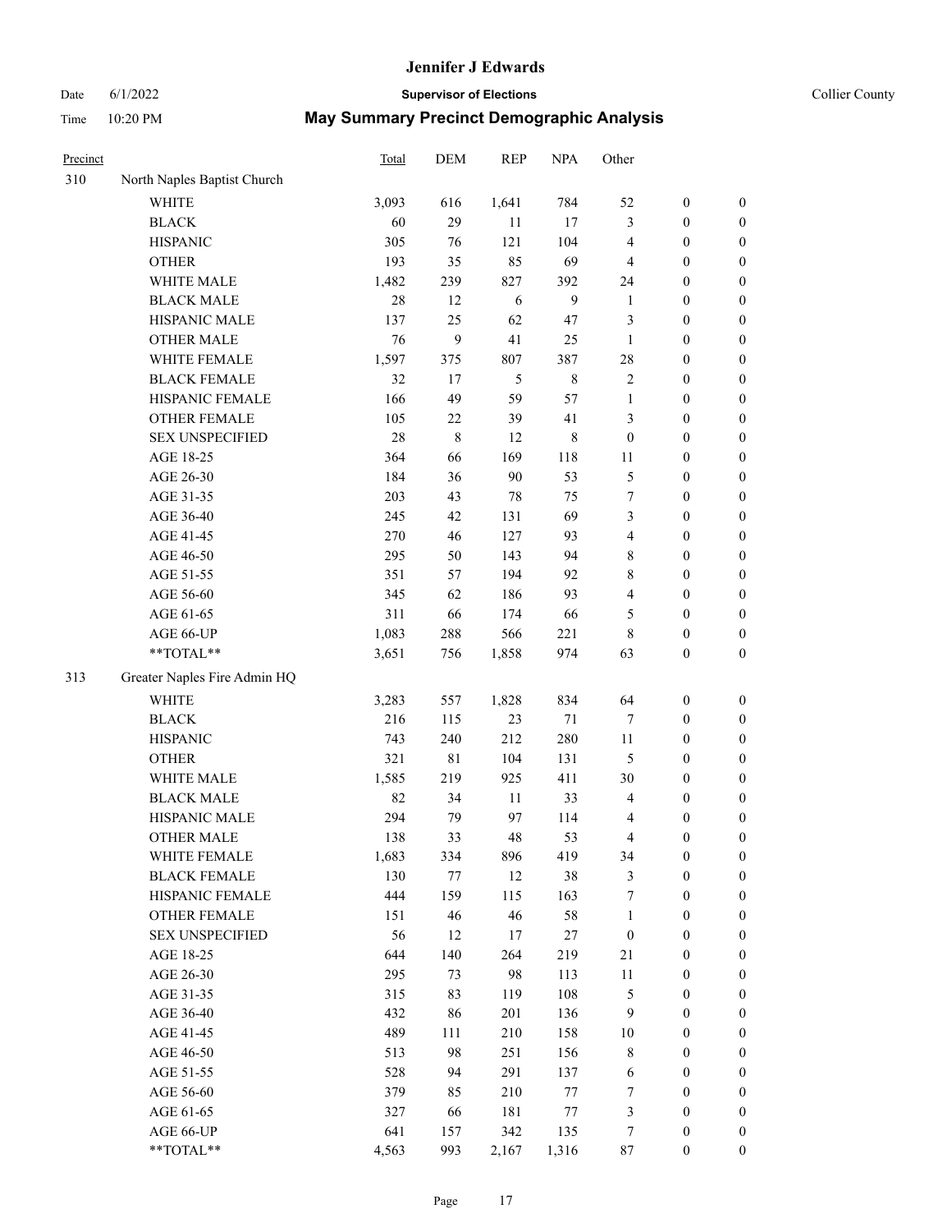# Jennifer J Edwards

Date 6/1/2022 **Supervisor of Elections** Collier County

Time 10:20 PM **May Summary Precinct Demographic Analysis**

| Precinct | | Total | DEM | REP | NPA | Other | | |
|---|---|---|---|---|---|---|---|---|
| 310 | North Naples Baptist Church | | | | | | | |
| | WHITE | 3,093 | 616 | 1,641 | 784 | 52 | 0 | 0 |
| | BLACK | 60 | 29 | 11 | 17 | 3 | 0 | 0 |
| | HISPANIC | 305 | 76 | 121 | 104 | 4 | 0 | 0 |
| | OTHER | 193 | 35 | 85 | 69 | 4 | 0 | 0 |
| | WHITE MALE | 1,482 | 239 | 827 | 392 | 24 | 0 | 0 |
| | BLACK MALE | 28 | 12 | 6 | 9 | 1 | 0 | 0 |
| | HISPANIC MALE | 137 | 25 | 62 | 47 | 3 | 0 | 0 |
| | OTHER MALE | 76 | 9 | 41 | 25 | 1 | 0 | 0 |
| | WHITE FEMALE | 1,597 | 375 | 807 | 387 | 28 | 0 | 0 |
| | BLACK FEMALE | 32 | 17 | 5 | 8 | 2 | 0 | 0 |
| | HISPANIC FEMALE | 166 | 49 | 59 | 57 | 1 | 0 | 0 |
| | OTHER FEMALE | 105 | 22 | 39 | 41 | 3 | 0 | 0 |
| | SEX UNSPECIFIED | 28 | 8 | 12 | 8 | 0 | 0 | 0 |
| | AGE 18-25 | 364 | 66 | 169 | 118 | 11 | 0 | 0 |
| | AGE 26-30 | 184 | 36 | 90 | 53 | 5 | 0 | 0 |
| | AGE 31-35 | 203 | 43 | 78 | 75 | 7 | 0 | 0 |
| | AGE 36-40 | 245 | 42 | 131 | 69 | 3 | 0 | 0 |
| | AGE 41-45 | 270 | 46 | 127 | 93 | 4 | 0 | 0 |
| | AGE 46-50 | 295 | 50 | 143 | 94 | 8 | 0 | 0 |
| | AGE 51-55 | 351 | 57 | 194 | 92 | 8 | 0 | 0 |
| | AGE 56-60 | 345 | 62 | 186 | 93 | 4 | 0 | 0 |
| | AGE 61-65 | 311 | 66 | 174 | 66 | 5 | 0 | 0 |
| | AGE 66-UP | 1,083 | 288 | 566 | 221 | 8 | 0 | 0 |
| | **TOTAL** | 3,651 | 756 | 1,858 | 974 | 63 | 0 | 0 |
| 313 | Greater Naples Fire Admin HQ | | | | | | | |
| | WHITE | 3,283 | 557 | 1,828 | 834 | 64 | 0 | 0 |
| | BLACK | 216 | 115 | 23 | 71 | 7 | 0 | 0 |
| | HISPANIC | 743 | 240 | 212 | 280 | 11 | 0 | 0 |
| | OTHER | 321 | 81 | 104 | 131 | 5 | 0 | 0 |
| | WHITE MALE | 1,585 | 219 | 925 | 411 | 30 | 0 | 0 |
| | BLACK MALE | 82 | 34 | 11 | 33 | 4 | 0 | 0 |
| | HISPANIC MALE | 294 | 79 | 97 | 114 | 4 | 0 | 0 |
| | OTHER MALE | 138 | 33 | 48 | 53 | 4 | 0 | 0 |
| | WHITE FEMALE | 1,683 | 334 | 896 | 419 | 34 | 0 | 0 |
| | BLACK FEMALE | 130 | 77 | 12 | 38 | 3 | 0 | 0 |
| | HISPANIC FEMALE | 444 | 159 | 115 | 163 | 7 | 0 | 0 |
| | OTHER FEMALE | 151 | 46 | 46 | 58 | 1 | 0 | 0 |
| | SEX UNSPECIFIED | 56 | 12 | 17 | 27 | 0 | 0 | 0 |
| | AGE 18-25 | 644 | 140 | 264 | 219 | 21 | 0 | 0 |
| | AGE 26-30 | 295 | 73 | 98 | 113 | 11 | 0 | 0 |
| | AGE 31-35 | 315 | 83 | 119 | 108 | 5 | 0 | 0 |
| | AGE 36-40 | 432 | 86 | 201 | 136 | 9 | 0 | 0 |
| | AGE 41-45 | 489 | 111 | 210 | 158 | 10 | 0 | 0 |
| | AGE 46-50 | 513 | 98 | 251 | 156 | 8 | 0 | 0 |
| | AGE 51-55 | 528 | 94 | 291 | 137 | 6 | 0 | 0 |
| | AGE 56-60 | 379 | 85 | 210 | 77 | 7 | 0 | 0 |
| | AGE 61-65 | 327 | 66 | 181 | 77 | 3 | 0 | 0 |
| | AGE 66-UP | 641 | 157 | 342 | 135 | 7 | 0 | 0 |
| | **TOTAL** | 4,563 | 993 | 2,167 | 1,316 | 87 | 0 | 0 |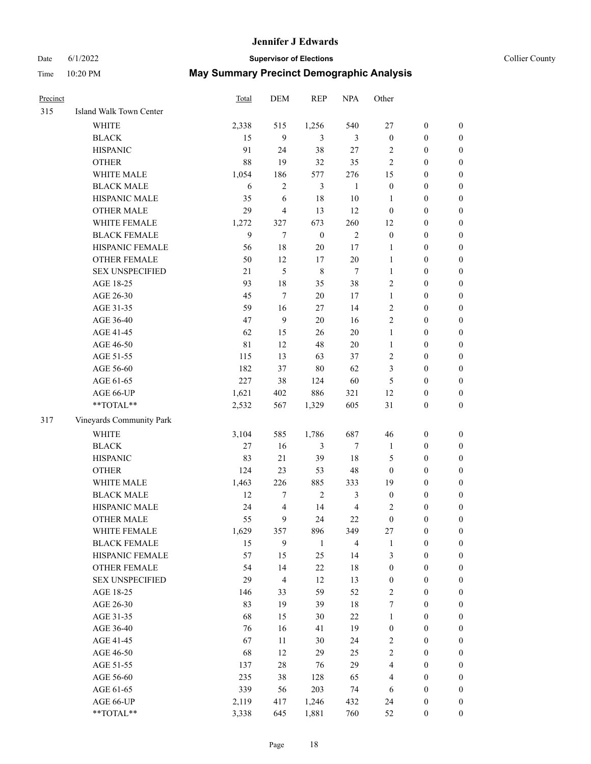# Jennifer J Edwards

Date 6/1/2022 **Supervisor of Elections** Collier County

Time 10:20 PM **May Summary Precinct Demographic Analysis**

| Precinct | | Total | DEM | REP | NPA | Other | | |
|---|---|---|---|---|---|---|---|---|
| 315 | Island Walk Town Center | | | | | | | |
| | WHITE | 2,338 | 515 | 1,256 | 540 | 27 | 0 | 0 |
| | BLACK | 15 | 9 | 3 | 3 | 0 | 0 | 0 |
| | HISPANIC | 91 | 24 | 38 | 27 | 2 | 0 | 0 |
| | OTHER | 88 | 19 | 32 | 35 | 2 | 0 | 0 |
| | WHITE MALE | 1,054 | 186 | 577 | 276 | 15 | 0 | 0 |
| | BLACK MALE | 6 | 2 | 3 | 1 | 0 | 0 | 0 |
| | HISPANIC MALE | 35 | 6 | 18 | 10 | 1 | 0 | 0 |
| | OTHER MALE | 29 | 4 | 13 | 12 | 0 | 0 | 0 |
| | WHITE FEMALE | 1,272 | 327 | 673 | 260 | 12 | 0 | 0 |
| | BLACK FEMALE | 9 | 7 | 0 | 2 | 0 | 0 | 0 |
| | HISPANIC FEMALE | 56 | 18 | 20 | 17 | 1 | 0 | 0 |
| | OTHER FEMALE | 50 | 12 | 17 | 20 | 1 | 0 | 0 |
| | SEX UNSPECIFIED | 21 | 5 | 8 | 7 | 1 | 0 | 0 |
| | AGE 18-25 | 93 | 18 | 35 | 38 | 2 | 0 | 0 |
| | AGE 26-30 | 45 | 7 | 20 | 17 | 1 | 0 | 0 |
| | AGE 31-35 | 59 | 16 | 27 | 14 | 2 | 0 | 0 |
| | AGE 36-40 | 47 | 9 | 20 | 16 | 2 | 0 | 0 |
| | AGE 41-45 | 62 | 15 | 26 | 20 | 1 | 0 | 0 |
| | AGE 46-50 | 81 | 12 | 48 | 20 | 1 | 0 | 0 |
| | AGE 51-55 | 115 | 13 | 63 | 37 | 2 | 0 | 0 |
| | AGE 56-60 | 182 | 37 | 80 | 62 | 3 | 0 | 0 |
| | AGE 61-65 | 227 | 38 | 124 | 60 | 5 | 0 | 0 |
| | AGE 66-UP | 1,621 | 402 | 886 | 321 | 12 | 0 | 0 |
| | **TOTAL** | 2,532 | 567 | 1,329 | 605 | 31 | 0 | 0 |
| 317 | Vineyards Community Park | | | | | | | |
| | WHITE | 3,104 | 585 | 1,786 | 687 | 46 | 0 | 0 |
| | BLACK | 27 | 16 | 3 | 7 | 1 | 0 | 0 |
| | HISPANIC | 83 | 21 | 39 | 18 | 5 | 0 | 0 |
| | OTHER | 124 | 23 | 53 | 48 | 0 | 0 | 0 |
| | WHITE MALE | 1,463 | 226 | 885 | 333 | 19 | 0 | 0 |
| | BLACK MALE | 12 | 7 | 2 | 3 | 0 | 0 | 0 |
| | HISPANIC MALE | 24 | 4 | 14 | 4 | 2 | 0 | 0 |
| | OTHER MALE | 55 | 9 | 24 | 22 | 0 | 0 | 0 |
| | WHITE FEMALE | 1,629 | 357 | 896 | 349 | 27 | 0 | 0 |
| | BLACK FEMALE | 15 | 9 | 1 | 4 | 1 | 0 | 0 |
| | HISPANIC FEMALE | 57 | 15 | 25 | 14 | 3 | 0 | 0 |
| | OTHER FEMALE | 54 | 14 | 22 | 18 | 0 | 0 | 0 |
| | SEX UNSPECIFIED | 29 | 4 | 12 | 13 | 0 | 0 | 0 |
| | AGE 18-25 | 146 | 33 | 59 | 52 | 2 | 0 | 0 |
| | AGE 26-30 | 83 | 19 | 39 | 18 | 7 | 0 | 0 |
| | AGE 31-35 | 68 | 15 | 30 | 22 | 1 | 0 | 0 |
| | AGE 36-40 | 76 | 16 | 41 | 19 | 0 | 0 | 0 |
| | AGE 41-45 | 67 | 11 | 30 | 24 | 2 | 0 | 0 |
| | AGE 46-50 | 68 | 12 | 29 | 25 | 2 | 0 | 0 |
| | AGE 51-55 | 137 | 28 | 76 | 29 | 4 | 0 | 0 |
| | AGE 56-60 | 235 | 38 | 128 | 65 | 4 | 0 | 0 |
| | AGE 61-65 | 339 | 56 | 203 | 74 | 6 | 0 | 0 |
| | AGE 66-UP | 2,119 | 417 | 1,246 | 432 | 24 | 0 | 0 |
| | **TOTAL** | 3,338 | 645 | 1,881 | 760 | 52 | 0 | 0 |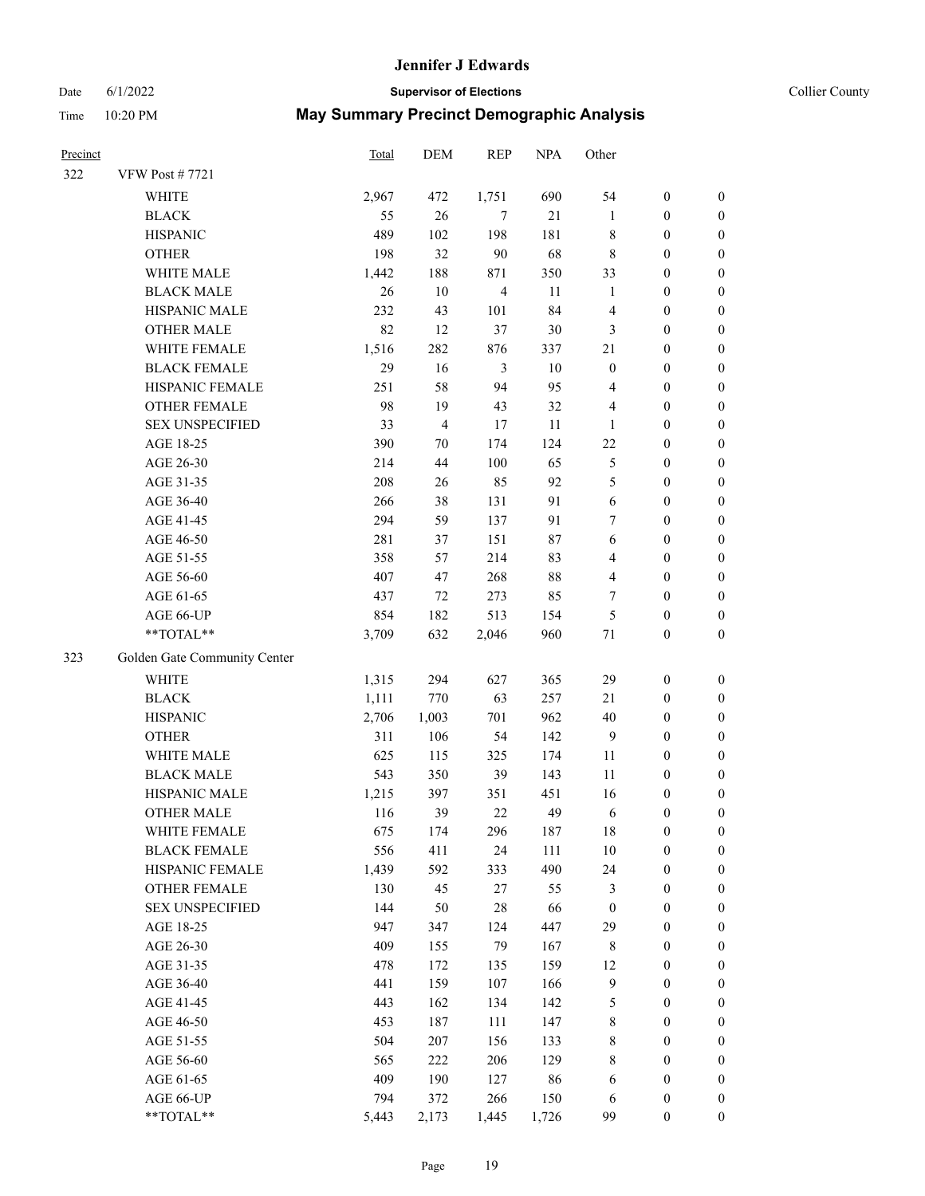# Jennifer J Edwards

Date 6/1/2022 **Supervisor of Elections** Collier County

Time 10:20 PM **May Summary Precinct Demographic Analysis**

| Precinct | | Total | DEM | REP | NPA | Other | | |
|---|---|---|---|---|---|---|---|---|
| 322 | VFW Post # 7721 | | | | | | | |
| | WHITE | 2,967 | 472 | 1,751 | 690 | 54 | 0 | 0 |
| | BLACK | 55 | 26 | 7 | 21 | 1 | 0 | 0 |
| | HISPANIC | 489 | 102 | 198 | 181 | 8 | 0 | 0 |
| | OTHER | 198 | 32 | 90 | 68 | 8 | 0 | 0 |
| | WHITE MALE | 1,442 | 188 | 871 | 350 | 33 | 0 | 0 |
| | BLACK MALE | 26 | 10 | 4 | 11 | 1 | 0 | 0 |
| | HISPANIC MALE | 232 | 43 | 101 | 84 | 4 | 0 | 0 |
| | OTHER MALE | 82 | 12 | 37 | 30 | 3 | 0 | 0 |
| | WHITE FEMALE | 1,516 | 282 | 876 | 337 | 21 | 0 | 0 |
| | BLACK FEMALE | 29 | 16 | 3 | 10 | 0 | 0 | 0 |
| | HISPANIC FEMALE | 251 | 58 | 94 | 95 | 4 | 0 | 0 |
| | OTHER FEMALE | 98 | 19 | 43 | 32 | 4 | 0 | 0 |
| | SEX UNSPECIFIED | 33 | 4 | 17 | 11 | 1 | 0 | 0 |
| | AGE 18-25 | 390 | 70 | 174 | 124 | 22 | 0 | 0 |
| | AGE 26-30 | 214 | 44 | 100 | 65 | 5 | 0 | 0 |
| | AGE 31-35 | 208 | 26 | 85 | 92 | 5 | 0 | 0 |
| | AGE 36-40 | 266 | 38 | 131 | 91 | 6 | 0 | 0 |
| | AGE 41-45 | 294 | 59 | 137 | 91 | 7 | 0 | 0 |
| | AGE 46-50 | 281 | 37 | 151 | 87 | 6 | 0 | 0 |
| | AGE 51-55 | 358 | 57 | 214 | 83 | 4 | 0 | 0 |
| | AGE 56-60 | 407 | 47 | 268 | 88 | 4 | 0 | 0 |
| | AGE 61-65 | 437 | 72 | 273 | 85 | 7 | 0 | 0 |
| | AGE 66-UP | 854 | 182 | 513 | 154 | 5 | 0 | 0 |
| | **TOTAL** | 3,709 | 632 | 2,046 | 960 | 71 | 0 | 0 |
| 323 | Golden Gate Community Center | | | | | | | |
| | WHITE | 1,315 | 294 | 627 | 365 | 29 | 0 | 0 |
| | BLACK | 1,111 | 770 | 63 | 257 | 21 | 0 | 0 |
| | HISPANIC | 2,706 | 1,003 | 701 | 962 | 40 | 0 | 0 |
| | OTHER | 311 | 106 | 54 | 142 | 9 | 0 | 0 |
| | WHITE MALE | 625 | 115 | 325 | 174 | 11 | 0 | 0 |
| | BLACK MALE | 543 | 350 | 39 | 143 | 11 | 0 | 0 |
| | HISPANIC MALE | 1,215 | 397 | 351 | 451 | 16 | 0 | 0 |
| | OTHER MALE | 116 | 39 | 22 | 49 | 6 | 0 | 0 |
| | WHITE FEMALE | 675 | 174 | 296 | 187 | 18 | 0 | 0 |
| | BLACK FEMALE | 556 | 411 | 24 | 111 | 10 | 0 | 0 |
| | HISPANIC FEMALE | 1,439 | 592 | 333 | 490 | 24 | 0 | 0 |
| | OTHER FEMALE | 130 | 45 | 27 | 55 | 3 | 0 | 0 |
| | SEX UNSPECIFIED | 144 | 50 | 28 | 66 | 0 | 0 | 0 |
| | AGE 18-25 | 947 | 347 | 124 | 447 | 29 | 0 | 0 |
| | AGE 26-30 | 409 | 155 | 79 | 167 | 8 | 0 | 0 |
| | AGE 31-35 | 478 | 172 | 135 | 159 | 12 | 0 | 0 |
| | AGE 36-40 | 441 | 159 | 107 | 166 | 9 | 0 | 0 |
| | AGE 41-45 | 443 | 162 | 134 | 142 | 5 | 0 | 0 |
| | AGE 46-50 | 453 | 187 | 111 | 147 | 8 | 0 | 0 |
| | AGE 51-55 | 504 | 207 | 156 | 133 | 8 | 0 | 0 |
| | AGE 56-60 | 565 | 222 | 206 | 129 | 8 | 0 | 0 |
| | AGE 61-65 | 409 | 190 | 127 | 86 | 6 | 0 | 0 |
| | AGE 66-UP | 794 | 372 | 266 | 150 | 6 | 0 | 0 |
| | **TOTAL** | 5,443 | 2,173 | 1,445 | 1,726 | 99 | 0 | 0 |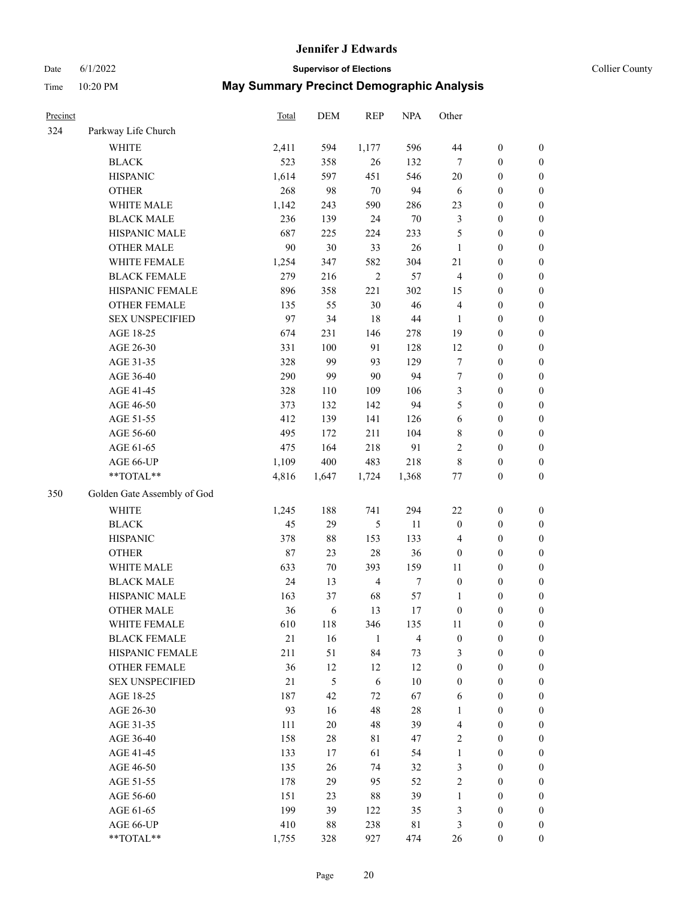# Jennifer J Edwards

Date 6/1/2022 **Supervisor of Elections** Collier County

Time 10:20 PM **May Summary Precinct Demographic Analysis**

| Precinct | | Total | DEM | REP | NPA | Other | | |
|---|---|---|---|---|---|---|---|---|
| 324 | Parkway Life Church | | | | | | | |
| | WHITE | 2,411 | 594 | 1,177 | 596 | 44 | 0 | 0 |
| | BLACK | 523 | 358 | 26 | 132 | 7 | 0 | 0 |
| | HISPANIC | 1,614 | 597 | 451 | 546 | 20 | 0 | 0 |
| | OTHER | 268 | 98 | 70 | 94 | 6 | 0 | 0 |
| | WHITE MALE | 1,142 | 243 | 590 | 286 | 23 | 0 | 0 |
| | BLACK MALE | 236 | 139 | 24 | 70 | 3 | 0 | 0 |
| | HISPANIC MALE | 687 | 225 | 224 | 233 | 5 | 0 | 0 |
| | OTHER MALE | 90 | 30 | 33 | 26 | 1 | 0 | 0 |
| | WHITE FEMALE | 1,254 | 347 | 582 | 304 | 21 | 0 | 0 |
| | BLACK FEMALE | 279 | 216 | 2 | 57 | 4 | 0 | 0 |
| | HISPANIC FEMALE | 896 | 358 | 221 | 302 | 15 | 0 | 0 |
| | OTHER FEMALE | 135 | 55 | 30 | 46 | 4 | 0 | 0 |
| | SEX UNSPECIFIED | 97 | 34 | 18 | 44 | 1 | 0 | 0 |
| | AGE 18-25 | 674 | 231 | 146 | 278 | 19 | 0 | 0 |
| | AGE 26-30 | 331 | 100 | 91 | 128 | 12 | 0 | 0 |
| | AGE 31-35 | 328 | 99 | 93 | 129 | 7 | 0 | 0 |
| | AGE 36-40 | 290 | 99 | 90 | 94 | 7 | 0 | 0 |
| | AGE 41-45 | 328 | 110 | 109 | 106 | 3 | 0 | 0 |
| | AGE 46-50 | 373 | 132 | 142 | 94 | 5 | 0 | 0 |
| | AGE 51-55 | 412 | 139 | 141 | 126 | 6 | 0 | 0 |
| | AGE 56-60 | 495 | 172 | 211 | 104 | 8 | 0 | 0 |
| | AGE 61-65 | 475 | 164 | 218 | 91 | 2 | 0 | 0 |
| | AGE 66-UP | 1,109 | 400 | 483 | 218 | 8 | 0 | 0 |
| | **TOTAL** | 4,816 | 1,647 | 1,724 | 1,368 | 77 | 0 | 0 |
| 350 | Golden Gate Assembly of God | | | | | | | |
| | WHITE | 1,245 | 188 | 741 | 294 | 22 | 0 | 0 |
| | BLACK | 45 | 29 | 5 | 11 | 0 | 0 | 0 |
| | HISPANIC | 378 | 88 | 153 | 133 | 4 | 0 | 0 |
| | OTHER | 87 | 23 | 28 | 36 | 0 | 0 | 0 |
| | WHITE MALE | 633 | 70 | 393 | 159 | 11 | 0 | 0 |
| | BLACK MALE | 24 | 13 | 4 | 7 | 0 | 0 | 0 |
| | HISPANIC MALE | 163 | 37 | 68 | 57 | 1 | 0 | 0 |
| | OTHER MALE | 36 | 6 | 13 | 17 | 0 | 0 | 0 |
| | WHITE FEMALE | 610 | 118 | 346 | 135 | 11 | 0 | 0 |
| | BLACK FEMALE | 21 | 16 | 1 | 4 | 0 | 0 | 0 |
| | HISPANIC FEMALE | 211 | 51 | 84 | 73 | 3 | 0 | 0 |
| | OTHER FEMALE | 36 | 12 | 12 | 12 | 0 | 0 | 0 |
| | SEX UNSPECIFIED | 21 | 5 | 6 | 10 | 0 | 0 | 0 |
| | AGE 18-25 | 187 | 42 | 72 | 67 | 6 | 0 | 0 |
| | AGE 26-30 | 93 | 16 | 48 | 28 | 1 | 0 | 0 |
| | AGE 31-35 | 111 | 20 | 48 | 39 | 4 | 0 | 0 |
| | AGE 36-40 | 158 | 28 | 81 | 47 | 2 | 0 | 0 |
| | AGE 41-45 | 133 | 17 | 61 | 54 | 1 | 0 | 0 |
| | AGE 46-50 | 135 | 26 | 74 | 32 | 3 | 0 | 0 |
| | AGE 51-55 | 178 | 29 | 95 | 52 | 2 | 0 | 0 |
| | AGE 56-60 | 151 | 23 | 88 | 39 | 1 | 0 | 0 |
| | AGE 61-65 | 199 | 39 | 122 | 35 | 3 | 0 | 0 |
| | AGE 66-UP | 410 | 88 | 238 | 81 | 3 | 0 | 0 |
| | **TOTAL** | 1,755 | 328 | 927 | 474 | 26 | 0 | 0 |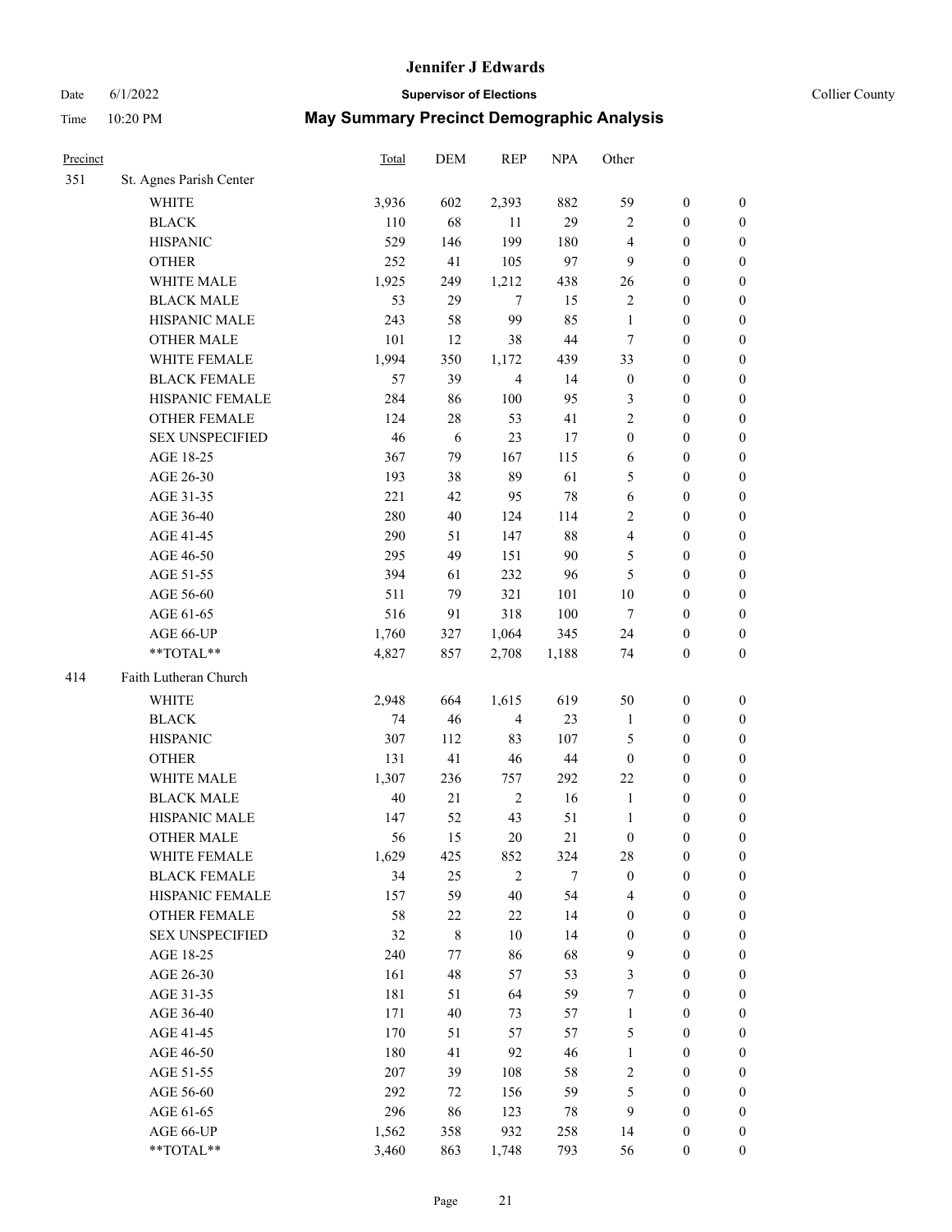# Jennifer J Edwards

Date 6/1/2022 **Supervisor of Elections** Collier County

Time 10:20 PM **May Summary Precinct Demographic Analysis**

| Precinct | | Total | DEM | REP | NPA | Other | | |
|---|---|---|---|---|---|---|---|---|
| 351 | St. Agnes Parish Center | | | | | | | |
| | WHITE | 3,936 | 602 | 2,393 | 882 | 59 | 0 | 0 |
| | BLACK | 110 | 68 | 11 | 29 | 2 | 0 | 0 |
| | HISPANIC | 529 | 146 | 199 | 180 | 4 | 0 | 0 |
| | OTHER | 252 | 41 | 105 | 97 | 9 | 0 | 0 |
| | WHITE MALE | 1,925 | 249 | 1,212 | 438 | 26 | 0 | 0 |
| | BLACK MALE | 53 | 29 | 7 | 15 | 2 | 0 | 0 |
| | HISPANIC MALE | 243 | 58 | 99 | 85 | 1 | 0 | 0 |
| | OTHER MALE | 101 | 12 | 38 | 44 | 7 | 0 | 0 |
| | WHITE FEMALE | 1,994 | 350 | 1,172 | 439 | 33 | 0 | 0 |
| | BLACK FEMALE | 57 | 39 | 4 | 14 | 0 | 0 | 0 |
| | HISPANIC FEMALE | 284 | 86 | 100 | 95 | 3 | 0 | 0 |
| | OTHER FEMALE | 124 | 28 | 53 | 41 | 2 | 0 | 0 |
| | SEX UNSPECIFIED | 46 | 6 | 23 | 17 | 0 | 0 | 0 |
| | AGE 18-25 | 367 | 79 | 167 | 115 | 6 | 0 | 0 |
| | AGE 26-30 | 193 | 38 | 89 | 61 | 5 | 0 | 0 |
| | AGE 31-35 | 221 | 42 | 95 | 78 | 6 | 0 | 0 |
| | AGE 36-40 | 280 | 40 | 124 | 114 | 2 | 0 | 0 |
| | AGE 41-45 | 290 | 51 | 147 | 88 | 4 | 0 | 0 |
| | AGE 46-50 | 295 | 49 | 151 | 90 | 5 | 0 | 0 |
| | AGE 51-55 | 394 | 61 | 232 | 96 | 5 | 0 | 0 |
| | AGE 56-60 | 511 | 79 | 321 | 101 | 10 | 0 | 0 |
| | AGE 61-65 | 516 | 91 | 318 | 100 | 7 | 0 | 0 |
| | AGE 66-UP | 1,760 | 327 | 1,064 | 345 | 24 | 0 | 0 |
| | **TOTAL** | 4,827 | 857 | 2,708 | 1,188 | 74 | 0 | 0 |
| 414 | Faith Lutheran Church | | | | | | | |
| | WHITE | 2,948 | 664 | 1,615 | 619 | 50 | 0 | 0 |
| | BLACK | 74 | 46 | 4 | 23 | 1 | 0 | 0 |
| | HISPANIC | 307 | 112 | 83 | 107 | 5 | 0 | 0 |
| | OTHER | 131 | 41 | 46 | 44 | 0 | 0 | 0 |
| | WHITE MALE | 1,307 | 236 | 757 | 292 | 22 | 0 | 0 |
| | BLACK MALE | 40 | 21 | 2 | 16 | 1 | 0 | 0 |
| | HISPANIC MALE | 147 | 52 | 43 | 51 | 1 | 0 | 0 |
| | OTHER MALE | 56 | 15 | 20 | 21 | 0 | 0 | 0 |
| | WHITE FEMALE | 1,629 | 425 | 852 | 324 | 28 | 0 | 0 |
| | BLACK FEMALE | 34 | 25 | 2 | 7 | 0 | 0 | 0 |
| | HISPANIC FEMALE | 157 | 59 | 40 | 54 | 4 | 0 | 0 |
| | OTHER FEMALE | 58 | 22 | 22 | 14 | 0 | 0 | 0 |
| | SEX UNSPECIFIED | 32 | 8 | 10 | 14 | 0 | 0 | 0 |
| | AGE 18-25 | 240 | 77 | 86 | 68 | 9 | 0 | 0 |
| | AGE 26-30 | 161 | 48 | 57 | 53 | 3 | 0 | 0 |
| | AGE 31-35 | 181 | 51 | 64 | 59 | 7 | 0 | 0 |
| | AGE 36-40 | 171 | 40 | 73 | 57 | 1 | 0 | 0 |
| | AGE 41-45 | 170 | 51 | 57 | 57 | 5 | 0 | 0 |
| | AGE 46-50 | 180 | 41 | 92 | 46 | 1 | 0 | 0 |
| | AGE 51-55 | 207 | 39 | 108 | 58 | 2 | 0 | 0 |
| | AGE 56-60 | 292 | 72 | 156 | 59 | 5 | 0 | 0 |
| | AGE 61-65 | 296 | 86 | 123 | 78 | 9 | 0 | 0 |
| | AGE 66-UP | 1,562 | 358 | 932 | 258 | 14 | 0 | 0 |
| | **TOTAL** | 3,460 | 863 | 1,748 | 793 | 56 | 0 | 0 |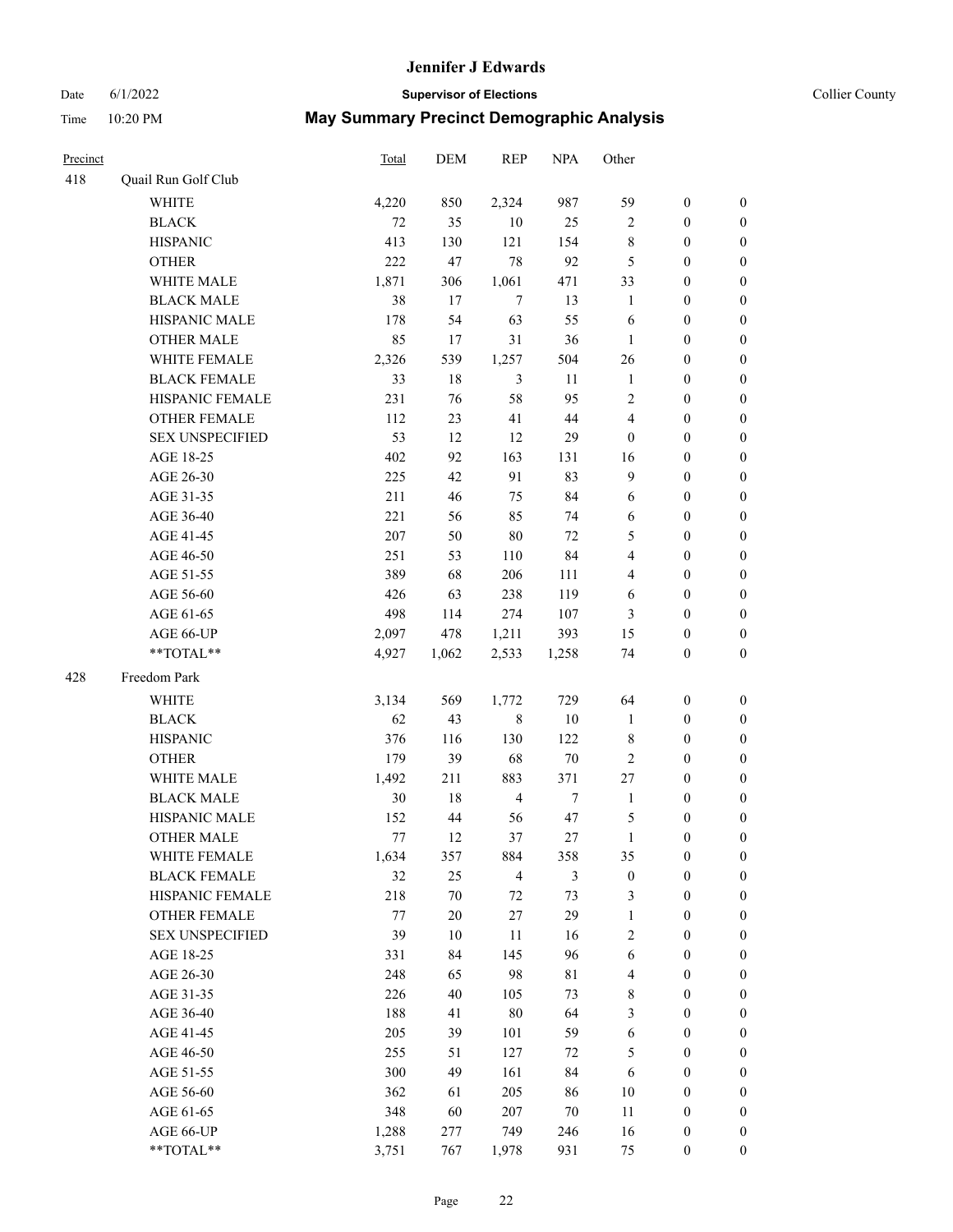# Jennifer J Edwards

Date 6/1/2022 — **Supervisor of Elections** — Collier County

Time 10:20 PM — **May Summary Precinct Demographic Analysis**

| Precinct | | Total | DEM | REP | NPA | Other | | |
|---|---|---|---|---|---|---|---|---|
| 418 | Quail Run Golf Club | | | | | | | |
| | WHITE | 4,220 | 850 | 2,324 | 987 | 59 | 0 | 0 |
| | BLACK | 72 | 35 | 10 | 25 | 2 | 0 | 0 |
| | HISPANIC | 413 | 130 | 121 | 154 | 8 | 0 | 0 |
| | OTHER | 222 | 47 | 78 | 92 | 5 | 0 | 0 |
| | WHITE MALE | 1,871 | 306 | 1,061 | 471 | 33 | 0 | 0 |
| | BLACK MALE | 38 | 17 | 7 | 13 | 1 | 0 | 0 |
| | HISPANIC MALE | 178 | 54 | 63 | 55 | 6 | 0 | 0 |
| | OTHER MALE | 85 | 17 | 31 | 36 | 1 | 0 | 0 |
| | WHITE FEMALE | 2,326 | 539 | 1,257 | 504 | 26 | 0 | 0 |
| | BLACK FEMALE | 33 | 18 | 3 | 11 | 1 | 0 | 0 |
| | HISPANIC FEMALE | 231 | 76 | 58 | 95 | 2 | 0 | 0 |
| | OTHER FEMALE | 112 | 23 | 41 | 44 | 4 | 0 | 0 |
| | SEX UNSPECIFIED | 53 | 12 | 12 | 29 | 0 | 0 | 0 |
| | AGE 18-25 | 402 | 92 | 163 | 131 | 16 | 0 | 0 |
| | AGE 26-30 | 225 | 42 | 91 | 83 | 9 | 0 | 0 |
| | AGE 31-35 | 211 | 46 | 75 | 84 | 6 | 0 | 0 |
| | AGE 36-40 | 221 | 56 | 85 | 74 | 6 | 0 | 0 |
| | AGE 41-45 | 207 | 50 | 80 | 72 | 5 | 0 | 0 |
| | AGE 46-50 | 251 | 53 | 110 | 84 | 4 | 0 | 0 |
| | AGE 51-55 | 389 | 68 | 206 | 111 | 4 | 0 | 0 |
| | AGE 56-60 | 426 | 63 | 238 | 119 | 6 | 0 | 0 |
| | AGE 61-65 | 498 | 114 | 274 | 107 | 3 | 0 | 0 |
| | AGE 66-UP | 2,097 | 478 | 1,211 | 393 | 15 | 0 | 0 |
| | **TOTAL** | 4,927 | 1,062 | 2,533 | 1,258 | 74 | 0 | 0 |
| 428 | Freedom Park | | | | | | | |
| | WHITE | 3,134 | 569 | 1,772 | 729 | 64 | 0 | 0 |
| | BLACK | 62 | 43 | 8 | 10 | 1 | 0 | 0 |
| | HISPANIC | 376 | 116 | 130 | 122 | 8 | 0 | 0 |
| | OTHER | 179 | 39 | 68 | 70 | 2 | 0 | 0 |
| | WHITE MALE | 1,492 | 211 | 883 | 371 | 27 | 0 | 0 |
| | BLACK MALE | 30 | 18 | 4 | 7 | 1 | 0 | 0 |
| | HISPANIC MALE | 152 | 44 | 56 | 47 | 5 | 0 | 0 |
| | OTHER MALE | 77 | 12 | 37 | 27 | 1 | 0 | 0 |
| | WHITE FEMALE | 1,634 | 357 | 884 | 358 | 35 | 0 | 0 |
| | BLACK FEMALE | 32 | 25 | 4 | 3 | 0 | 0 | 0 |
| | HISPANIC FEMALE | 218 | 70 | 72 | 73 | 3 | 0 | 0 |
| | OTHER FEMALE | 77 | 20 | 27 | 29 | 1 | 0 | 0 |
| | SEX UNSPECIFIED | 39 | 10 | 11 | 16 | 2 | 0 | 0 |
| | AGE 18-25 | 331 | 84 | 145 | 96 | 6 | 0 | 0 |
| | AGE 26-30 | 248 | 65 | 98 | 81 | 4 | 0 | 0 |
| | AGE 31-35 | 226 | 40 | 105 | 73 | 8 | 0 | 0 |
| | AGE 36-40 | 188 | 41 | 80 | 64 | 3 | 0 | 0 |
| | AGE 41-45 | 205 | 39 | 101 | 59 | 6 | 0 | 0 |
| | AGE 46-50 | 255 | 51 | 127 | 72 | 5 | 0 | 0 |
| | AGE 51-55 | 300 | 49 | 161 | 84 | 6 | 0 | 0 |
| | AGE 56-60 | 362 | 61 | 205 | 86 | 10 | 0 | 0 |
| | AGE 61-65 | 348 | 60 | 207 | 70 | 11 | 0 | 0 |
| | AGE 66-UP | 1,288 | 277 | 749 | 246 | 16 | 0 | 0 |
| | **TOTAL** | 3,751 | 767 | 1,978 | 931 | 75 | 0 | 0 |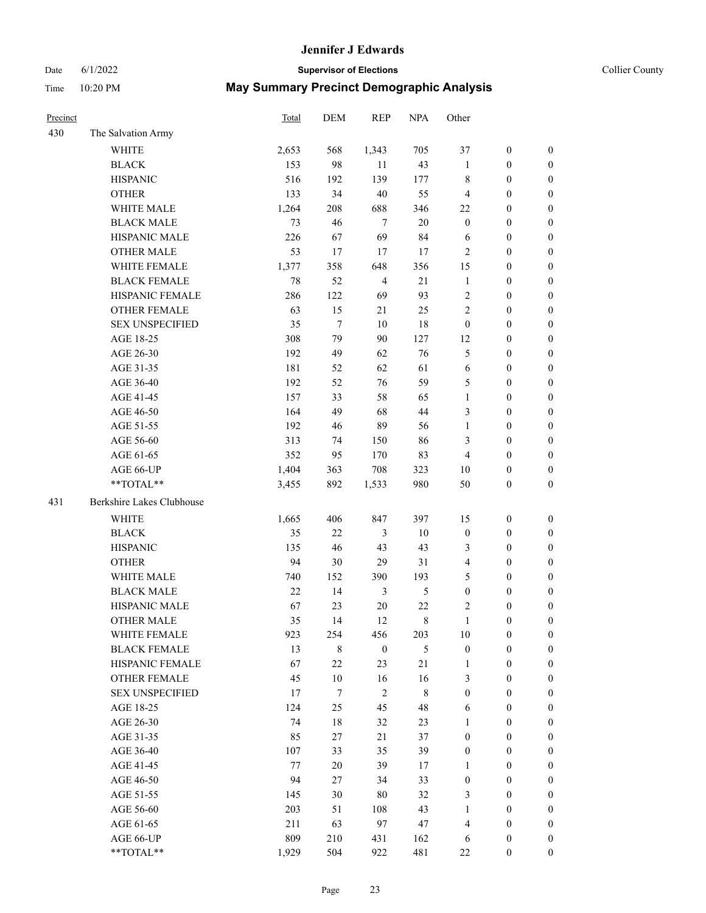# Jennifer J Edwards

Date 6/1/2022 **Supervisor of Elections** Collier County

Time 10:20 PM **May Summary Precinct Demographic Analysis**

| Precinct | | Total | DEM | REP | NPA | Other | | |
|---|---|---|---|---|---|---|---|---|
| 430 | The Salvation Army | | | | | | | |
| | WHITE | 2,653 | 568 | 1,343 | 705 | 37 | 0 | 0 |
| | BLACK | 153 | 98 | 11 | 43 | 1 | 0 | 0 |
| | HISPANIC | 516 | 192 | 139 | 177 | 8 | 0 | 0 |
| | OTHER | 133 | 34 | 40 | 55 | 4 | 0 | 0 |
| | WHITE MALE | 1,264 | 208 | 688 | 346 | 22 | 0 | 0 |
| | BLACK MALE | 73 | 46 | 7 | 20 | 0 | 0 | 0 |
| | HISPANIC MALE | 226 | 67 | 69 | 84 | 6 | 0 | 0 |
| | OTHER MALE | 53 | 17 | 17 | 17 | 2 | 0 | 0 |
| | WHITE FEMALE | 1,377 | 358 | 648 | 356 | 15 | 0 | 0 |
| | BLACK FEMALE | 78 | 52 | 4 | 21 | 1 | 0 | 0 |
| | HISPANIC FEMALE | 286 | 122 | 69 | 93 | 2 | 0 | 0 |
| | OTHER FEMALE | 63 | 15 | 21 | 25 | 2 | 0 | 0 |
| | SEX UNSPECIFIED | 35 | 7 | 10 | 18 | 0 | 0 | 0 |
| | AGE 18-25 | 308 | 79 | 90 | 127 | 12 | 0 | 0 |
| | AGE 26-30 | 192 | 49 | 62 | 76 | 5 | 0 | 0 |
| | AGE 31-35 | 181 | 52 | 62 | 61 | 6 | 0 | 0 |
| | AGE 36-40 | 192 | 52 | 76 | 59 | 5 | 0 | 0 |
| | AGE 41-45 | 157 | 33 | 58 | 65 | 1 | 0 | 0 |
| | AGE 46-50 | 164 | 49 | 68 | 44 | 3 | 0 | 0 |
| | AGE 51-55 | 192 | 46 | 89 | 56 | 1 | 0 | 0 |
| | AGE 56-60 | 313 | 74 | 150 | 86 | 3 | 0 | 0 |
| | AGE 61-65 | 352 | 95 | 170 | 83 | 4 | 0 | 0 |
| | AGE 66-UP | 1,404 | 363 | 708 | 323 | 10 | 0 | 0 |
| | **TOTAL** | 3,455 | 892 | 1,533 | 980 | 50 | 0 | 0 |
| 431 | Berkshire Lakes Clubhouse | | | | | | | |
| | WHITE | 1,665 | 406 | 847 | 397 | 15 | 0 | 0 |
| | BLACK | 35 | 22 | 3 | 10 | 0 | 0 | 0 |
| | HISPANIC | 135 | 46 | 43 | 43 | 3 | 0 | 0 |
| | OTHER | 94 | 30 | 29 | 31 | 4 | 0 | 0 |
| | WHITE MALE | 740 | 152 | 390 | 193 | 5 | 0 | 0 |
| | BLACK MALE | 22 | 14 | 3 | 5 | 0 | 0 | 0 |
| | HISPANIC MALE | 67 | 23 | 20 | 22 | 2 | 0 | 0 |
| | OTHER MALE | 35 | 14 | 12 | 8 | 1 | 0 | 0 |
| | WHITE FEMALE | 923 | 254 | 456 | 203 | 10 | 0 | 0 |
| | BLACK FEMALE | 13 | 8 | 0 | 5 | 0 | 0 | 0 |
| | HISPANIC FEMALE | 67 | 22 | 23 | 21 | 1 | 0 | 0 |
| | OTHER FEMALE | 45 | 10 | 16 | 16 | 3 | 0 | 0 |
| | SEX UNSPECIFIED | 17 | 7 | 2 | 8 | 0 | 0 | 0 |
| | AGE 18-25 | 124 | 25 | 45 | 48 | 6 | 0 | 0 |
| | AGE 26-30 | 74 | 18 | 32 | 23 | 1 | 0 | 0 |
| | AGE 31-35 | 85 | 27 | 21 | 37 | 0 | 0 | 0 |
| | AGE 36-40 | 107 | 33 | 35 | 39 | 0 | 0 | 0 |
| | AGE 41-45 | 77 | 20 | 39 | 17 | 1 | 0 | 0 |
| | AGE 46-50 | 94 | 27 | 34 | 33 | 0 | 0 | 0 |
| | AGE 51-55 | 145 | 30 | 80 | 32 | 3 | 0 | 0 |
| | AGE 56-60 | 203 | 51 | 108 | 43 | 1 | 0 | 0 |
| | AGE 61-65 | 211 | 63 | 97 | 47 | 4 | 0 | 0 |
| | AGE 66-UP | 809 | 210 | 431 | 162 | 6 | 0 | 0 |
| | **TOTAL** | 1,929 | 504 | 922 | 481 | 22 | 0 | 0 |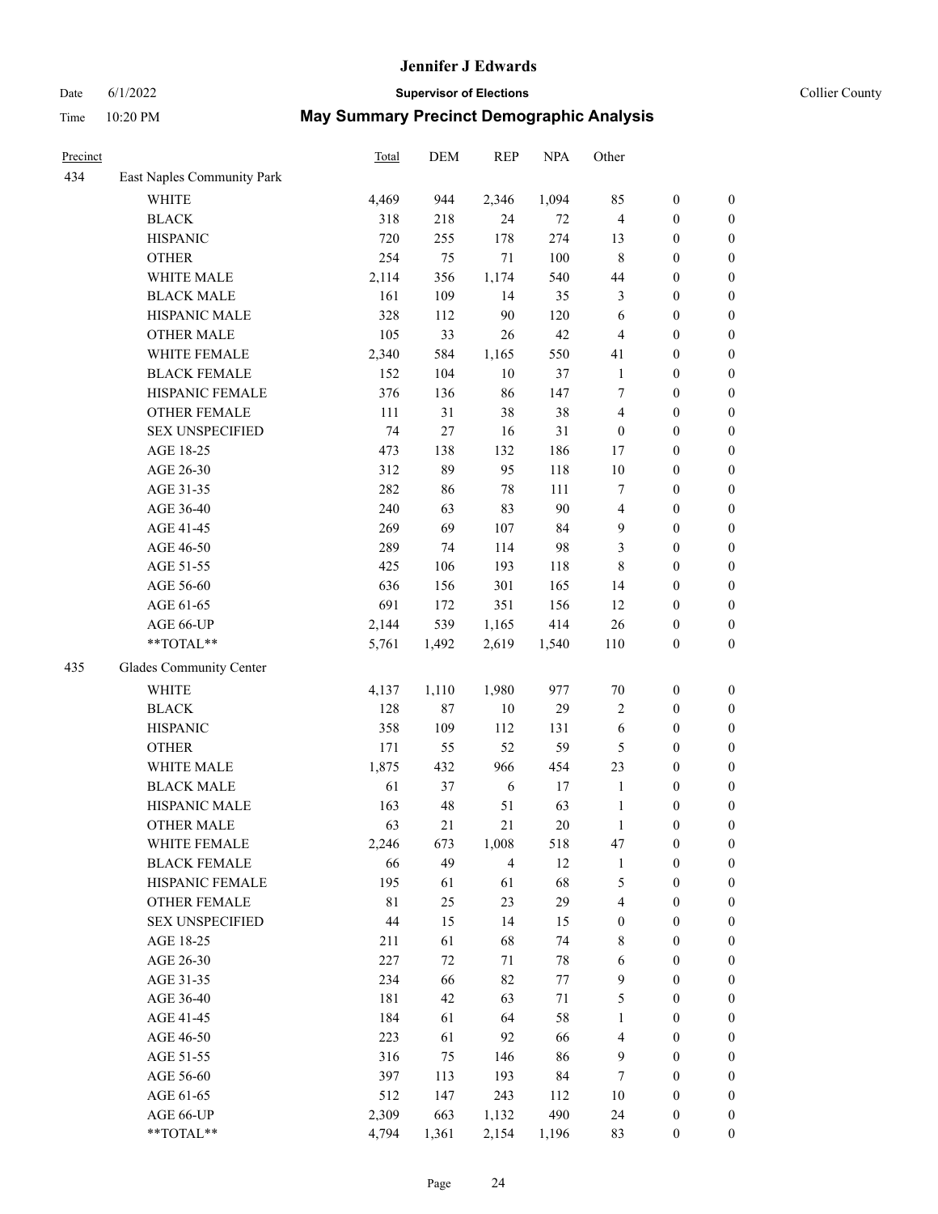# Jennifer J Edwards

Date 6/1/2022 **Supervisor of Elections** Collier County

Time 10:20 PM **May Summary Precinct Demographic Analysis**

| Precinct | | Total | DEM | REP | NPA | Other | | |
|---|---|---|---|---|---|---|---|---|
| 434 | East Naples Community Park | | | | | | | |
| | WHITE | 4,469 | 944 | 2,346 | 1,094 | 85 | 0 | 0 |
| | BLACK | 318 | 218 | 24 | 72 | 4 | 0 | 0 |
| | HISPANIC | 720 | 255 | 178 | 274 | 13 | 0 | 0 |
| | OTHER | 254 | 75 | 71 | 100 | 8 | 0 | 0 |
| | WHITE MALE | 2,114 | 356 | 1,174 | 540 | 44 | 0 | 0 |
| | BLACK MALE | 161 | 109 | 14 | 35 | 3 | 0 | 0 |
| | HISPANIC MALE | 328 | 112 | 90 | 120 | 6 | 0 | 0 |
| | OTHER MALE | 105 | 33 | 26 | 42 | 4 | 0 | 0 |
| | WHITE FEMALE | 2,340 | 584 | 1,165 | 550 | 41 | 0 | 0 |
| | BLACK FEMALE | 152 | 104 | 10 | 37 | 1 | 0 | 0 |
| | HISPANIC FEMALE | 376 | 136 | 86 | 147 | 7 | 0 | 0 |
| | OTHER FEMALE | 111 | 31 | 38 | 38 | 4 | 0 | 0 |
| | SEX UNSPECIFIED | 74 | 27 | 16 | 31 | 0 | 0 | 0 |
| | AGE 18-25 | 473 | 138 | 132 | 186 | 17 | 0 | 0 |
| | AGE 26-30 | 312 | 89 | 95 | 118 | 10 | 0 | 0 |
| | AGE 31-35 | 282 | 86 | 78 | 111 | 7 | 0 | 0 |
| | AGE 36-40 | 240 | 63 | 83 | 90 | 4 | 0 | 0 |
| | AGE 41-45 | 269 | 69 | 107 | 84 | 9 | 0 | 0 |
| | AGE 46-50 | 289 | 74 | 114 | 98 | 3 | 0 | 0 |
| | AGE 51-55 | 425 | 106 | 193 | 118 | 8 | 0 | 0 |
| | AGE 56-60 | 636 | 156 | 301 | 165 | 14 | 0 | 0 |
| | AGE 61-65 | 691 | 172 | 351 | 156 | 12 | 0 | 0 |
| | AGE 66-UP | 2,144 | 539 | 1,165 | 414 | 26 | 0 | 0 |
| | **TOTAL** | 5,761 | 1,492 | 2,619 | 1,540 | 110 | 0 | 0 |
| 435 | Glades Community Center | | | | | | | |
| | WHITE | 4,137 | 1,110 | 1,980 | 977 | 70 | 0 | 0 |
| | BLACK | 128 | 87 | 10 | 29 | 2 | 0 | 0 |
| | HISPANIC | 358 | 109 | 112 | 131 | 6 | 0 | 0 |
| | OTHER | 171 | 55 | 52 | 59 | 5 | 0 | 0 |
| | WHITE MALE | 1,875 | 432 | 966 | 454 | 23 | 0 | 0 |
| | BLACK MALE | 61 | 37 | 6 | 17 | 1 | 0 | 0 |
| | HISPANIC MALE | 163 | 48 | 51 | 63 | 1 | 0 | 0 |
| | OTHER MALE | 63 | 21 | 21 | 20 | 1 | 0 | 0 |
| | WHITE FEMALE | 2,246 | 673 | 1,008 | 518 | 47 | 0 | 0 |
| | BLACK FEMALE | 66 | 49 | 4 | 12 | 1 | 0 | 0 |
| | HISPANIC FEMALE | 195 | 61 | 61 | 68 | 5 | 0 | 0 |
| | OTHER FEMALE | 81 | 25 | 23 | 29 | 4 | 0 | 0 |
| | SEX UNSPECIFIED | 44 | 15 | 14 | 15 | 0 | 0 | 0 |
| | AGE 18-25 | 211 | 61 | 68 | 74 | 8 | 0 | 0 |
| | AGE 26-30 | 227 | 72 | 71 | 78 | 6 | 0 | 0 |
| | AGE 31-35 | 234 | 66 | 82 | 77 | 9 | 0 | 0 |
| | AGE 36-40 | 181 | 42 | 63 | 71 | 5 | 0 | 0 |
| | AGE 41-45 | 184 | 61 | 64 | 58 | 1 | 0 | 0 |
| | AGE 46-50 | 223 | 61 | 92 | 66 | 4 | 0 | 0 |
| | AGE 51-55 | 316 | 75 | 146 | 86 | 9 | 0 | 0 |
| | AGE 56-60 | 397 | 113 | 193 | 84 | 7 | 0 | 0 |
| | AGE 61-65 | 512 | 147 | 243 | 112 | 10 | 0 | 0 |
| | AGE 66-UP | 2,309 | 663 | 1,132 | 490 | 24 | 0 | 0 |
| | **TOTAL** | 4,794 | 1,361 | 2,154 | 1,196 | 83 | 0 | 0 |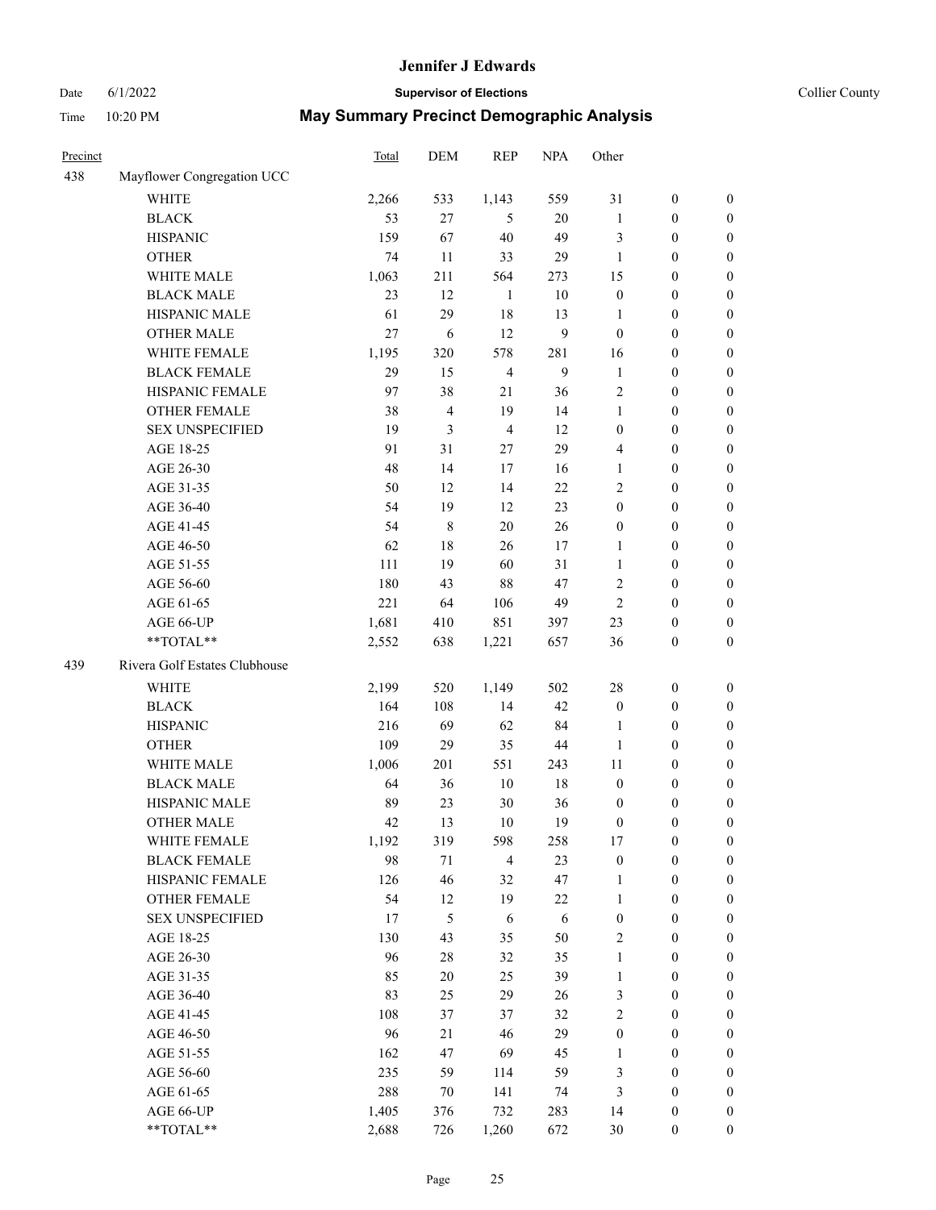# Jennifer J Edwards

Date 6/1/2022 **Supervisor of Elections** Collier County

Time 10:20 PM **May Summary Precinct Demographic Analysis**

| Precinct | | Total | DEM | REP | NPA | Other | | |
|---|---|---|---|---|---|---|---|---|
| 438 | Mayflower Congregation UCC | | | | | | | |
| | WHITE | 2,266 | 533 | 1,143 | 559 | 31 | 0 | 0 |
| | BLACK | 53 | 27 | 5 | 20 | 1 | 0 | 0 |
| | HISPANIC | 159 | 67 | 40 | 49 | 3 | 0 | 0 |
| | OTHER | 74 | 11 | 33 | 29 | 1 | 0 | 0 |
| | WHITE MALE | 1,063 | 211 | 564 | 273 | 15 | 0 | 0 |
| | BLACK MALE | 23 | 12 | 1 | 10 | 0 | 0 | 0 |
| | HISPANIC MALE | 61 | 29 | 18 | 13 | 1 | 0 | 0 |
| | OTHER MALE | 27 | 6 | 12 | 9 | 0 | 0 | 0 |
| | WHITE FEMALE | 1,195 | 320 | 578 | 281 | 16 | 0 | 0 |
| | BLACK FEMALE | 29 | 15 | 4 | 9 | 1 | 0 | 0 |
| | HISPANIC FEMALE | 97 | 38 | 21 | 36 | 2 | 0 | 0 |
| | OTHER FEMALE | 38 | 4 | 19 | 14 | 1 | 0 | 0 |
| | SEX UNSPECIFIED | 19 | 3 | 4 | 12 | 0 | 0 | 0 |
| | AGE 18-25 | 91 | 31 | 27 | 29 | 4 | 0 | 0 |
| | AGE 26-30 | 48 | 14 | 17 | 16 | 1 | 0 | 0 |
| | AGE 31-35 | 50 | 12 | 14 | 22 | 2 | 0 | 0 |
| | AGE 36-40 | 54 | 19 | 12 | 23 | 0 | 0 | 0 |
| | AGE 41-45 | 54 | 8 | 20 | 26 | 0 | 0 | 0 |
| | AGE 46-50 | 62 | 18 | 26 | 17 | 1 | 0 | 0 |
| | AGE 51-55 | 111 | 19 | 60 | 31 | 1 | 0 | 0 |
| | AGE 56-60 | 180 | 43 | 88 | 47 | 2 | 0 | 0 |
| | AGE 61-65 | 221 | 64 | 106 | 49 | 2 | 0 | 0 |
| | AGE 66-UP | 1,681 | 410 | 851 | 397 | 23 | 0 | 0 |
| | **TOTAL** | 2,552 | 638 | 1,221 | 657 | 36 | 0 | 0 |
| 439 | Rivera Golf Estates Clubhouse | | | | | | | |
| | WHITE | 2,199 | 520 | 1,149 | 502 | 28 | 0 | 0 |
| | BLACK | 164 | 108 | 14 | 42 | 0 | 0 | 0 |
| | HISPANIC | 216 | 69 | 62 | 84 | 1 | 0 | 0 |
| | OTHER | 109 | 29 | 35 | 44 | 1 | 0 | 0 |
| | WHITE MALE | 1,006 | 201 | 551 | 243 | 11 | 0 | 0 |
| | BLACK MALE | 64 | 36 | 10 | 18 | 0 | 0 | 0 |
| | HISPANIC MALE | 89 | 23 | 30 | 36 | 0 | 0 | 0 |
| | OTHER MALE | 42 | 13 | 10 | 19 | 0 | 0 | 0 |
| | WHITE FEMALE | 1,192 | 319 | 598 | 258 | 17 | 0 | 0 |
| | BLACK FEMALE | 98 | 71 | 4 | 23 | 0 | 0 | 0 |
| | HISPANIC FEMALE | 126 | 46 | 32 | 47 | 1 | 0 | 0 |
| | OTHER FEMALE | 54 | 12 | 19 | 22 | 1 | 0 | 0 |
| | SEX UNSPECIFIED | 17 | 5 | 6 | 6 | 0 | 0 | 0 |
| | AGE 18-25 | 130 | 43 | 35 | 50 | 2 | 0 | 0 |
| | AGE 26-30 | 96 | 28 | 32 | 35 | 1 | 0 | 0 |
| | AGE 31-35 | 85 | 20 | 25 | 39 | 1 | 0 | 0 |
| | AGE 36-40 | 83 | 25 | 29 | 26 | 3 | 0 | 0 |
| | AGE 41-45 | 108 | 37 | 37 | 32 | 2 | 0 | 0 |
| | AGE 46-50 | 96 | 21 | 46 | 29 | 0 | 0 | 0 |
| | AGE 51-55 | 162 | 47 | 69 | 45 | 1 | 0 | 0 |
| | AGE 56-60 | 235 | 59 | 114 | 59 | 3 | 0 | 0 |
| | AGE 61-65 | 288 | 70 | 141 | 74 | 3 | 0 | 0 |
| | AGE 66-UP | 1,405 | 376 | 732 | 283 | 14 | 0 | 0 |
| | **TOTAL** | 2,688 | 726 | 1,260 | 672 | 30 | 0 | 0 |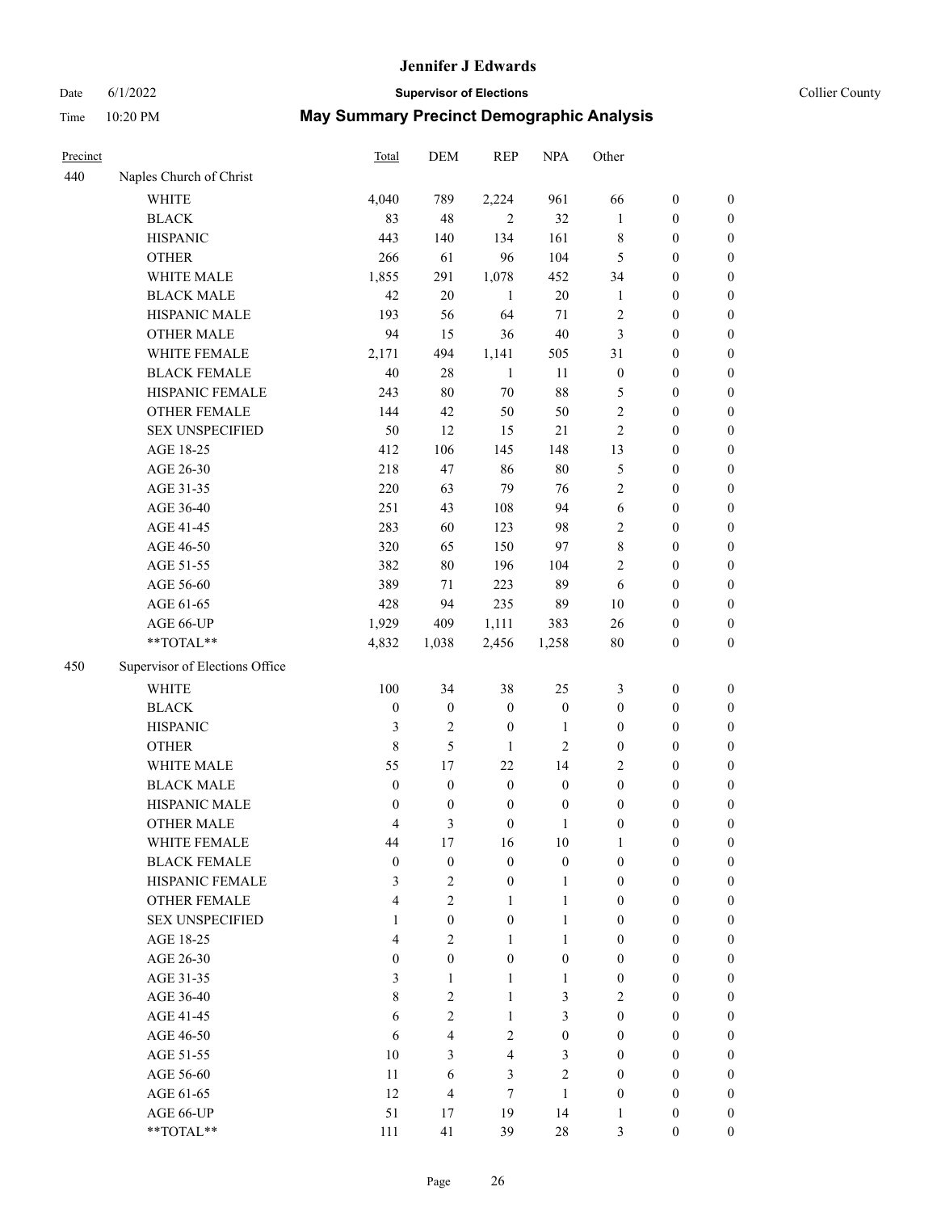# Jennifer J Edwards

Date 6/1/2022 **Supervisor of Elections** Collier County

Time 10:20 PM **May Summary Precinct Demographic Analysis**

| Precinct | | Total | DEM | REP | NPA | Other | | |
|---|---|---|---|---|---|---|---|---|
| 440 | Naples Church of Christ | | | | | | | |
| | WHITE | 4,040 | 789 | 2,224 | 961 | 66 | 0 | 0 |
| | BLACK | 83 | 48 | 2 | 32 | 1 | 0 | 0 |
| | HISPANIC | 443 | 140 | 134 | 161 | 8 | 0 | 0 |
| | OTHER | 266 | 61 | 96 | 104 | 5 | 0 | 0 |
| | WHITE MALE | 1,855 | 291 | 1,078 | 452 | 34 | 0 | 0 |
| | BLACK MALE | 42 | 20 | 1 | 20 | 1 | 0 | 0 |
| | HISPANIC MALE | 193 | 56 | 64 | 71 | 2 | 0 | 0 |
| | OTHER MALE | 94 | 15 | 36 | 40 | 3 | 0 | 0 |
| | WHITE FEMALE | 2,171 | 494 | 1,141 | 505 | 31 | 0 | 0 |
| | BLACK FEMALE | 40 | 28 | 1 | 11 | 0 | 0 | 0 |
| | HISPANIC FEMALE | 243 | 80 | 70 | 88 | 5 | 0 | 0 |
| | OTHER FEMALE | 144 | 42 | 50 | 50 | 2 | 0 | 0 |
| | SEX UNSPECIFIED | 50 | 12 | 15 | 21 | 2 | 0 | 0 |
| | AGE 18-25 | 412 | 106 | 145 | 148 | 13 | 0 | 0 |
| | AGE 26-30 | 218 | 47 | 86 | 80 | 5 | 0 | 0 |
| | AGE 31-35 | 220 | 63 | 79 | 76 | 2 | 0 | 0 |
| | AGE 36-40 | 251 | 43 | 108 | 94 | 6 | 0 | 0 |
| | AGE 41-45 | 283 | 60 | 123 | 98 | 2 | 0 | 0 |
| | AGE 46-50 | 320 | 65 | 150 | 97 | 8 | 0 | 0 |
| | AGE 51-55 | 382 | 80 | 196 | 104 | 2 | 0 | 0 |
| | AGE 56-60 | 389 | 71 | 223 | 89 | 6 | 0 | 0 |
| | AGE 61-65 | 428 | 94 | 235 | 89 | 10 | 0 | 0 |
| | AGE 66-UP | 1,929 | 409 | 1,111 | 383 | 26 | 0 | 0 |
| | **TOTAL** | 4,832 | 1,038 | 2,456 | 1,258 | 80 | 0 | 0 |
| 450 | Supervisor of Elections Office | | | | | | | |
| | WHITE | 100 | 34 | 38 | 25 | 3 | 0 | 0 |
| | BLACK | 0 | 0 | 0 | 0 | 0 | 0 | 0 |
| | HISPANIC | 3 | 2 | 0 | 1 | 0 | 0 | 0 |
| | OTHER | 8 | 5 | 1 | 2 | 0 | 0 | 0 |
| | WHITE MALE | 55 | 17 | 22 | 14 | 2 | 0 | 0 |
| | BLACK MALE | 0 | 0 | 0 | 0 | 0 | 0 | 0 |
| | HISPANIC MALE | 0 | 0 | 0 | 0 | 0 | 0 | 0 |
| | OTHER MALE | 4 | 3 | 0 | 1 | 0 | 0 | 0 |
| | WHITE FEMALE | 44 | 17 | 16 | 10 | 1 | 0 | 0 |
| | BLACK FEMALE | 0 | 0 | 0 | 0 | 0 | 0 | 0 |
| | HISPANIC FEMALE | 3 | 2 | 0 | 1 | 0 | 0 | 0 |
| | OTHER FEMALE | 4 | 2 | 1 | 1 | 0 | 0 | 0 |
| | SEX UNSPECIFIED | 1 | 0 | 0 | 1 | 0 | 0 | 0 |
| | AGE 18-25 | 4 | 2 | 1 | 1 | 0 | 0 | 0 |
| | AGE 26-30 | 0 | 0 | 0 | 0 | 0 | 0 | 0 |
| | AGE 31-35 | 3 | 1 | 1 | 1 | 0 | 0 | 0 |
| | AGE 36-40 | 8 | 2 | 1 | 3 | 2 | 0 | 0 |
| | AGE 41-45 | 6 | 2 | 1 | 3 | 0 | 0 | 0 |
| | AGE 46-50 | 6 | 4 | 2 | 0 | 0 | 0 | 0 |
| | AGE 51-55 | 10 | 3 | 4 | 3 | 0 | 0 | 0 |
| | AGE 56-60 | 11 | 6 | 3 | 2 | 0 | 0 | 0 |
| | AGE 61-65 | 12 | 4 | 7 | 1 | 0 | 0 | 0 |
| | AGE 66-UP | 51 | 17 | 19 | 14 | 1 | 0 | 0 |
| | **TOTAL** | 111 | 41 | 39 | 28 | 3 | 0 | 0 |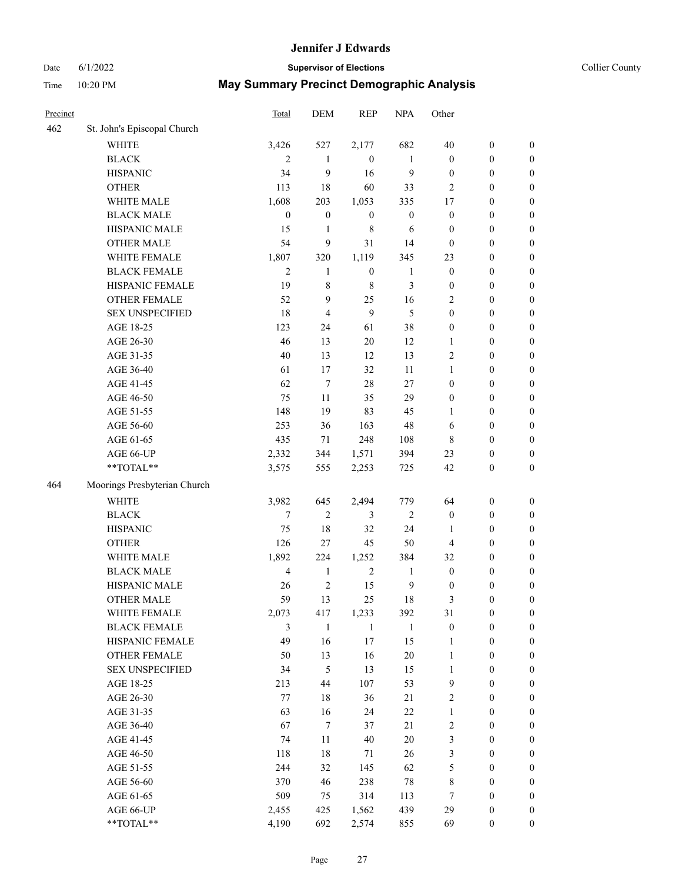# Jennifer J Edwards

Date 6/1/2022 **Supervisor of Elections** Collier County

Time 10:20 PM **May Summary Precinct Demographic Analysis**

| Precinct | | Total | DEM | REP | NPA | Other | | |
|---|---|---|---|---|---|---|---|---|
| 462 | St. John's Episcopal Church | | | | | | | |
| | WHITE | 3,426 | 527 | 2,177 | 682 | 40 | 0 | 0 |
| | BLACK | 2 | 1 | 0 | 1 | 0 | 0 | 0 |
| | HISPANIC | 34 | 9 | 16 | 9 | 0 | 0 | 0 |
| | OTHER | 113 | 18 | 60 | 33 | 2 | 0 | 0 |
| | WHITE MALE | 1,608 | 203 | 1,053 | 335 | 17 | 0 | 0 |
| | BLACK MALE | 0 | 0 | 0 | 0 | 0 | 0 | 0 |
| | HISPANIC MALE | 15 | 1 | 8 | 6 | 0 | 0 | 0 |
| | OTHER MALE | 54 | 9 | 31 | 14 | 0 | 0 | 0 |
| | WHITE FEMALE | 1,807 | 320 | 1,119 | 345 | 23 | 0 | 0 |
| | BLACK FEMALE | 2 | 1 | 0 | 1 | 0 | 0 | 0 |
| | HISPANIC FEMALE | 19 | 8 | 8 | 3 | 0 | 0 | 0 |
| | OTHER FEMALE | 52 | 9 | 25 | 16 | 2 | 0 | 0 |
| | SEX UNSPECIFIED | 18 | 4 | 9 | 5 | 0 | 0 | 0 |
| | AGE 18-25 | 123 | 24 | 61 | 38 | 0 | 0 | 0 |
| | AGE 26-30 | 46 | 13 | 20 | 12 | 1 | 0 | 0 |
| | AGE 31-35 | 40 | 13 | 12 | 13 | 2 | 0 | 0 |
| | AGE 36-40 | 61 | 17 | 32 | 11 | 1 | 0 | 0 |
| | AGE 41-45 | 62 | 7 | 28 | 27 | 0 | 0 | 0 |
| | AGE 46-50 | 75 | 11 | 35 | 29 | 0 | 0 | 0 |
| | AGE 51-55 | 148 | 19 | 83 | 45 | 1 | 0 | 0 |
| | AGE 56-60 | 253 | 36 | 163 | 48 | 6 | 0 | 0 |
| | AGE 61-65 | 435 | 71 | 248 | 108 | 8 | 0 | 0 |
| | AGE 66-UP | 2,332 | 344 | 1,571 | 394 | 23 | 0 | 0 |
| | **TOTAL** | 3,575 | 555 | 2,253 | 725 | 42 | 0 | 0 |
| 464 | Moorings Presbyterian Church | | | | | | | |
| | WHITE | 3,982 | 645 | 2,494 | 779 | 64 | 0 | 0 |
| | BLACK | 7 | 2 | 3 | 2 | 0 | 0 | 0 |
| | HISPANIC | 75 | 18 | 32 | 24 | 1 | 0 | 0 |
| | OTHER | 126 | 27 | 45 | 50 | 4 | 0 | 0 |
| | WHITE MALE | 1,892 | 224 | 1,252 | 384 | 32 | 0 | 0 |
| | BLACK MALE | 4 | 1 | 2 | 1 | 0 | 0 | 0 |
| | HISPANIC MALE | 26 | 2 | 15 | 9 | 0 | 0 | 0 |
| | OTHER MALE | 59 | 13 | 25 | 18 | 3 | 0 | 0 |
| | WHITE FEMALE | 2,073 | 417 | 1,233 | 392 | 31 | 0 | 0 |
| | BLACK FEMALE | 3 | 1 | 1 | 1 | 0 | 0 | 0 |
| | HISPANIC FEMALE | 49 | 16 | 17 | 15 | 1 | 0 | 0 |
| | OTHER FEMALE | 50 | 13 | 16 | 20 | 1 | 0 | 0 |
| | SEX UNSPECIFIED | 34 | 5 | 13 | 15 | 1 | 0 | 0 |
| | AGE 18-25 | 213 | 44 | 107 | 53 | 9 | 0 | 0 |
| | AGE 26-30 | 77 | 18 | 36 | 21 | 2 | 0 | 0 |
| | AGE 31-35 | 63 | 16 | 24 | 22 | 1 | 0 | 0 |
| | AGE 36-40 | 67 | 7 | 37 | 21 | 2 | 0 | 0 |
| | AGE 41-45 | 74 | 11 | 40 | 20 | 3 | 0 | 0 |
| | AGE 46-50 | 118 | 18 | 71 | 26 | 3 | 0 | 0 |
| | AGE 51-55 | 244 | 32 | 145 | 62 | 5 | 0 | 0 |
| | AGE 56-60 | 370 | 46 | 238 | 78 | 8 | 0 | 0 |
| | AGE 61-65 | 509 | 75 | 314 | 113 | 7 | 0 | 0 |
| | AGE 66-UP | 2,455 | 425 | 1,562 | 439 | 29 | 0 | 0 |
| | **TOTAL** | 4,190 | 692 | 2,574 | 855 | 69 | 0 | 0 |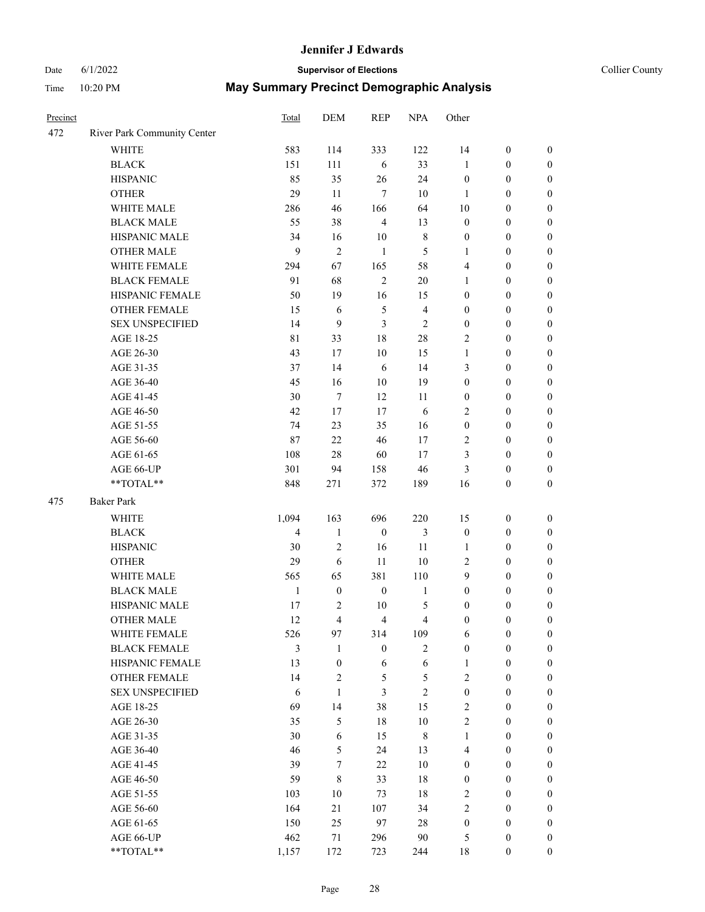# Jennifer J Edwards

Date 6/1/2022 **Supervisor of Elections** Collier County

Time 10:20 PM **May Summary Precinct Demographic Analysis**

| Precinct | | Total | DEM | REP | NPA | Other | | |
|---|---|---|---|---|---|---|---|---|
| 472 | River Park Community Center | | | | | | | |
| | WHITE | 583 | 114 | 333 | 122 | 14 | 0 | 0 |
| | BLACK | 151 | 111 | 6 | 33 | 1 | 0 | 0 |
| | HISPANIC | 85 | 35 | 26 | 24 | 0 | 0 | 0 |
| | OTHER | 29 | 11 | 7 | 10 | 1 | 0 | 0 |
| | WHITE MALE | 286 | 46 | 166 | 64 | 10 | 0 | 0 |
| | BLACK MALE | 55 | 38 | 4 | 13 | 0 | 0 | 0 |
| | HISPANIC MALE | 34 | 16 | 10 | 8 | 0 | 0 | 0 |
| | OTHER MALE | 9 | 2 | 1 | 5 | 1 | 0 | 0 |
| | WHITE FEMALE | 294 | 67 | 165 | 58 | 4 | 0 | 0 |
| | BLACK FEMALE | 91 | 68 | 2 | 20 | 1 | 0 | 0 |
| | HISPANIC FEMALE | 50 | 19 | 16 | 15 | 0 | 0 | 0 |
| | OTHER FEMALE | 15 | 6 | 5 | 4 | 0 | 0 | 0 |
| | SEX UNSPECIFIED | 14 | 9 | 3 | 2 | 0 | 0 | 0 |
| | AGE 18-25 | 81 | 33 | 18 | 28 | 2 | 0 | 0 |
| | AGE 26-30 | 43 | 17 | 10 | 15 | 1 | 0 | 0 |
| | AGE 31-35 | 37 | 14 | 6 | 14 | 3 | 0 | 0 |
| | AGE 36-40 | 45 | 16 | 10 | 19 | 0 | 0 | 0 |
| | AGE 41-45 | 30 | 7 | 12 | 11 | 0 | 0 | 0 |
| | AGE 46-50 | 42 | 17 | 17 | 6 | 2 | 0 | 0 |
| | AGE 51-55 | 74 | 23 | 35 | 16 | 0 | 0 | 0 |
| | AGE 56-60 | 87 | 22 | 46 | 17 | 2 | 0 | 0 |
| | AGE 61-65 | 108 | 28 | 60 | 17 | 3 | 0 | 0 |
| | AGE 66-UP | 301 | 94 | 158 | 46 | 3 | 0 | 0 |
| | **TOTAL** | 848 | 271 | 372 | 189 | 16 | 0 | 0 |
| 475 | Baker Park | | | | | | | |
| | WHITE | 1,094 | 163 | 696 | 220 | 15 | 0 | 0 |
| | BLACK | 4 | 1 | 0 | 3 | 0 | 0 | 0 |
| | HISPANIC | 30 | 2 | 16 | 11 | 1 | 0 | 0 |
| | OTHER | 29 | 6 | 11 | 10 | 2 | 0 | 0 |
| | WHITE MALE | 565 | 65 | 381 | 110 | 9 | 0 | 0 |
| | BLACK MALE | 1 | 0 | 0 | 1 | 0 | 0 | 0 |
| | HISPANIC MALE | 17 | 2 | 10 | 5 | 0 | 0 | 0 |
| | OTHER MALE | 12 | 4 | 4 | 4 | 0 | 0 | 0 |
| | WHITE FEMALE | 526 | 97 | 314 | 109 | 6 | 0 | 0 |
| | BLACK FEMALE | 3 | 1 | 0 | 2 | 0 | 0 | 0 |
| | HISPANIC FEMALE | 13 | 0 | 6 | 6 | 1 | 0 | 0 |
| | OTHER FEMALE | 14 | 2 | 5 | 5 | 2 | 0 | 0 |
| | SEX UNSPECIFIED | 6 | 1 | 3 | 2 | 0 | 0 | 0 |
| | AGE 18-25 | 69 | 14 | 38 | 15 | 2 | 0 | 0 |
| | AGE 26-30 | 35 | 5 | 18 | 10 | 2 | 0 | 0 |
| | AGE 31-35 | 30 | 6 | 15 | 8 | 1 | 0 | 0 |
| | AGE 36-40 | 46 | 5 | 24 | 13 | 4 | 0 | 0 |
| | AGE 41-45 | 39 | 7 | 22 | 10 | 0 | 0 | 0 |
| | AGE 46-50 | 59 | 8 | 33 | 18 | 0 | 0 | 0 |
| | AGE 51-55 | 103 | 10 | 73 | 18 | 2 | 0 | 0 |
| | AGE 56-60 | 164 | 21 | 107 | 34 | 2 | 0 | 0 |
| | AGE 61-65 | 150 | 25 | 97 | 28 | 0 | 0 | 0 |
| | AGE 66-UP | 462 | 71 | 296 | 90 | 5 | 0 | 0 |
| | **TOTAL** | 1,157 | 172 | 723 | 244 | 18 | 0 | 0 |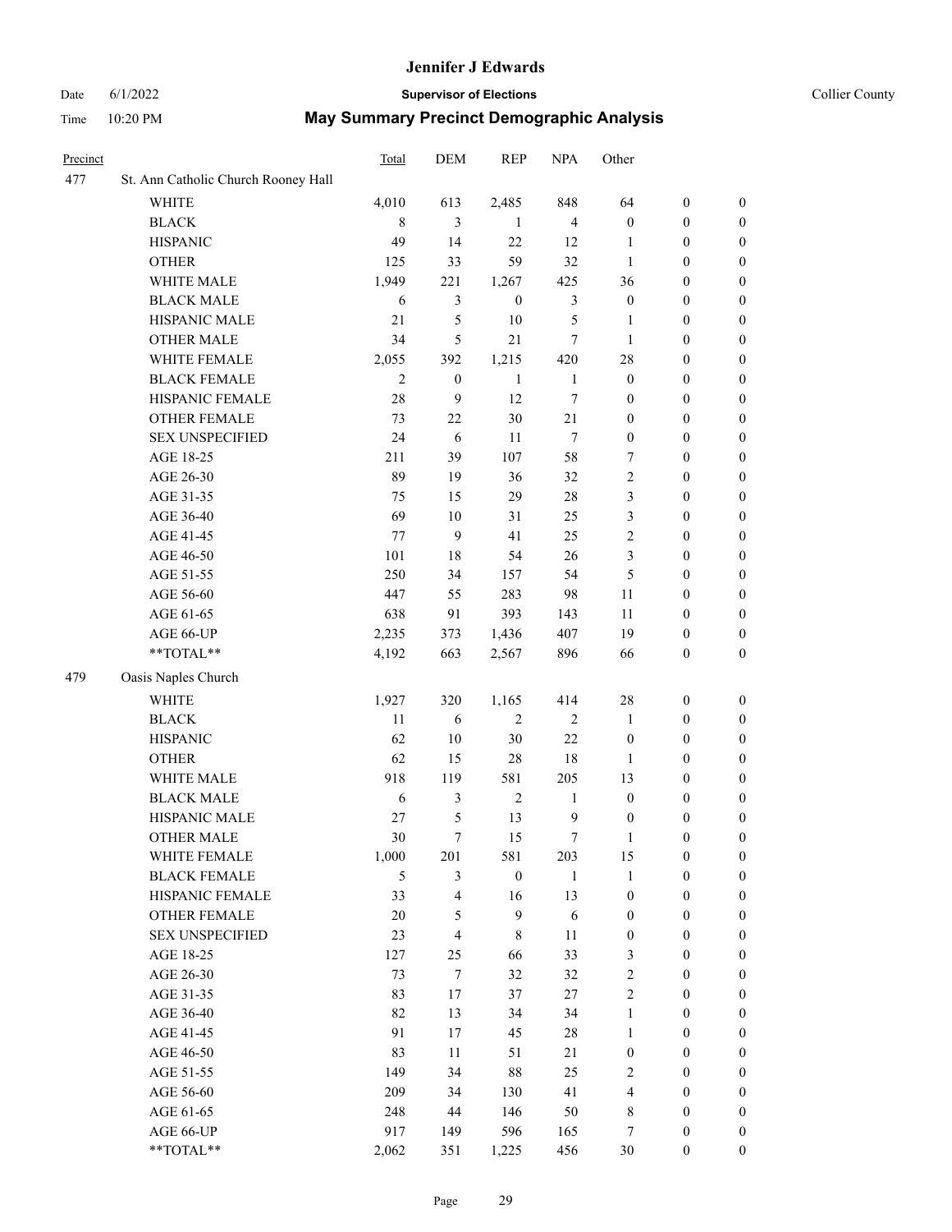# Jennifer J Edwards

Date 6/1/2022 | **Supervisor of Elections** | Collier County

Time 10:20 PM | **May Summary Precinct Demographic Analysis**

| Precinct | | Total | DEM | REP | NPA | Other | | |
|---|---|---|---|---|---|---|---|---|
| 477 | St. Ann Catholic Church Rooney Hall | | | | | | | |
| | WHITE | 4,010 | 613 | 2,485 | 848 | 64 | 0 | 0 |
| | BLACK | 8 | 3 | 1 | 4 | 0 | 0 | 0 |
| | HISPANIC | 49 | 14 | 22 | 12 | 1 | 0 | 0 |
| | OTHER | 125 | 33 | 59 | 32 | 1 | 0 | 0 |
| | WHITE MALE | 1,949 | 221 | 1,267 | 425 | 36 | 0 | 0 |
| | BLACK MALE | 6 | 3 | 0 | 3 | 0 | 0 | 0 |
| | HISPANIC MALE | 21 | 5 | 10 | 5 | 1 | 0 | 0 |
| | OTHER MALE | 34 | 5 | 21 | 7 | 1 | 0 | 0 |
| | WHITE FEMALE | 2,055 | 392 | 1,215 | 420 | 28 | 0 | 0 |
| | BLACK FEMALE | 2 | 0 | 1 | 1 | 0 | 0 | 0 |
| | HISPANIC FEMALE | 28 | 9 | 12 | 7 | 0 | 0 | 0 |
| | OTHER FEMALE | 73 | 22 | 30 | 21 | 0 | 0 | 0 |
| | SEX UNSPECIFIED | 24 | 6 | 11 | 7 | 0 | 0 | 0 |
| | AGE 18-25 | 211 | 39 | 107 | 58 | 7 | 0 | 0 |
| | AGE 26-30 | 89 | 19 | 36 | 32 | 2 | 0 | 0 |
| | AGE 31-35 | 75 | 15 | 29 | 28 | 3 | 0 | 0 |
| | AGE 36-40 | 69 | 10 | 31 | 25 | 3 | 0 | 0 |
| | AGE 41-45 | 77 | 9 | 41 | 25 | 2 | 0 | 0 |
| | AGE 46-50 | 101 | 18 | 54 | 26 | 3 | 0 | 0 |
| | AGE 51-55 | 250 | 34 | 157 | 54 | 5 | 0 | 0 |
| | AGE 56-60 | 447 | 55 | 283 | 98 | 11 | 0 | 0 |
| | AGE 61-65 | 638 | 91 | 393 | 143 | 11 | 0 | 0 |
| | AGE 66-UP | 2,235 | 373 | 1,436 | 407 | 19 | 0 | 0 |
| | **TOTAL** | 4,192 | 663 | 2,567 | 896 | 66 | 0 | 0 |
| 479 | Oasis Naples Church | | | | | | | |
| | WHITE | 1,927 | 320 | 1,165 | 414 | 28 | 0 | 0 |
| | BLACK | 11 | 6 | 2 | 2 | 1 | 0 | 0 |
| | HISPANIC | 62 | 10 | 30 | 22 | 0 | 0 | 0 |
| | OTHER | 62 | 15 | 28 | 18 | 1 | 0 | 0 |
| | WHITE MALE | 918 | 119 | 581 | 205 | 13 | 0 | 0 |
| | BLACK MALE | 6 | 3 | 2 | 1 | 0 | 0 | 0 |
| | HISPANIC MALE | 27 | 5 | 13 | 9 | 0 | 0 | 0 |
| | OTHER MALE | 30 | 7 | 15 | 7 | 1 | 0 | 0 |
| | WHITE FEMALE | 1,000 | 201 | 581 | 203 | 15 | 0 | 0 |
| | BLACK FEMALE | 5 | 3 | 0 | 1 | 1 | 0 | 0 |
| | HISPANIC FEMALE | 33 | 4 | 16 | 13 | 0 | 0 | 0 |
| | OTHER FEMALE | 20 | 5 | 9 | 6 | 0 | 0 | 0 |
| | SEX UNSPECIFIED | 23 | 4 | 8 | 11 | 0 | 0 | 0 |
| | AGE 18-25 | 127 | 25 | 66 | 33 | 3 | 0 | 0 |
| | AGE 26-30 | 73 | 7 | 32 | 32 | 2 | 0 | 0 |
| | AGE 31-35 | 83 | 17 | 37 | 27 | 2 | 0 | 0 |
| | AGE 36-40 | 82 | 13 | 34 | 34 | 1 | 0 | 0 |
| | AGE 41-45 | 91 | 17 | 45 | 28 | 1 | 0 | 0 |
| | AGE 46-50 | 83 | 11 | 51 | 21 | 0 | 0 | 0 |
| | AGE 51-55 | 149 | 34 | 88 | 25 | 2 | 0 | 0 |
| | AGE 56-60 | 209 | 34 | 130 | 41 | 4 | 0 | 0 |
| | AGE 61-65 | 248 | 44 | 146 | 50 | 8 | 0 | 0 |
| | AGE 66-UP | 917 | 149 | 596 | 165 | 7 | 0 | 0 |
| | **TOTAL** | 2,062 | 351 | 1,225 | 456 | 30 | 0 | 0 |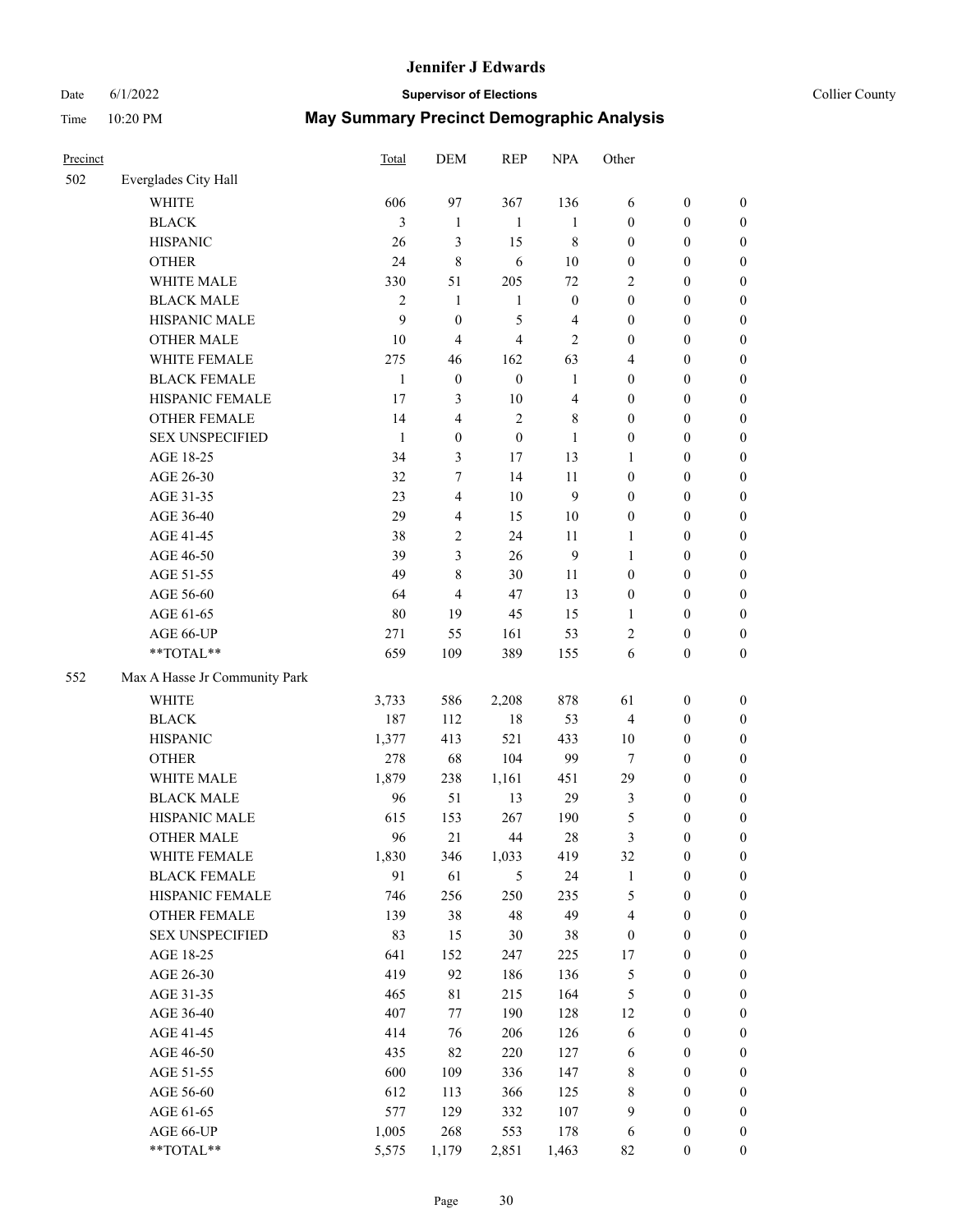# Jennifer J Edwards

Date 6/1/2022 **Supervisor of Elections** Collier County

Time 10:20 PM **May Summary Precinct Demographic Analysis**

| Precinct | | Total | DEM | REP | NPA | Other | | |
|---|---|---|---|---|---|---|---|---|
| 502 | Everglades City Hall | | | | | | | |
| | WHITE | 606 | 97 | 367 | 136 | 6 | 0 | 0 |
| | BLACK | 3 | 1 | 1 | 1 | 0 | 0 | 0 |
| | HISPANIC | 26 | 3 | 15 | 8 | 0 | 0 | 0 |
| | OTHER | 24 | 8 | 6 | 10 | 0 | 0 | 0 |
| | WHITE MALE | 330 | 51 | 205 | 72 | 2 | 0 | 0 |
| | BLACK MALE | 2 | 1 | 1 | 0 | 0 | 0 | 0 |
| | HISPANIC MALE | 9 | 0 | 5 | 4 | 0 | 0 | 0 |
| | OTHER MALE | 10 | 4 | 4 | 2 | 0 | 0 | 0 |
| | WHITE FEMALE | 275 | 46 | 162 | 63 | 4 | 0 | 0 |
| | BLACK FEMALE | 1 | 0 | 0 | 1 | 0 | 0 | 0 |
| | HISPANIC FEMALE | 17 | 3 | 10 | 4 | 0 | 0 | 0 |
| | OTHER FEMALE | 14 | 4 | 2 | 8 | 0 | 0 | 0 |
| | SEX UNSPECIFIED | 1 | 0 | 0 | 1 | 0 | 0 | 0 |
| | AGE 18-25 | 34 | 3 | 17 | 13 | 1 | 0 | 0 |
| | AGE 26-30 | 32 | 7 | 14 | 11 | 0 | 0 | 0 |
| | AGE 31-35 | 23 | 4 | 10 | 9 | 0 | 0 | 0 |
| | AGE 36-40 | 29 | 4 | 15 | 10 | 0 | 0 | 0 |
| | AGE 41-45 | 38 | 2 | 24 | 11 | 1 | 0 | 0 |
| | AGE 46-50 | 39 | 3 | 26 | 9 | 1 | 0 | 0 |
| | AGE 51-55 | 49 | 8 | 30 | 11 | 0 | 0 | 0 |
| | AGE 56-60 | 64 | 4 | 47 | 13 | 0 | 0 | 0 |
| | AGE 61-65 | 80 | 19 | 45 | 15 | 1 | 0 | 0 |
| | AGE 66-UP | 271 | 55 | 161 | 53 | 2 | 0 | 0 |
| | **TOTAL** | 659 | 109 | 389 | 155 | 6 | 0 | 0 |
| 552 | Max A Hasse Jr Community Park | | | | | | | |
| | WHITE | 3,733 | 586 | 2,208 | 878 | 61 | 0 | 0 |
| | BLACK | 187 | 112 | 18 | 53 | 4 | 0 | 0 |
| | HISPANIC | 1,377 | 413 | 521 | 433 | 10 | 0 | 0 |
| | OTHER | 278 | 68 | 104 | 99 | 7 | 0 | 0 |
| | WHITE MALE | 1,879 | 238 | 1,161 | 451 | 29 | 0 | 0 |
| | BLACK MALE | 96 | 51 | 13 | 29 | 3 | 0 | 0 |
| | HISPANIC MALE | 615 | 153 | 267 | 190 | 5 | 0 | 0 |
| | OTHER MALE | 96 | 21 | 44 | 28 | 3 | 0 | 0 |
| | WHITE FEMALE | 1,830 | 346 | 1,033 | 419 | 32 | 0 | 0 |
| | BLACK FEMALE | 91 | 61 | 5 | 24 | 1 | 0 | 0 |
| | HISPANIC FEMALE | 746 | 256 | 250 | 235 | 5 | 0 | 0 |
| | OTHER FEMALE | 139 | 38 | 48 | 49 | 4 | 0 | 0 |
| | SEX UNSPECIFIED | 83 | 15 | 30 | 38 | 0 | 0 | 0 |
| | AGE 18-25 | 641 | 152 | 247 | 225 | 17 | 0 | 0 |
| | AGE 26-30 | 419 | 92 | 186 | 136 | 5 | 0 | 0 |
| | AGE 31-35 | 465 | 81 | 215 | 164 | 5 | 0 | 0 |
| | AGE 36-40 | 407 | 77 | 190 | 128 | 12 | 0 | 0 |
| | AGE 41-45 | 414 | 76 | 206 | 126 | 6 | 0 | 0 |
| | AGE 46-50 | 435 | 82 | 220 | 127 | 6 | 0 | 0 |
| | AGE 51-55 | 600 | 109 | 336 | 147 | 8 | 0 | 0 |
| | AGE 56-60 | 612 | 113 | 366 | 125 | 8 | 0 | 0 |
| | AGE 61-65 | 577 | 129 | 332 | 107 | 9 | 0 | 0 |
| | AGE 66-UP | 1,005 | 268 | 553 | 178 | 6 | 0 | 0 |
| | **TOTAL** | 5,575 | 1,179 | 2,851 | 1,463 | 82 | 0 | 0 |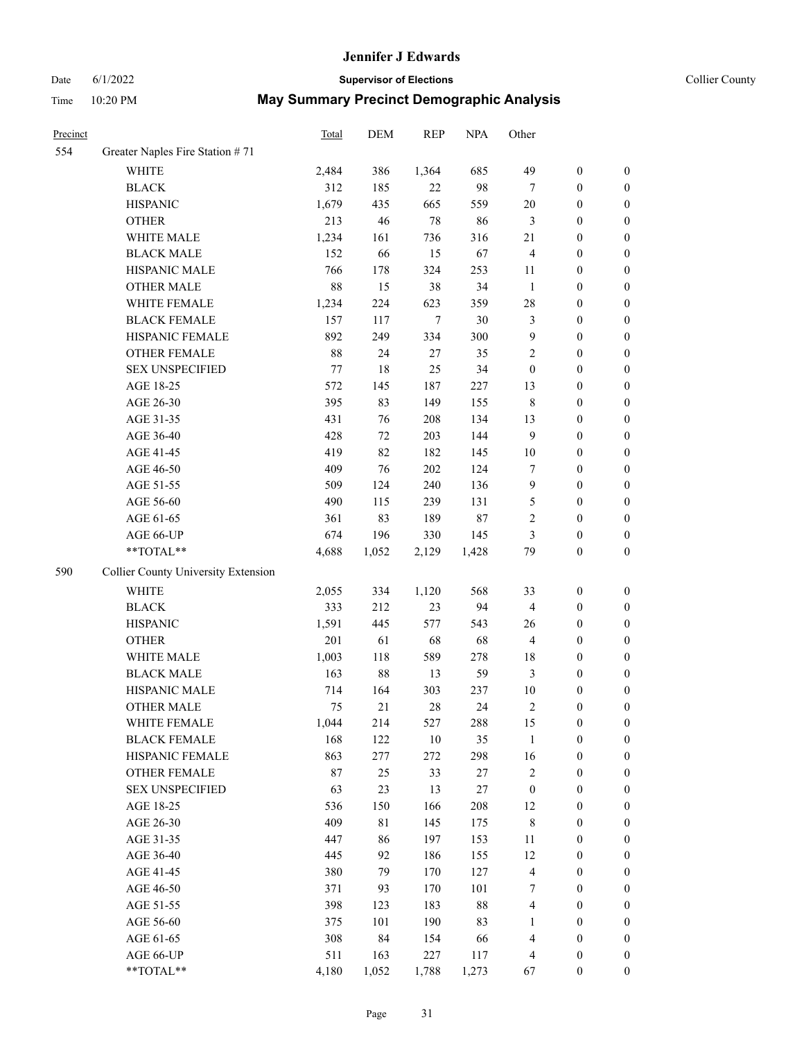# Jennifer J Edwards

Date 6/1/2022 — **Supervisor of Elections** — Collier County

Time 10:20 PM — **May Summary Precinct Demographic Analysis**

| Precinct | | Total | DEM | REP | NPA | Other | | |
|---|---|---|---|---|---|---|---|---|
| 554 | Greater Naples Fire Station # 71 | | | | | | | |
| | WHITE | 2,484 | 386 | 1,364 | 685 | 49 | 0 | 0 |
| | BLACK | 312 | 185 | 22 | 98 | 7 | 0 | 0 |
| | HISPANIC | 1,679 | 435 | 665 | 559 | 20 | 0 | 0 |
| | OTHER | 213 | 46 | 78 | 86 | 3 | 0 | 0 |
| | WHITE MALE | 1,234 | 161 | 736 | 316 | 21 | 0 | 0 |
| | BLACK MALE | 152 | 66 | 15 | 67 | 4 | 0 | 0 |
| | HISPANIC MALE | 766 | 178 | 324 | 253 | 11 | 0 | 0 |
| | OTHER MALE | 88 | 15 | 38 | 34 | 1 | 0 | 0 |
| | WHITE FEMALE | 1,234 | 224 | 623 | 359 | 28 | 0 | 0 |
| | BLACK FEMALE | 157 | 117 | 7 | 30 | 3 | 0 | 0 |
| | HISPANIC FEMALE | 892 | 249 | 334 | 300 | 9 | 0 | 0 |
| | OTHER FEMALE | 88 | 24 | 27 | 35 | 2 | 0 | 0 |
| | SEX UNSPECIFIED | 77 | 18 | 25 | 34 | 0 | 0 | 0 |
| | AGE 18-25 | 572 | 145 | 187 | 227 | 13 | 0 | 0 |
| | AGE 26-30 | 395 | 83 | 149 | 155 | 8 | 0 | 0 |
| | AGE 31-35 | 431 | 76 | 208 | 134 | 13 | 0 | 0 |
| | AGE 36-40 | 428 | 72 | 203 | 144 | 9 | 0 | 0 |
| | AGE 41-45 | 419 | 82 | 182 | 145 | 10 | 0 | 0 |
| | AGE 46-50 | 409 | 76 | 202 | 124 | 7 | 0 | 0 |
| | AGE 51-55 | 509 | 124 | 240 | 136 | 9 | 0 | 0 |
| | AGE 56-60 | 490 | 115 | 239 | 131 | 5 | 0 | 0 |
| | AGE 61-65 | 361 | 83 | 189 | 87 | 2 | 0 | 0 |
| | AGE 66-UP | 674 | 196 | 330 | 145 | 3 | 0 | 0 |
| | **TOTAL** | 4,688 | 1,052 | 2,129 | 1,428 | 79 | 0 | 0 |
| 590 | Collier County University Extension | | | | | | | |
| | WHITE | 2,055 | 334 | 1,120 | 568 | 33 | 0 | 0 |
| | BLACK | 333 | 212 | 23 | 94 | 4 | 0 | 0 |
| | HISPANIC | 1,591 | 445 | 577 | 543 | 26 | 0 | 0 |
| | OTHER | 201 | 61 | 68 | 68 | 4 | 0 | 0 |
| | WHITE MALE | 1,003 | 118 | 589 | 278 | 18 | 0 | 0 |
| | BLACK MALE | 163 | 88 | 13 | 59 | 3 | 0 | 0 |
| | HISPANIC MALE | 714 | 164 | 303 | 237 | 10 | 0 | 0 |
| | OTHER MALE | 75 | 21 | 28 | 24 | 2 | 0 | 0 |
| | WHITE FEMALE | 1,044 | 214 | 527 | 288 | 15 | 0 | 0 |
| | BLACK FEMALE | 168 | 122 | 10 | 35 | 1 | 0 | 0 |
| | HISPANIC FEMALE | 863 | 277 | 272 | 298 | 16 | 0 | 0 |
| | OTHER FEMALE | 87 | 25 | 33 | 27 | 2 | 0 | 0 |
| | SEX UNSPECIFIED | 63 | 23 | 13 | 27 | 0 | 0 | 0 |
| | AGE 18-25 | 536 | 150 | 166 | 208 | 12 | 0 | 0 |
| | AGE 26-30 | 409 | 81 | 145 | 175 | 8 | 0 | 0 |
| | AGE 31-35 | 447 | 86 | 197 | 153 | 11 | 0 | 0 |
| | AGE 36-40 | 445 | 92 | 186 | 155 | 12 | 0 | 0 |
| | AGE 41-45 | 380 | 79 | 170 | 127 | 4 | 0 | 0 |
| | AGE 46-50 | 371 | 93 | 170 | 101 | 7 | 0 | 0 |
| | AGE 51-55 | 398 | 123 | 183 | 88 | 4 | 0 | 0 |
| | AGE 56-60 | 375 | 101 | 190 | 83 | 1 | 0 | 0 |
| | AGE 61-65 | 308 | 84 | 154 | 66 | 4 | 0 | 0 |
| | AGE 66-UP | 511 | 163 | 227 | 117 | 4 | 0 | 0 |
| | **TOTAL** | 4,180 | 1,052 | 1,788 | 1,273 | 67 | 0 | 0 |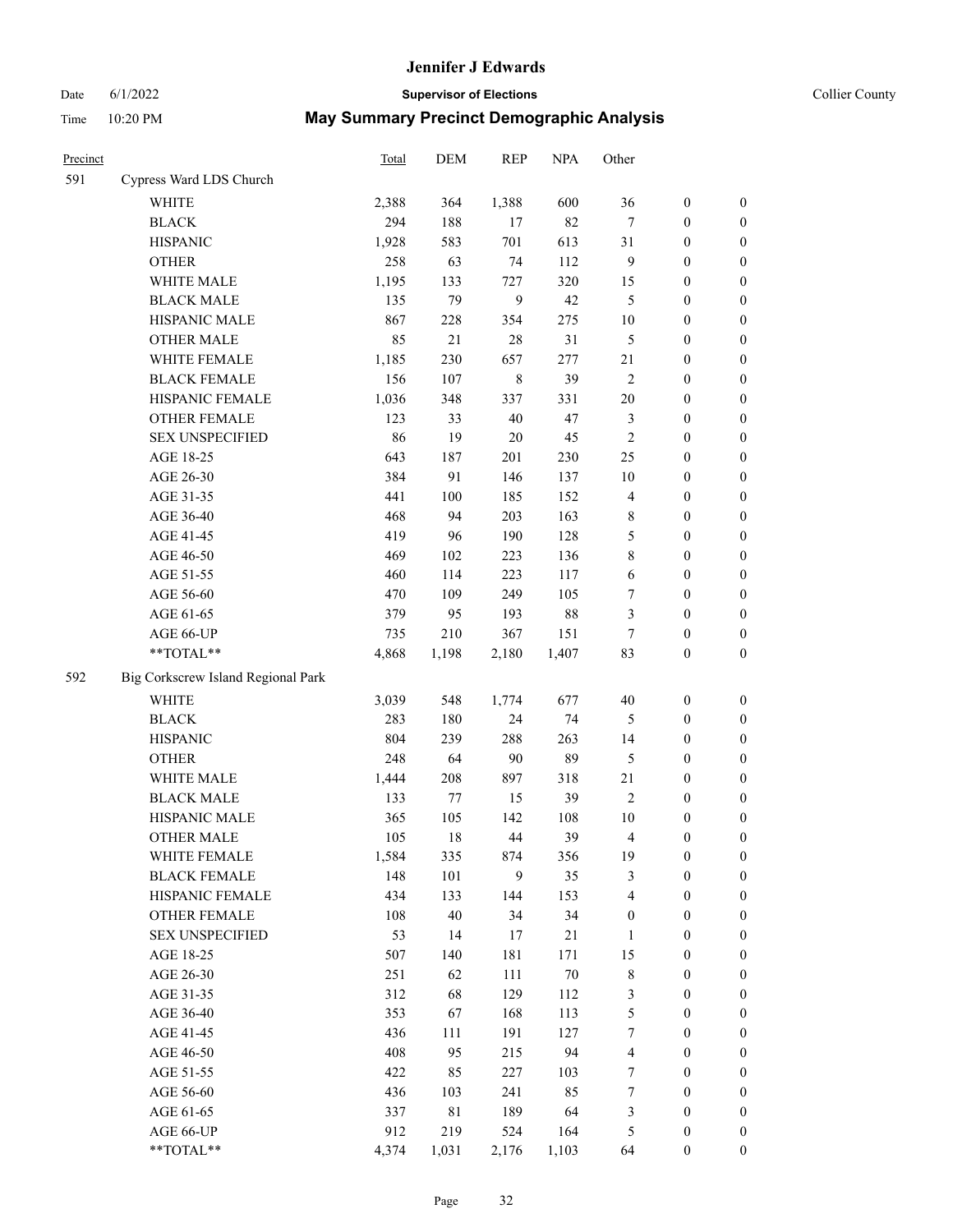# Jennifer J Edwards

Date 6/1/2022 **Supervisor of Elections** Collier County

Time 10:20 PM **May Summary Precinct Demographic Analysis**

| Precinct | | Total | DEM | REP | NPA | Other | | |
|---|---|---|---|---|---|---|---|---|
| 591 | Cypress Ward LDS Church | | | | | | | |
| | WHITE | 2,388 | 364 | 1,388 | 600 | 36 | 0 | 0 |
| | BLACK | 294 | 188 | 17 | 82 | 7 | 0 | 0 |
| | HISPANIC | 1,928 | 583 | 701 | 613 | 31 | 0 | 0 |
| | OTHER | 258 | 63 | 74 | 112 | 9 | 0 | 0 |
| | WHITE MALE | 1,195 | 133 | 727 | 320 | 15 | 0 | 0 |
| | BLACK MALE | 135 | 79 | 9 | 42 | 5 | 0 | 0 |
| | HISPANIC MALE | 867 | 228 | 354 | 275 | 10 | 0 | 0 |
| | OTHER MALE | 85 | 21 | 28 | 31 | 5 | 0 | 0 |
| | WHITE FEMALE | 1,185 | 230 | 657 | 277 | 21 | 0 | 0 |
| | BLACK FEMALE | 156 | 107 | 8 | 39 | 2 | 0 | 0 |
| | HISPANIC FEMALE | 1,036 | 348 | 337 | 331 | 20 | 0 | 0 |
| | OTHER FEMALE | 123 | 33 | 40 | 47 | 3 | 0 | 0 |
| | SEX UNSPECIFIED | 86 | 19 | 20 | 45 | 2 | 0 | 0 |
| | AGE 18-25 | 643 | 187 | 201 | 230 | 25 | 0 | 0 |
| | AGE 26-30 | 384 | 91 | 146 | 137 | 10 | 0 | 0 |
| | AGE 31-35 | 441 | 100 | 185 | 152 | 4 | 0 | 0 |
| | AGE 36-40 | 468 | 94 | 203 | 163 | 8 | 0 | 0 |
| | AGE 41-45 | 419 | 96 | 190 | 128 | 5 | 0 | 0 |
| | AGE 46-50 | 469 | 102 | 223 | 136 | 8 | 0 | 0 |
| | AGE 51-55 | 460 | 114 | 223 | 117 | 6 | 0 | 0 |
| | AGE 56-60 | 470 | 109 | 249 | 105 | 7 | 0 | 0 |
| | AGE 61-65 | 379 | 95 | 193 | 88 | 3 | 0 | 0 |
| | AGE 66-UP | 735 | 210 | 367 | 151 | 7 | 0 | 0 |
| | **TOTAL** | 4,868 | 1,198 | 2,180 | 1,407 | 83 | 0 | 0 |
| 592 | Big Corkscrew Island Regional Park | | | | | | | |
| | WHITE | 3,039 | 548 | 1,774 | 677 | 40 | 0 | 0 |
| | BLACK | 283 | 180 | 24 | 74 | 5 | 0 | 0 |
| | HISPANIC | 804 | 239 | 288 | 263 | 14 | 0 | 0 |
| | OTHER | 248 | 64 | 90 | 89 | 5 | 0 | 0 |
| | WHITE MALE | 1,444 | 208 | 897 | 318 | 21 | 0 | 0 |
| | BLACK MALE | 133 | 77 | 15 | 39 | 2 | 0 | 0 |
| | HISPANIC MALE | 365 | 105 | 142 | 108 | 10 | 0 | 0 |
| | OTHER MALE | 105 | 18 | 44 | 39 | 4 | 0 | 0 |
| | WHITE FEMALE | 1,584 | 335 | 874 | 356 | 19 | 0 | 0 |
| | BLACK FEMALE | 148 | 101 | 9 | 35 | 3 | 0 | 0 |
| | HISPANIC FEMALE | 434 | 133 | 144 | 153 | 4 | 0 | 0 |
| | OTHER FEMALE | 108 | 40 | 34 | 34 | 0 | 0 | 0 |
| | SEX UNSPECIFIED | 53 | 14 | 17 | 21 | 1 | 0 | 0 |
| | AGE 18-25 | 507 | 140 | 181 | 171 | 15 | 0 | 0 |
| | AGE 26-30 | 251 | 62 | 111 | 70 | 8 | 0 | 0 |
| | AGE 31-35 | 312 | 68 | 129 | 112 | 3 | 0 | 0 |
| | AGE 36-40 | 353 | 67 | 168 | 113 | 5 | 0 | 0 |
| | AGE 41-45 | 436 | 111 | 191 | 127 | 7 | 0 | 0 |
| | AGE 46-50 | 408 | 95 | 215 | 94 | 4 | 0 | 0 |
| | AGE 51-55 | 422 | 85 | 227 | 103 | 7 | 0 | 0 |
| | AGE 56-60 | 436 | 103 | 241 | 85 | 7 | 0 | 0 |
| | AGE 61-65 | 337 | 81 | 189 | 64 | 3 | 0 | 0 |
| | AGE 66-UP | 912 | 219 | 524 | 164 | 5 | 0 | 0 |
| | **TOTAL** | 4,374 | 1,031 | 2,176 | 1,103 | 64 | 0 | 0 |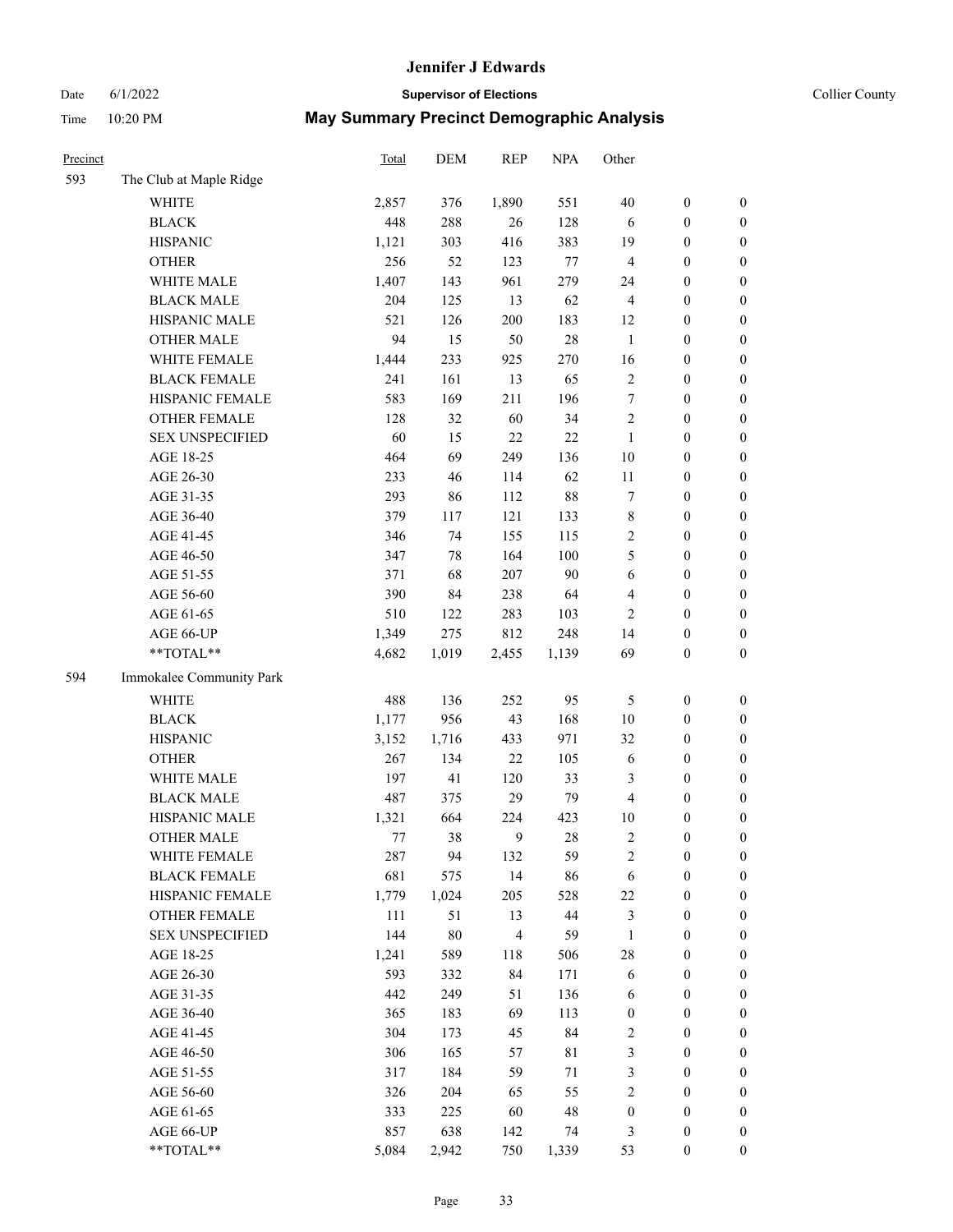| Precinct | | Total | DEM | REP | NPA | Other | | |
|---|---|---|---|---|---|---|---|---|
| 593 | The Club at Maple Ridge | | | | | | | |
| | WHITE | 2,857 | 376 | 1,890 | 551 | 40 | 0 | 0 |
| | BLACK | 448 | 288 | 26 | 128 | 6 | 0 | 0 |
| | HISPANIC | 1,121 | 303 | 416 | 383 | 19 | 0 | 0 |
| | OTHER | 256 | 52 | 123 | 77 | 4 | 0 | 0 |
| | WHITE MALE | 1,407 | 143 | 961 | 279 | 24 | 0 | 0 |
| | BLACK MALE | 204 | 125 | 13 | 62 | 4 | 0 | 0 |
| | HISPANIC MALE | 521 | 126 | 200 | 183 | 12 | 0 | 0 |
| | OTHER MALE | 94 | 15 | 50 | 28 | 1 | 0 | 0 |
| | WHITE FEMALE | 1,444 | 233 | 925 | 270 | 16 | 0 | 0 |
| | BLACK FEMALE | 241 | 161 | 13 | 65 | 2 | 0 | 0 |
| | HISPANIC FEMALE | 583 | 169 | 211 | 196 | 7 | 0 | 0 |
| | OTHER FEMALE | 128 | 32 | 60 | 34 | 2 | 0 | 0 |
| | SEX UNSPECIFIED | 60 | 15 | 22 | 22 | 1 | 0 | 0 |
| | AGE 18-25 | 464 | 69 | 249 | 136 | 10 | 0 | 0 |
| | AGE 26-30 | 233 | 46 | 114 | 62 | 11 | 0 | 0 |
| | AGE 31-35 | 293 | 86 | 112 | 88 | 7 | 0 | 0 |
| | AGE 36-40 | 379 | 117 | 121 | 133 | 8 | 0 | 0 |
| | AGE 41-45 | 346 | 74 | 155 | 115 | 2 | 0 | 0 |
| | AGE 46-50 | 347 | 78 | 164 | 100 | 5 | 0 | 0 |
| | AGE 51-55 | 371 | 68 | 207 | 90 | 6 | 0 | 0 |
| | AGE 56-60 | 390 | 84 | 238 | 64 | 4 | 0 | 0 |
| | AGE 61-65 | 510 | 122 | 283 | 103 | 2 | 0 | 0 |
| | AGE 66-UP | 1,349 | 275 | 812 | 248 | 14 | 0 | 0 |
| | **TOTAL** | 4,682 | 1,019 | 2,455 | 1,139 | 69 | 0 | 0 |
| 594 | Immokalee Community Park | | | | | | | |
| | WHITE | 488 | 136 | 252 | 95 | 5 | 0 | 0 |
| | BLACK | 1,177 | 956 | 43 | 168 | 10 | 0 | 0 |
| | HISPANIC | 3,152 | 1,716 | 433 | 971 | 32 | 0 | 0 |
| | OTHER | 267 | 134 | 22 | 105 | 6 | 0 | 0 |
| | WHITE MALE | 197 | 41 | 120 | 33 | 3 | 0 | 0 |
| | BLACK MALE | 487 | 375 | 29 | 79 | 4 | 0 | 0 |
| | HISPANIC MALE | 1,321 | 664 | 224 | 423 | 10 | 0 | 0 |
| | OTHER MALE | 77 | 38 | 9 | 28 | 2 | 0 | 0 |
| | WHITE FEMALE | 287 | 94 | 132 | 59 | 2 | 0 | 0 |
| | BLACK FEMALE | 681 | 575 | 14 | 86 | 6 | 0 | 0 |
| | HISPANIC FEMALE | 1,779 | 1,024 | 205 | 528 | 22 | 0 | 0 |
| | OTHER FEMALE | 111 | 51 | 13 | 44 | 3 | 0 | 0 |
| | SEX UNSPECIFIED | 144 | 80 | 4 | 59 | 1 | 0 | 0 |
| | AGE 18-25 | 1,241 | 589 | 118 | 506 | 28 | 0 | 0 |
| | AGE 26-30 | 593 | 332 | 84 | 171 | 6 | 0 | 0 |
| | AGE 31-35 | 442 | 249 | 51 | 136 | 6 | 0 | 0 |
| | AGE 36-40 | 365 | 183 | 69 | 113 | 0 | 0 | 0 |
| | AGE 41-45 | 304 | 173 | 45 | 84 | 2 | 0 | 0 |
| | AGE 46-50 | 306 | 165 | 57 | 81 | 3 | 0 | 0 |
| | AGE 51-55 | 317 | 184 | 59 | 71 | 3 | 0 | 0 |
| | AGE 56-60 | 326 | 204 | 65 | 55 | 2 | 0 | 0 |
| | AGE 61-65 | 333 | 225 | 60 | 48 | 0 | 0 | 0 |
| | AGE 66-UP | 857 | 638 | 142 | 74 | 3 | 0 | 0 |
| | **TOTAL** | 5,084 | 2,942 | 750 | 1,339 | 53 | 0 | 0 |